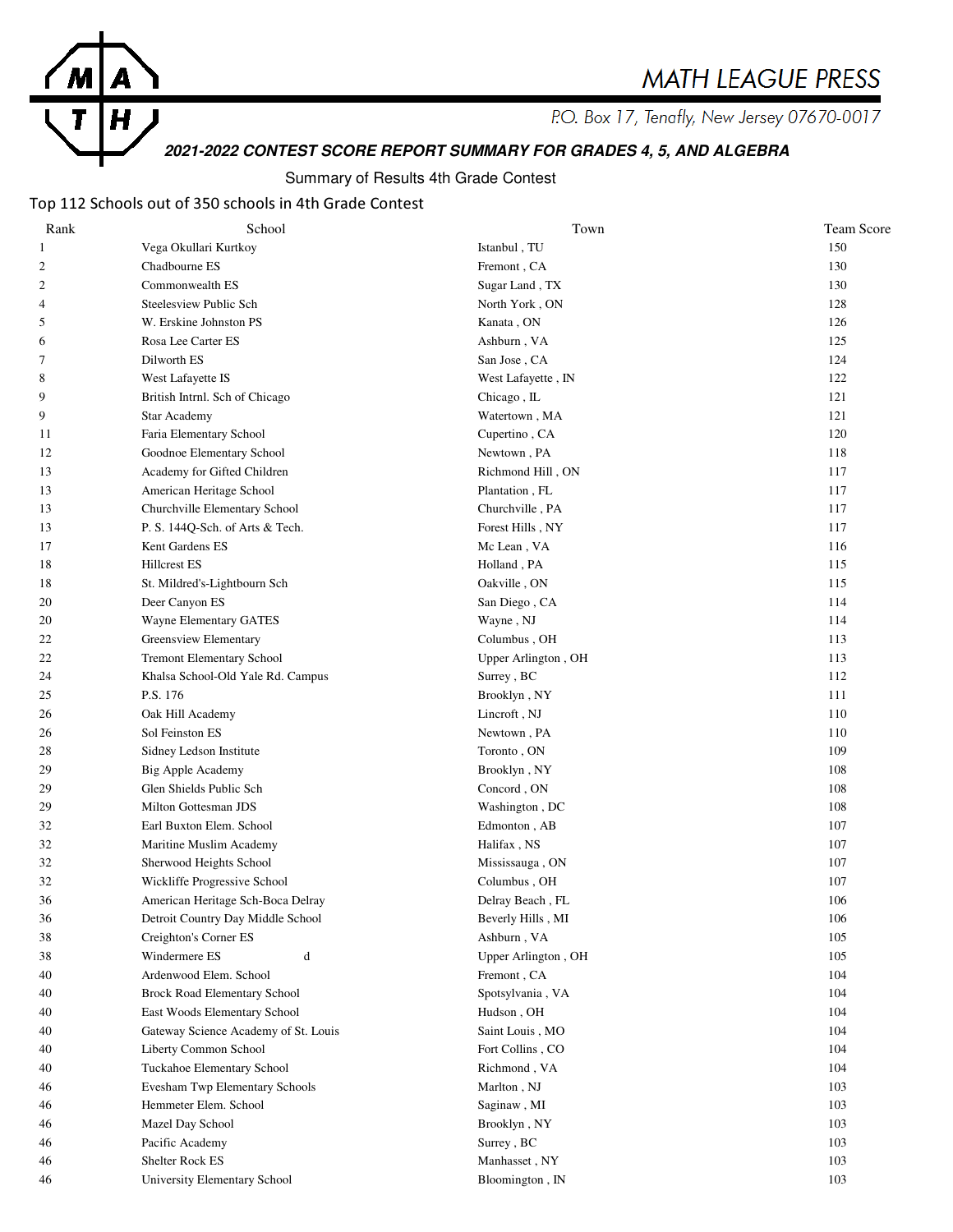# MATH LEAGUE PRESS

P.O. Box 17, Tenafly, New Jersey 07670-0017

## *2021-2022 CONTEST SCORE REPORT SUMMARY FOR GRADES 4, 5, AND ALGEBRA*

### Summary of Results 4th Grade Contest

Top 112 Schools out of 350 schools in 4th Grade Contest

| Rank | School | Town | Team Score |
|---|---|---|---|
| 1 | Vega Okullari Kurtkoy | Istanbul , TU | 150 |
| 2 | Chadbourne ES | Fremont , CA | 130 |
| 2 | Commonwealth ES | Sugar Land , TX | 130 |
| 4 | Steelesview Public Sch | North York , ON | 128 |
| 5 | W. Erskine Johnston PS | Kanata , ON | 126 |
| 6 | Rosa Lee Carter ES | Ashburn , VA | 125 |
| 7 | Dilworth ES | San Jose , CA | 124 |
| 8 | West Lafayette IS | West Lafayette , IN | 122 |
| 9 | British Intrnl. Sch of Chicago | Chicago , IL | 121 |
| 9 | Star Academy | Watertown , MA | 121 |
| 11 | Faria Elementary School | Cupertino , CA | 120 |
| 12 | Goodnoe Elementary School | Newtown , PA | 118 |
| 13 | Academy for Gifted Children | Richmond Hill , ON | 117 |
| 13 | American Heritage School | Plantation , FL | 117 |
| 13 | Churchville Elementary School | Churchville , PA | 117 |
| 13 | P. S. 144Q-Sch. of Arts & Tech. | Forest Hills , NY | 117 |
| 17 | Kent Gardens ES | Mc Lean , VA | 116 |
| 18 | Hillcrest ES | Holland , PA | 115 |
| 18 | St. Mildred's-Lightbourn Sch | Oakville , ON | 115 |
| 20 | Deer Canyon ES | San Diego , CA | 114 |
| 20 | Wayne Elementary GATES | Wayne , NJ | 114 |
| 22 | Greensview Elementary | Columbus , OH | 113 |
| 22 | Tremont Elementary School | Upper Arlington , OH | 113 |
| 24 | Khalsa School-Old Yale Rd. Campus | Surrey , BC | 112 |
| 25 | P.S. 176 | Brooklyn , NY | 111 |
| 26 | Oak Hill Academy | Lincroft , NJ | 110 |
| 26 | Sol Feinston ES | Newtown , PA | 110 |
| 28 | Sidney Ledson Institute | Toronto , ON | 109 |
| 29 | Big Apple Academy | Brooklyn , NY | 108 |
| 29 | Glen Shields Public Sch | Concord , ON | 108 |
| 29 | Milton Gottesman JDS | Washington , DC | 108 |
| 32 | Earl Buxton Elem. School | Edmonton , AB | 107 |
| 32 | Maritine Muslim Academy | Halifax , NS | 107 |
| 32 | Sherwood Heights School | Mississauga , ON | 107 |
| 32 | Wickliffe Progressive School | Columbus , OH | 107 |
| 36 | American Heritage Sch-Boca Delray | Delray Beach , FL | 106 |
| 36 | Detroit Country Day Middle School | Beverly Hills , MI | 106 |
| 38 | Creighton's Corner ES | Ashburn , VA | 105 |
| 38 | Windermere ES d | Upper Arlington , OH | 105 |
| 40 | Ardenwood Elem. School | Fremont , CA | 104 |
| 40 | Brock Road Elementary School | Spotsylvania , VA | 104 |
| 40 | East Woods Elementary School | Hudson , OH | 104 |
| 40 | Gateway Science Academy of St. Louis | Saint Louis , MO | 104 |
| 40 | Liberty Common School | Fort Collins , CO | 104 |
| 40 | Tuckahoe Elementary School | Richmond , VA | 104 |
| 46 | Evesham Twp Elementary Schools | Marlton , NJ | 103 |
| 46 | Hemmeter Elem. School | Saginaw , MI | 103 |
| 46 | Mazel Day School | Brooklyn , NY | 103 |
| 46 | Pacific Academy | Surrey , BC | 103 |
| 46 | Shelter Rock ES | Manhasset , NY | 103 |
| 46 | University Elementary School | Bloomington , IN | 103 |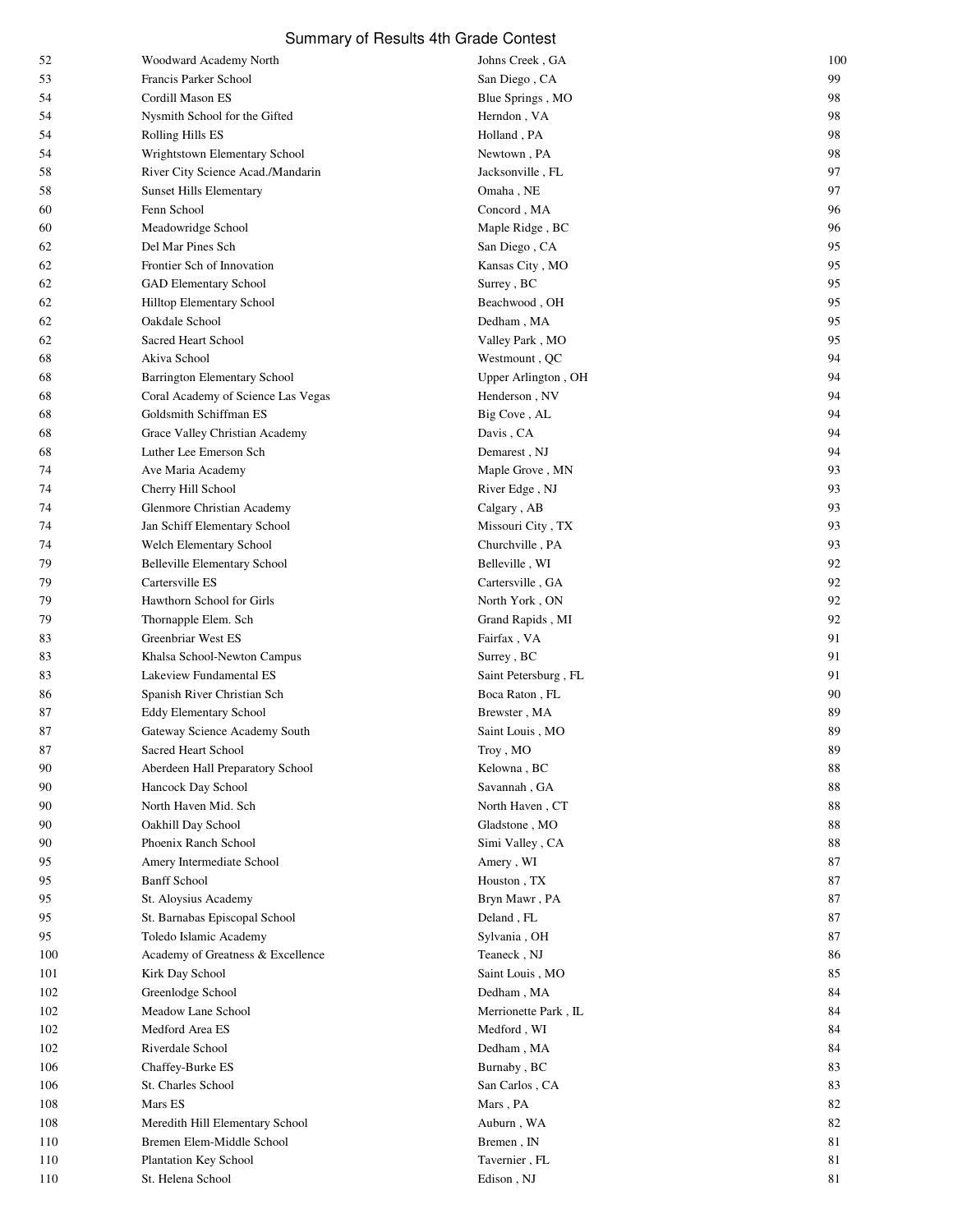Summary of Results 4th Grade Contest

| | | | |
|---|---|---|---|
| 52 | Woodward Academy North | Johns Creek , GA | 100 |
| 53 | Francis Parker School | San Diego , CA | 99 |
| 54 | Cordill Mason ES | Blue Springs , MO | 98 |
| 54 | Nysmith School for the Gifted | Herndon , VA | 98 |
| 54 | Rolling Hills ES | Holland , PA | 98 |
| 54 | Wrightstown Elementary School | Newtown , PA | 98 |
| 58 | River City Science Acad./Mandarin | Jacksonville , FL | 97 |
| 58 | Sunset Hills Elementary | Omaha , NE | 97 |
| 60 | Fenn School | Concord , MA | 96 |
| 60 | Meadowridge School | Maple Ridge , BC | 96 |
| 62 | Del Mar Pines Sch | San Diego , CA | 95 |
| 62 | Frontier Sch of Innovation | Kansas City , MO | 95 |
| 62 | GAD Elementary School | Surrey , BC | 95 |
| 62 | Hilltop Elementary School | Beachwood , OH | 95 |
| 62 | Oakdale School | Dedham , MA | 95 |
| 62 | Sacred Heart School | Valley Park , MO | 95 |
| 68 | Akiva School | Westmount , QC | 94 |
| 68 | Barrington Elementary School | Upper Arlington , OH | 94 |
| 68 | Coral Academy of Science Las Vegas | Henderson , NV | 94 |
| 68 | Goldsmith Schiffman ES | Big Cove , AL | 94 |
| 68 | Grace Valley Christian Academy | Davis , CA | 94 |
| 68 | Luther Lee Emerson Sch | Demarest , NJ | 94 |
| 74 | Ave Maria Academy | Maple Grove , MN | 93 |
| 74 | Cherry Hill School | River Edge , NJ | 93 |
| 74 | Glenmore Christian Academy | Calgary , AB | 93 |
| 74 | Jan Schiff Elementary School | Missouri City , TX | 93 |
| 74 | Welch Elementary School | Churchville , PA | 93 |
| 79 | Belleville Elementary School | Belleville , WI | 92 |
| 79 | Cartersville ES | Cartersville , GA | 92 |
| 79 | Hawthorn School for Girls | North York , ON | 92 |
| 79 | Thornapple Elem. Sch | Grand Rapids , MI | 92 |
| 83 | Greenbriar West ES | Fairfax , VA | 91 |
| 83 | Khalsa School-Newton Campus | Surrey , BC | 91 |
| 83 | Lakeview Fundamental ES | Saint Petersburg , FL | 91 |
| 86 | Spanish River Christian Sch | Boca Raton , FL | 90 |
| 87 | Eddy Elementary School | Brewster , MA | 89 |
| 87 | Gateway Science Academy South | Saint Louis , MO | 89 |
| 87 | Sacred Heart School | Troy , MO | 89 |
| 90 | Aberdeen Hall Preparatory School | Kelowna , BC | 88 |
| 90 | Hancock Day School | Savannah , GA | 88 |
| 90 | North Haven Mid. Sch | North Haven , CT | 88 |
| 90 | Oakhill Day School | Gladstone , MO | 88 |
| 90 | Phoenix Ranch School | Simi Valley , CA | 88 |
| 95 | Amery Intermediate School | Amery , WI | 87 |
| 95 | Banff School | Houston , TX | 87 |
| 95 | St. Aloysius Academy | Bryn Mawr , PA | 87 |
| 95 | St. Barnabas Episcopal School | Deland , FL | 87 |
| 95 | Toledo Islamic Academy | Sylvania , OH | 87 |
| 100 | Academy of Greatness & Excellence | Teaneck , NJ | 86 |
| 101 | Kirk Day School | Saint Louis , MO | 85 |
| 102 | Greenlodge School | Dedham , MA | 84 |
| 102 | Meadow Lane School | Merrionette Park , IL | 84 |
| 102 | Medford Area ES | Medford , WI | 84 |
| 102 | Riverdale School | Dedham , MA | 84 |
| 106 | Chaffey-Burke ES | Burnaby , BC | 83 |
| 106 | St. Charles School | San Carlos , CA | 83 |
| 108 | Mars ES | Mars , PA | 82 |
| 108 | Meredith Hill Elementary School | Auburn , WA | 82 |
| 110 | Bremen Elem-Middle School | Bremen , IN | 81 |
| 110 | Plantation Key School | Tavernier , FL | 81 |
| 110 | St. Helena School | Edison , NJ | 81 |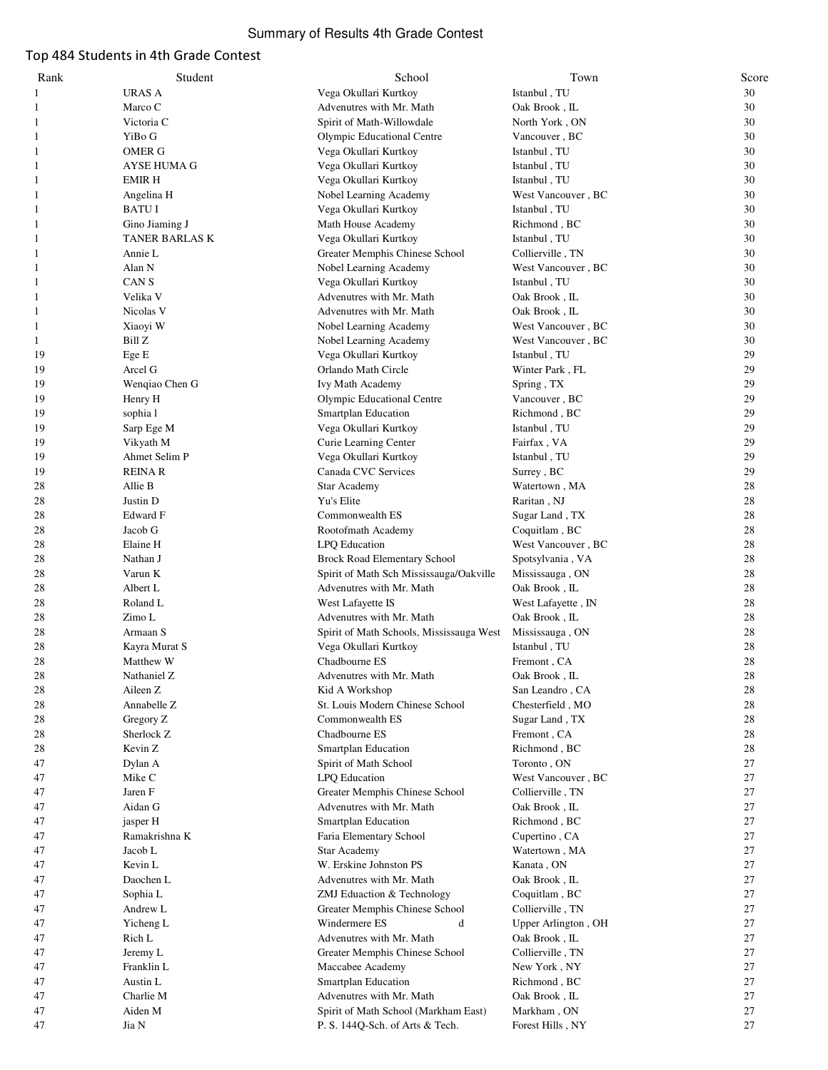# Summary of Results 4th Grade Contest

## Top 484 Students in 4th Grade Contest

| Rank | Student | School | Town | Score |
|---|---|---|---|---|
| 1 | URAS A | Vega Okullari Kurtkoy | Istanbul , TU | 30 |
| 1 | Marco C | Advenutres with Mr. Math | Oak Brook , IL | 30 |
| 1 | Victoria C | Spirit of Math-Willowdale | North York , ON | 30 |
| 1 | YiBo G | Olympic Educational Centre | Vancouver , BC | 30 |
| 1 | OMER G | Vega Okullari Kurtkoy | Istanbul , TU | 30 |
| 1 | AYSE HUMA G | Vega Okullari Kurtkoy | Istanbul , TU | 30 |
| 1 | EMIR H | Vega Okullari Kurtkoy | Istanbul , TU | 30 |
| 1 | Angelina H | Nobel Learning Academy | West Vancouver , BC | 30 |
| 1 | BATU I | Vega Okullari Kurtkoy | Istanbul , TU | 30 |
| 1 | Gino Jiaming J | Math House Academy | Richmond , BC | 30 |
| 1 | TANER BARLAS K | Vega Okullari Kurtkoy | Istanbul , TU | 30 |
| 1 | Annie L | Greater Memphis Chinese School | Collierville , TN | 30 |
| 1 | Alan N | Nobel Learning Academy | West Vancouver , BC | 30 |
| 1 | CAN S | Vega Okullari Kurtkoy | Istanbul , TU | 30 |
| 1 | Velika V | Advenutres with Mr. Math | Oak Brook , IL | 30 |
| 1 | Nicolas V | Advenutres with Mr. Math | Oak Brook , IL | 30 |
| 1 | Xiaoyi W | Nobel Learning Academy | West Vancouver , BC | 30 |
| 1 | Bill Z | Nobel Learning Academy | West Vancouver , BC | 30 |
| 19 | Ege E | Vega Okullari Kurtkoy | Istanbul , TU | 29 |
| 19 | Arcel G | Orlando Math Circle | Winter Park , FL | 29 |
| 19 | Wenqiao Chen G | Ivy Math Academy | Spring , TX | 29 |
| 19 | Henry H | Olympic Educational Centre | Vancouver , BC | 29 |
| 19 | sophia l | Smartplan Education | Richmond , BC | 29 |
| 19 | Sarp Ege M | Vega Okullari Kurtkoy | Istanbul , TU | 29 |
| 19 | Vikyath M | Curie Learning Center | Fairfax , VA | 29 |
| 19 | Ahmet Selim P | Vega Okullari Kurtkoy | Istanbul , TU | 29 |
| 19 | REINA R | Canada CVC Services | Surrey , BC | 29 |
| 28 | Allie B | Star Academy | Watertown , MA | 28 |
| 28 | Justin D | Yu's Elite | Raritan , NJ | 28 |
| 28 | Edward F | Commonwealth ES | Sugar Land , TX | 28 |
| 28 | Jacob G | Rootofmath Academy | Coquitlam , BC | 28 |
| 28 | Elaine H | LPQ Education | West Vancouver , BC | 28 |
| 28 | Nathan J | Brock Road Elementary School | Spotsylvania , VA | 28 |
| 28 | Varun K | Spirit of Math Sch Mississauga/Oakville | Mississauga , ON | 28 |
| 28 | Albert L | Advenutres with Mr. Math | Oak Brook , IL | 28 |
| 28 | Roland L | West Lafayette IS | West Lafayette , IN | 28 |
| 28 | Zimo L | Advenutres with Mr. Math | Oak Brook , IL | 28 |
| 28 | Armaan S | Spirit of Math Schools, Mississauga West | Mississauga , ON | 28 |
| 28 | Kayra Murat S | Vega Okullari Kurtkoy | Istanbul , TU | 28 |
| 28 | Matthew W | Chadbourne ES | Fremont , CA | 28 |
| 28 | Nathaniel Z | Advenutres with Mr. Math | Oak Brook , IL | 28 |
| 28 | Aileen Z | Kid A Workshop | San Leandro , CA | 28 |
| 28 | Annabelle Z | St. Louis Modern Chinese School | Chesterfield , MO | 28 |
| 28 | Gregory Z | Commonwealth ES | Sugar Land , TX | 28 |
| 28 | Sherlock Z | Chadbourne ES | Fremont , CA | 28 |
| 28 | Kevin Z | Smartplan Education | Richmond , BC | 28 |
| 47 | Dylan A | Spirit of Math School | Toronto , ON | 27 |
| 47 | Mike C | LPQ Education | West Vancouver , BC | 27 |
| 47 | Jaren F | Greater Memphis Chinese School | Collierville , TN | 27 |
| 47 | Aidan G | Advenutres with Mr. Math | Oak Brook , IL | 27 |
| 47 | jasper H | Smartplan Education | Richmond , BC | 27 |
| 47 | Ramakrishna K | Faria Elementary School | Cupertino , CA | 27 |
| 47 | Jacob L | Star Academy | Watertown , MA | 27 |
| 47 | Kevin L | W. Erskine Johnston PS | Kanata , ON | 27 |
| 47 | Daochen L | Advenutres with Mr. Math | Oak Brook , IL | 27 |
| 47 | Sophia L | ZMJ Eduaction & Technology | Coquitlam , BC | 27 |
| 47 | Andrew L | Greater Memphis Chinese School | Collierville , TN | 27 |
| 47 | Yicheng L | Windermere ES d | Upper Arlington , OH | 27 |
| 47 | Rich L | Advenutres with Mr. Math | Oak Brook , IL | 27 |
| 47 | Jeremy L | Greater Memphis Chinese School | Collierville , TN | 27 |
| 47 | Franklin L | Maccabee Academy | New York , NY | 27 |
| 47 | Austin L | Smartplan Education | Richmond , BC | 27 |
| 47 | Charlie M | Advenutres with Mr. Math | Oak Brook , IL | 27 |
| 47 | Aiden M | Spirit of Math School (Markham East) | Markham , ON | 27 |
| 47 | Jia N | P. S. 144Q-Sch. of Arts & Tech. | Forest Hills , NY | 27 |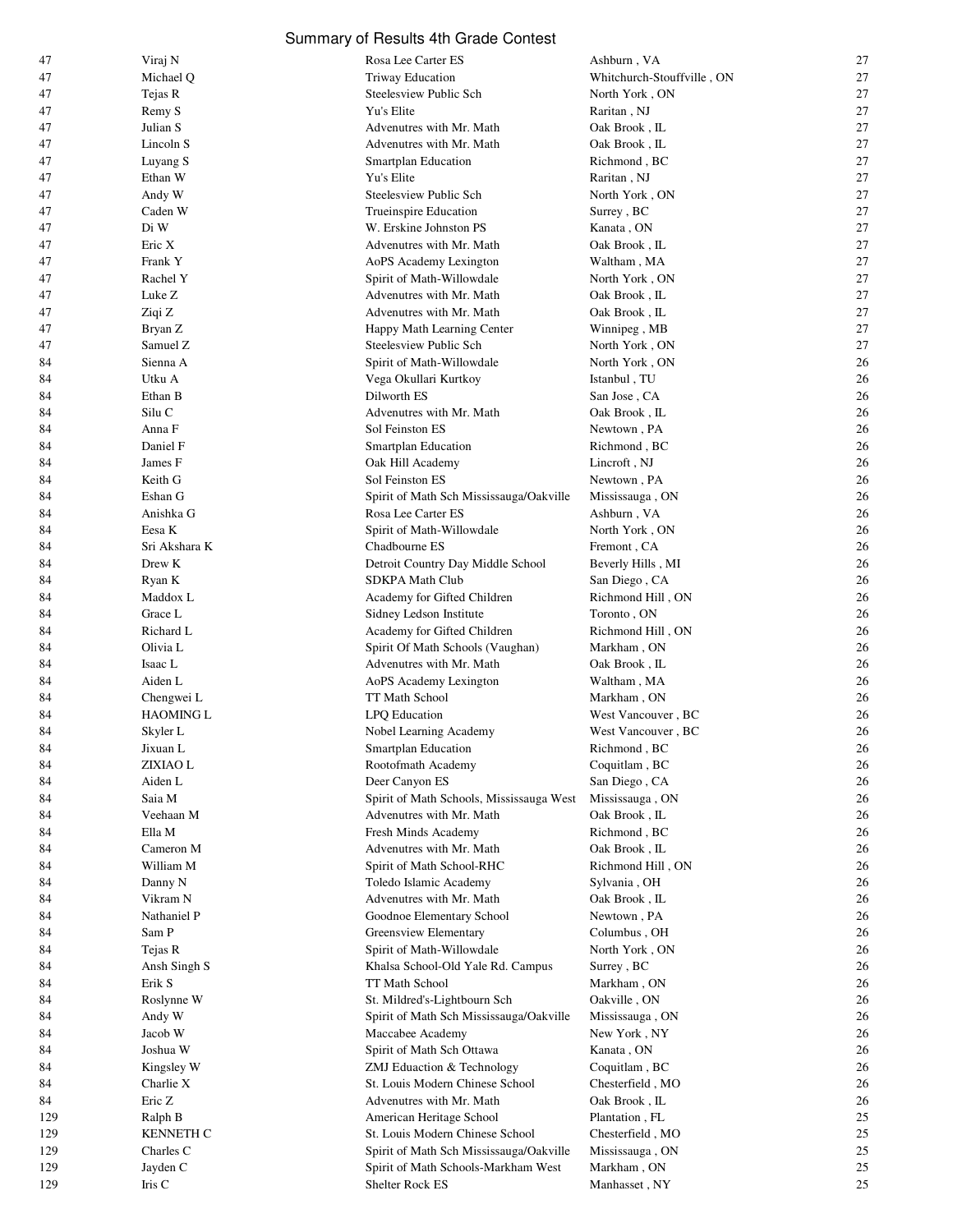# Summary of Results 4th Grade Contest

| | | | | |
|---|---|---|---|---|
| 47 | Viraj N | Rosa Lee Carter ES | Ashburn , VA | 27 |
| 47 | Michael Q | Triway Education | Whitchurch-Stouffville , ON | 27 |
| 47 | Tejas R | Steelesview Public Sch | North York , ON | 27 |
| 47 | Remy S | Yu's Elite | Raritan , NJ | 27 |
| 47 | Julian S | Advenutres with Mr. Math | Oak Brook , IL | 27 |
| 47 | Lincoln S | Advenutres with Mr. Math | Oak Brook , IL | 27 |
| 47 | Luyang S | Smartplan Education | Richmond , BC | 27 |
| 47 | Ethan W | Yu's Elite | Raritan , NJ | 27 |
| 47 | Andy W | Steelesview Public Sch | North York , ON | 27 |
| 47 | Caden W | Trueinspire Education | Surrey , BC | 27 |
| 47 | Di W | W. Erskine Johnston PS | Kanata , ON | 27 |
| 47 | Eric X | Advenutres with Mr. Math | Oak Brook , IL | 27 |
| 47 | Frank Y | AoPS Academy Lexington | Waltham , MA | 27 |
| 47 | Rachel Y | Spirit of Math-Willowdale | North York , ON | 27 |
| 47 | Luke Z | Advenutres with Mr. Math | Oak Brook , IL | 27 |
| 47 | Ziqi Z | Advenutres with Mr. Math | Oak Brook , IL | 27 |
| 47 | Bryan Z | Happy Math Learning Center | Winnipeg , MB | 27 |
| 47 | Samuel Z | Steelesview Public Sch | North York , ON | 27 |
| 84 | Sienna A | Spirit of Math-Willowdale | North York , ON | 26 |
| 84 | Utku A | Vega Okullari Kurtkoy | Istanbul , TU | 26 |
| 84 | Ethan B | Dilworth ES | San Jose , CA | 26 |
| 84 | Silu C | Advenutres with Mr. Math | Oak Brook , IL | 26 |
| 84 | Anna F | Sol Feinston ES | Newtown , PA | 26 |
| 84 | Daniel F | Smartplan Education | Richmond , BC | 26 |
| 84 | James F | Oak Hill Academy | Lincroft , NJ | 26 |
| 84 | Keith G | Sol Feinston ES | Newtown , PA | 26 |
| 84 | Eshan G | Spirit of Math Sch Mississauga/Oakville | Mississauga , ON | 26 |
| 84 | Anishka G | Rosa Lee Carter ES | Ashburn , VA | 26 |
| 84 | Eesa K | Spirit of Math-Willowdale | North York , ON | 26 |
| 84 | Sri Akshara K | Chadbourne ES | Fremont , CA | 26 |
| 84 | Drew K | Detroit Country Day Middle School | Beverly Hills , MI | 26 |
| 84 | Ryan K | SDKPA Math Club | San Diego , CA | 26 |
| 84 | Maddox L | Academy for Gifted Children | Richmond Hill , ON | 26 |
| 84 | Grace L | Sidney Ledson Institute | Toronto , ON | 26 |
| 84 | Richard L | Academy for Gifted Children | Richmond Hill , ON | 26 |
| 84 | Olivia L | Spirit Of Math Schools (Vaughan) | Markham , ON | 26 |
| 84 | Isaac L | Advenutres with Mr. Math | Oak Brook , IL | 26 |
| 84 | Aiden L | AoPS Academy Lexington | Waltham , MA | 26 |
| 84 | Chengwei L | TT Math School | Markham , ON | 26 |
| 84 | HAOMING L | LPQ Education | West Vancouver , BC | 26 |
| 84 | Skyler L | Nobel Learning Academy | West Vancouver , BC | 26 |
| 84 | Jixuan L | Smartplan Education | Richmond , BC | 26 |
| 84 | ZIXIAO L | Rootofmath Academy | Coquitlam , BC | 26 |
| 84 | Aiden L | Deer Canyon ES | San Diego , CA | 26 |
| 84 | Saia M | Spirit of Math Schools, Mississauga West | Mississauga , ON | 26 |
| 84 | Veehaan M | Advenutres with Mr. Math | Oak Brook , IL | 26 |
| 84 | Ella M | Fresh Minds Academy | Richmond , BC | 26 |
| 84 | Cameron M | Advenutres with Mr. Math | Oak Brook , IL | 26 |
| 84 | William M | Spirit of Math School-RHC | Richmond Hill , ON | 26 |
| 84 | Danny N | Toledo Islamic Academy | Sylvania , OH | 26 |
| 84 | Vikram N | Advenutres with Mr. Math | Oak Brook , IL | 26 |
| 84 | Nathaniel P | Goodnoe Elementary School | Newtown , PA | 26 |
| 84 | Sam P | Greensview Elementary | Columbus , OH | 26 |
| 84 | Tejas R | Spirit of Math-Willowdale | North York , ON | 26 |
| 84 | Ansh Singh S | Khalsa School-Old Yale Rd. Campus | Surrey , BC | 26 |
| 84 | Erik S | TT Math School | Markham , ON | 26 |
| 84 | Roslynne W | St. Mildred's-Lightbourn Sch | Oakville , ON | 26 |
| 84 | Andy W | Spirit of Math Sch Mississauga/Oakville | Mississauga , ON | 26 |
| 84 | Jacob W | Maccabee Academy | New York , NY | 26 |
| 84 | Joshua W | Spirit of Math Sch Ottawa | Kanata , ON | 26 |
| 84 | Kingsley W | ZMJ Eduaction & Technology | Coquitlam , BC | 26 |
| 84 | Charlie X | St. Louis Modern Chinese School | Chesterfield , MO | 26 |
| 84 | Eric Z | Advenutres with Mr. Math | Oak Brook , IL | 26 |
| 129 | Ralph B | American Heritage School | Plantation , FL | 25 |
| 129 | KENNETH C | St. Louis Modern Chinese School | Chesterfield , MO | 25 |
| 129 | Charles C | Spirit of Math Sch Mississauga/Oakville | Mississauga , ON | 25 |
| 129 | Jayden C | Spirit of Math Schools-Markham West | Markham , ON | 25 |
| 129 | Iris C | Shelter Rock ES | Manhasset , NY | 25 |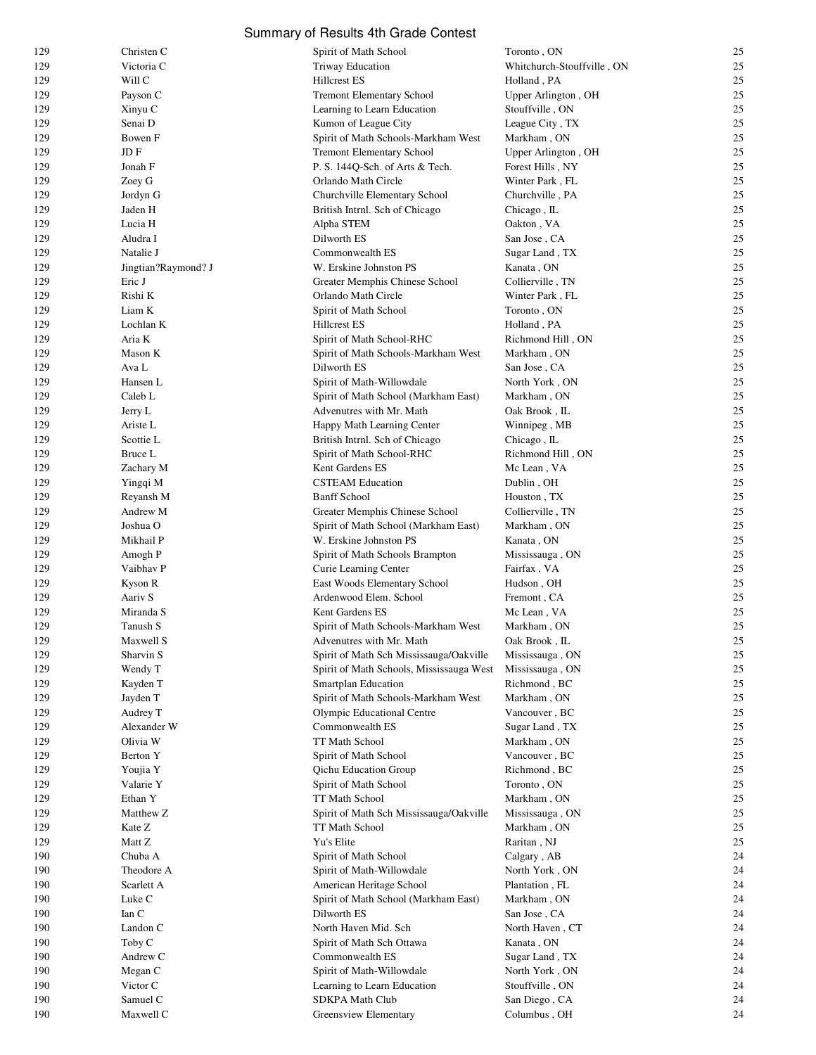Summary of Results 4th Grade Contest

| | | | | |
|---|---|---|---|---|
| 129 | Christen C | Spirit of Math School | Toronto , ON | 25 |
| 129 | Victoria C | Triway Education | Whitchurch-Stouffville , ON | 25 |
| 129 | Will C | Hillcrest ES | Holland , PA | 25 |
| 129 | Payson C | Tremont Elementary School | Upper Arlington , OH | 25 |
| 129 | Xinyu C | Learning to Learn Education | Stouffville , ON | 25 |
| 129 | Senai D | Kumon of League City | League City , TX | 25 |
| 129 | Bowen F | Spirit of Math Schools-Markham West | Markham , ON | 25 |
| 129 | JD F | Tremont Elementary School | Upper Arlington , OH | 25 |
| 129 | Jonah F | P. S. 144Q-Sch. of Arts & Tech. | Forest Hills , NY | 25 |
| 129 | Zoey G | Orlando Math Circle | Winter Park , FL | 25 |
| 129 | Jordyn G | Churchville Elementary School | Churchville , PA | 25 |
| 129 | Jaden H | British Intrnl. Sch of Chicago | Chicago , IL | 25 |
| 129 | Lucia H | Alpha STEM | Oakton , VA | 25 |
| 129 | Aludra I | Dilworth ES | San Jose , CA | 25 |
| 129 | Natalie J | Commonwealth ES | Sugar Land , TX | 25 |
| 129 | Jingtian?Raymond? J | W. Erskine Johnston PS | Kanata , ON | 25 |
| 129 | Eric J | Greater Memphis Chinese School | Collierville , TN | 25 |
| 129 | Rishi K | Orlando Math Circle | Winter Park , FL | 25 |
| 129 | Liam K | Spirit of Math School | Toronto , ON | 25 |
| 129 | Lochlan K | Hillcrest ES | Holland , PA | 25 |
| 129 | Aria K | Spirit of Math School-RHC | Richmond Hill , ON | 25 |
| 129 | Mason K | Spirit of Math Schools-Markham West | Markham , ON | 25 |
| 129 | Ava L | Dilworth ES | San Jose , CA | 25 |
| 129 | Hansen L | Spirit of Math-Willowdale | North York , ON | 25 |
| 129 | Caleb L | Spirit of Math School (Markham East) | Markham , ON | 25 |
| 129 | Jerry L | Advenutres with Mr. Math | Oak Brook , IL | 25 |
| 129 | Ariste L | Happy Math Learning Center | Winnipeg , MB | 25 |
| 129 | Scottie L | British Intrnl. Sch of Chicago | Chicago , IL | 25 |
| 129 | Bruce L | Spirit of Math School-RHC | Richmond Hill , ON | 25 |
| 129 | Zachary M | Kent Gardens ES | Mc Lean , VA | 25 |
| 129 | Yingqi M | CSTEAM Education | Dublin , OH | 25 |
| 129 | Reyansh M | Banff School | Houston , TX | 25 |
| 129 | Andrew M | Greater Memphis Chinese School | Collierville , TN | 25 |
| 129 | Joshua O | Spirit of Math School (Markham East) | Markham , ON | 25 |
| 129 | Mikhail P | W. Erskine Johnston PS | Kanata , ON | 25 |
| 129 | Amogh P | Spirit of Math Schools Brampton | Mississauga , ON | 25 |
| 129 | Vaibhav P | Curie Learning Center | Fairfax , VA | 25 |
| 129 | Kyson R | East Woods Elementary School | Hudson , OH | 25 |
| 129 | Aariv S | Ardenwood Elem. School | Fremont , CA | 25 |
| 129 | Miranda S | Kent Gardens ES | Mc Lean , VA | 25 |
| 129 | Tanush S | Spirit of Math Schools-Markham West | Markham , ON | 25 |
| 129 | Maxwell S | Advenutres with Mr. Math | Oak Brook , IL | 25 |
| 129 | Sharvin S | Spirit of Math Sch Mississauga/Oakville | Mississauga , ON | 25 |
| 129 | Wendy T | Spirit of Math Schools, Mississauga West | Mississauga , ON | 25 |
| 129 | Kayden T | Smartplan Education | Richmond , BC | 25 |
| 129 | Jayden T | Spirit of Math Schools-Markham West | Markham , ON | 25 |
| 129 | Audrey T | Olympic Educational Centre | Vancouver , BC | 25 |
| 129 | Alexander W | Commonwealth ES | Sugar Land , TX | 25 |
| 129 | Olivia W | TT Math School | Markham , ON | 25 |
| 129 | Berton Y | Spirit of Math School | Vancouver , BC | 25 |
| 129 | Youjia Y | Qichu Education Group | Richmond , BC | 25 |
| 129 | Valarie Y | Spirit of Math School | Toronto , ON | 25 |
| 129 | Ethan Y | TT Math School | Markham , ON | 25 |
| 129 | Matthew Z | Spirit of Math Sch Mississauga/Oakville | Mississauga , ON | 25 |
| 129 | Kate Z | TT Math School | Markham , ON | 25 |
| 129 | Matt Z | Yu's Elite | Raritan , NJ | 25 |
| 190 | Chuba A | Spirit of Math School | Calgary , AB | 24 |
| 190 | Theodore A | Spirit of Math-Willowdale | North York , ON | 24 |
| 190 | Scarlett A | American Heritage School | Plantation , FL | 24 |
| 190 | Luke C | Spirit of Math School (Markham East) | Markham , ON | 24 |
| 190 | Ian C | Dilworth ES | San Jose , CA | 24 |
| 190 | Landon C | North Haven Mid. Sch | North Haven , CT | 24 |
| 190 | Toby C | Spirit of Math Sch Ottawa | Kanata , ON | 24 |
| 190 | Andrew C | Commonwealth ES | Sugar Land , TX | 24 |
| 190 | Megan C | Spirit of Math-Willowdale | North York , ON | 24 |
| 190 | Victor C | Learning to Learn Education | Stouffville , ON | 24 |
| 190 | Samuel C | SDKPA Math Club | San Diego , CA | 24 |
| 190 | Maxwell C | Greensview Elementary | Columbus , OH | 24 |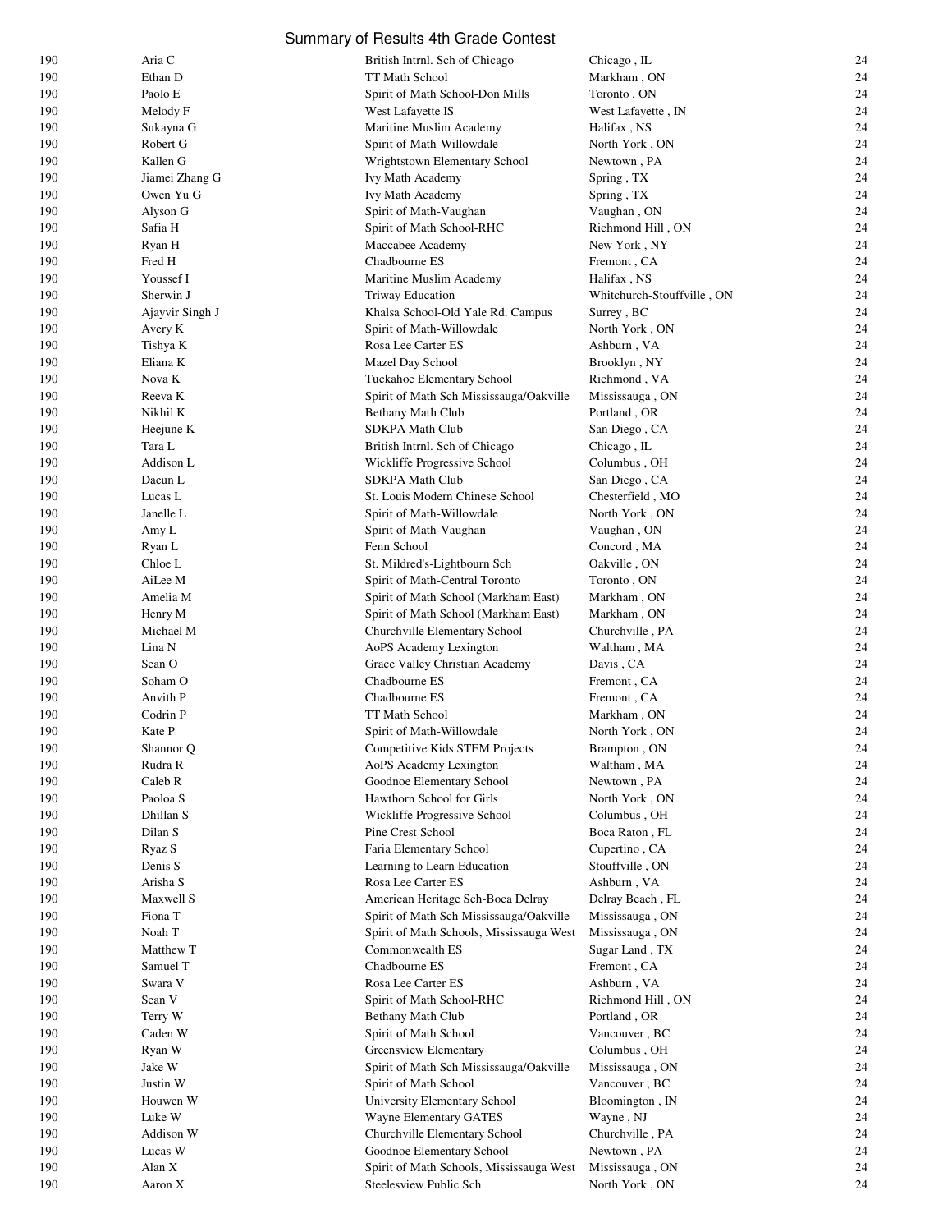Summary of Results 4th Grade Contest

| | | | | |
|---|---|---|---|---|
| 190 | Aria C | British Intrnl. Sch of Chicago | Chicago , IL | 24 |
| 190 | Ethan D | TT Math School | Markham , ON | 24 |
| 190 | Paolo E | Spirit of Math School-Don Mills | Toronto , ON | 24 |
| 190 | Melody F | West Lafayette IS | West Lafayette , IN | 24 |
| 190 | Sukayna G | Maritine Muslim Academy | Halifax , NS | 24 |
| 190 | Robert G | Spirit of Math-Willowdale | North York , ON | 24 |
| 190 | Kallen G | Wrightstown Elementary School | Newtown , PA | 24 |
| 190 | Jiamei Zhang G | Ivy Math Academy | Spring , TX | 24 |
| 190 | Owen Yu G | Ivy Math Academy | Spring , TX | 24 |
| 190 | Alyson G | Spirit of Math-Vaughan | Vaughan , ON | 24 |
| 190 | Safia H | Spirit of Math School-RHC | Richmond Hill , ON | 24 |
| 190 | Ryan H | Maccabee Academy | New York , NY | 24 |
| 190 | Fred H | Chadbourne ES | Fremont , CA | 24 |
| 190 | Youssef I | Maritine Muslim Academy | Halifax , NS | 24 |
| 190 | Sherwin J | Triway Education | Whitchurch-Stouffville , ON | 24 |
| 190 | Ajayvir Singh J | Khalsa School-Old Yale Rd. Campus | Surrey , BC | 24 |
| 190 | Avery K | Spirit of Math-Willowdale | North York , ON | 24 |
| 190 | Tishya K | Rosa Lee Carter ES | Ashburn , VA | 24 |
| 190 | Eliana K | Mazel Day School | Brooklyn , NY | 24 |
| 190 | Nova K | Tuckahoe Elementary School | Richmond , VA | 24 |
| 190 | Reeva K | Spirit of Math Sch Mississauga/Oakville | Mississauga , ON | 24 |
| 190 | Nikhil K | Bethany Math Club | Portland , OR | 24 |
| 190 | Heejune K | SDKPA Math Club | San Diego , CA | 24 |
| 190 | Tara L | British Intrnl. Sch of Chicago | Chicago , IL | 24 |
| 190 | Addison L | Wickliffe Progressive School | Columbus , OH | 24 |
| 190 | Daeun L | SDKPA Math Club | San Diego , CA | 24 |
| 190 | Lucas L | St. Louis Modern Chinese School | Chesterfield , MO | 24 |
| 190 | Janelle L | Spirit of Math-Willowdale | North York , ON | 24 |
| 190 | Amy L | Spirit of Math-Vaughan | Vaughan , ON | 24 |
| 190 | Ryan L | Fenn School | Concord , MA | 24 |
| 190 | Chloe L | St. Mildred's-Lightbourn Sch | Oakville , ON | 24 |
| 190 | AiLee M | Spirit of Math-Central Toronto | Toronto , ON | 24 |
| 190 | Amelia M | Spirit of Math School (Markham East) | Markham , ON | 24 |
| 190 | Henry M | Spirit of Math School (Markham East) | Markham , ON | 24 |
| 190 | Michael M | Churchville Elementary School | Churchville , PA | 24 |
| 190 | Lina N | AoPS Academy Lexington | Waltham , MA | 24 |
| 190 | Sean O | Grace Valley Christian Academy | Davis , CA | 24 |
| 190 | Soham O | Chadbourne ES | Fremont , CA | 24 |
| 190 | Anvith P | Chadbourne ES | Fremont , CA | 24 |
| 190 | Codrin P | TT Math School | Markham , ON | 24 |
| 190 | Kate P | Spirit of Math-Willowdale | North York , ON | 24 |
| 190 | Shannor Q | Competitive Kids STEM Projects | Brampton , ON | 24 |
| 190 | Rudra R | AoPS Academy Lexington | Waltham , MA | 24 |
| 190 | Caleb R | Goodnoe Elementary School | Newtown , PA | 24 |
| 190 | Paoloa S | Hawthorn School for Girls | North York , ON | 24 |
| 190 | Dhillan S | Wickliffe Progressive School | Columbus , OH | 24 |
| 190 | Dilan S | Pine Crest School | Boca Raton , FL | 24 |
| 190 | Ryaz S | Faria Elementary School | Cupertino , CA | 24 |
| 190 | Denis S | Learning to Learn Education | Stouffville , ON | 24 |
| 190 | Arisha S | Rosa Lee Carter ES | Ashburn , VA | 24 |
| 190 | Maxwell S | American Heritage Sch-Boca Delray | Delray Beach , FL | 24 |
| 190 | Fiona T | Spirit of Math Sch Mississauga/Oakville | Mississauga , ON | 24 |
| 190 | Noah T | Spirit of Math Schools, Mississauga West | Mississauga , ON | 24 |
| 190 | Matthew T | Commonwealth ES | Sugar Land , TX | 24 |
| 190 | Samuel T | Chadbourne ES | Fremont , CA | 24 |
| 190 | Swara V | Rosa Lee Carter ES | Ashburn , VA | 24 |
| 190 | Sean V | Spirit of Math School-RHC | Richmond Hill , ON | 24 |
| 190 | Terry W | Bethany Math Club | Portland , OR | 24 |
| 190 | Caden W | Spirit of Math School | Vancouver , BC | 24 |
| 190 | Ryan W | Greensview Elementary | Columbus , OH | 24 |
| 190 | Jake W | Spirit of Math Sch Mississauga/Oakville | Mississauga , ON | 24 |
| 190 | Justin W | Spirit of Math School | Vancouver , BC | 24 |
| 190 | Houwen W | University Elementary School | Bloomington , IN | 24 |
| 190 | Luke W | Wayne Elementary GATES | Wayne , NJ | 24 |
| 190 | Addison W | Churchville Elementary School | Churchville , PA | 24 |
| 190 | Lucas W | Goodnoe Elementary School | Newtown , PA | 24 |
| 190 | Alan X | Spirit of Math Schools, Mississauga West | Mississauga , ON | 24 |
| 190 | Aaron X | Steelesview Public Sch | North York , ON | 24 |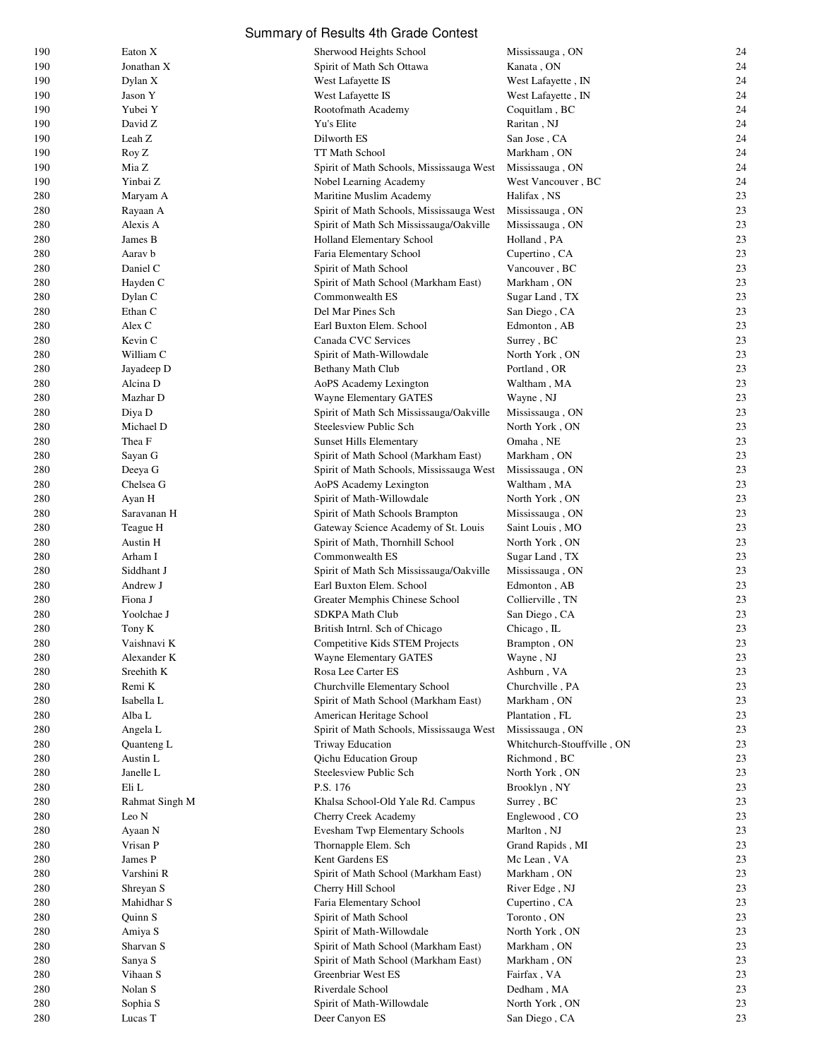# Summary of Results 4th Grade Contest

| | | | | |
|---|---|---|---|---|
| 190 | Eaton X | Sherwood Heights School | Mississauga , ON | 24 |
| 190 | Jonathan X | Spirit of Math Sch Ottawa | Kanata , ON | 24 |
| 190 | Dylan X | West Lafayette IS | West Lafayette , IN | 24 |
| 190 | Jason Y | West Lafayette IS | West Lafayette , IN | 24 |
| 190 | Yubei Y | Rootofmath Academy | Coquitlam , BC | 24 |
| 190 | David Z | Yu's Elite | Raritan , NJ | 24 |
| 190 | Leah Z | Dilworth ES | San Jose , CA | 24 |
| 190 | Roy Z | TT Math School | Markham , ON | 24 |
| 190 | Mia Z | Spirit of Math Schools, Mississauga West | Mississauga , ON | 24 |
| 190 | Yinbai Z | Nobel Learning Academy | West Vancouver , BC | 24 |
| 280 | Maryam A | Maritine Muslim Academy | Halifax , NS | 23 |
| 280 | Rayaan A | Spirit of Math Schools, Mississauga West | Mississauga , ON | 23 |
| 280 | Alexis A | Spirit of Math Sch Mississauga/Oakville | Mississauga , ON | 23 |
| 280 | James B | Holland Elementary School | Holland , PA | 23 |
| 280 | Aarav b | Faria Elementary School | Cupertino , CA | 23 |
| 280 | Daniel C | Spirit of Math School | Vancouver , BC | 23 |
| 280 | Hayden C | Spirit of Math School (Markham East) | Markham , ON | 23 |
| 280 | Dylan C | Commonwealth ES | Sugar Land , TX | 23 |
| 280 | Ethan C | Del Mar Pines Sch | San Diego , CA | 23 |
| 280 | Alex C | Earl Buxton Elem. School | Edmonton , AB | 23 |
| 280 | Kevin C | Canada CVC Services | Surrey , BC | 23 |
| 280 | William C | Spirit of Math-Willowdale | North York , ON | 23 |
| 280 | Jayadeep D | Bethany Math Club | Portland , OR | 23 |
| 280 | Alcina D | AoPS Academy Lexington | Waltham , MA | 23 |
| 280 | Mazhar D | Wayne Elementary GATES | Wayne , NJ | 23 |
| 280 | Diya D | Spirit of Math Sch Mississauga/Oakville | Mississauga , ON | 23 |
| 280 | Michael D | Steelesview Public Sch | North York , ON | 23 |
| 280 | Thea F | Sunset Hills Elementary | Omaha , NE | 23 |
| 280 | Sayan G | Spirit of Math School (Markham East) | Markham , ON | 23 |
| 280 | Deeya G | Spirit of Math Schools, Mississauga West | Mississauga , ON | 23 |
| 280 | Chelsea G | AoPS Academy Lexington | Waltham , MA | 23 |
| 280 | Ayan H | Spirit of Math-Willowdale | North York , ON | 23 |
| 280 | Saravanan H | Spirit of Math Schools Brampton | Mississauga , ON | 23 |
| 280 | Teague H | Gateway Science Academy of St. Louis | Saint Louis , MO | 23 |
| 280 | Austin H | Spirit of Math, Thornhill School | North York , ON | 23 |
| 280 | Arham I | Commonwealth ES | Sugar Land , TX | 23 |
| 280 | Siddhant J | Spirit of Math Sch Mississauga/Oakville | Mississauga , ON | 23 |
| 280 | Andrew J | Earl Buxton Elem. School | Edmonton , AB | 23 |
| 280 | Fiona J | Greater Memphis Chinese School | Collierville , TN | 23 |
| 280 | Yoolchae J | SDKPA Math Club | San Diego , CA | 23 |
| 280 | Tony K | British Intrnl. Sch of Chicago | Chicago , IL | 23 |
| 280 | Vaishnavi K | Competitive Kids STEM Projects | Brampton , ON | 23 |
| 280 | Alexander K | Wayne Elementary GATES | Wayne , NJ | 23 |
| 280 | Sreehith K | Rosa Lee Carter ES | Ashburn , VA | 23 |
| 280 | Remi K | Churchville Elementary School | Churchville , PA | 23 |
| 280 | Isabella L | Spirit of Math School (Markham East) | Markham , ON | 23 |
| 280 | Alba L | American Heritage School | Plantation , FL | 23 |
| 280 | Angela L | Spirit of Math Schools, Mississauga West | Mississauga , ON | 23 |
| 280 | Quanteng L | Triway Education | Whitchurch-Stouffville , ON | 23 |
| 280 | Austin L | Qichu Education Group | Richmond , BC | 23 |
| 280 | Janelle L | Steelesview Public Sch | North York , ON | 23 |
| 280 | Eli L | P.S. 176 | Brooklyn , NY | 23 |
| 280 | Rahmat Singh M | Khalsa School-Old Yale Rd. Campus | Surrey , BC | 23 |
| 280 | Leo N | Cherry Creek Academy | Englewood , CO | 23 |
| 280 | Ayaan N | Evesham Twp Elementary Schools | Marlton , NJ | 23 |
| 280 | Vrisan P | Thornapple Elem. Sch | Grand Rapids , MI | 23 |
| 280 | James P | Kent Gardens ES | Mc Lean , VA | 23 |
| 280 | Varshini R | Spirit of Math School (Markham East) | Markham , ON | 23 |
| 280 | Shreyan S | Cherry Hill School | River Edge , NJ | 23 |
| 280 | Mahidhar S | Faria Elementary School | Cupertino , CA | 23 |
| 280 | Quinn S | Spirit of Math School | Toronto , ON | 23 |
| 280 | Amiya S | Spirit of Math-Willowdale | North York , ON | 23 |
| 280 | Sharvan S | Spirit of Math School (Markham East) | Markham , ON | 23 |
| 280 | Sanya S | Spirit of Math School (Markham East) | Markham , ON | 23 |
| 280 | Vihaan S | Greenbriar West ES | Fairfax , VA | 23 |
| 280 | Nolan S | Riverdale School | Dedham , MA | 23 |
| 280 | Sophia S | Spirit of Math-Willowdale | North York , ON | 23 |
| 280 | Lucas T | Deer Canyon ES | San Diego , CA | 23 |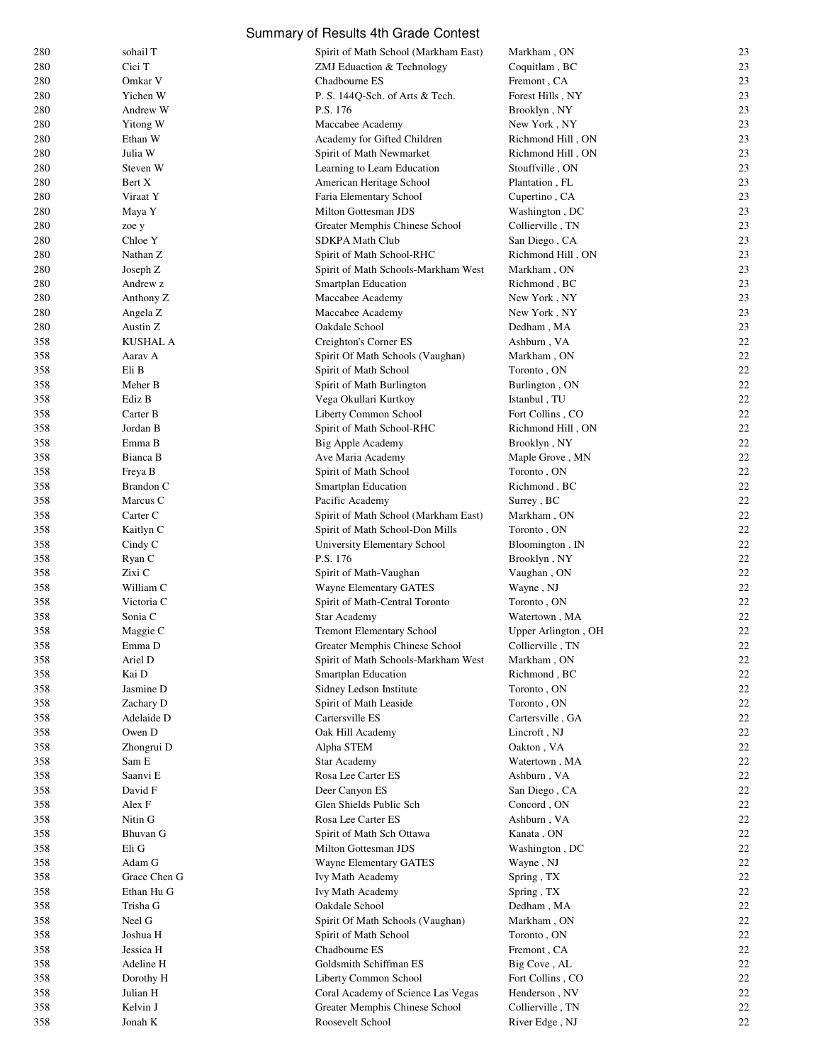# Summary of Results 4th Grade Contest

| Rank | Name | School | City | Score |
|---|---|---|---|---|
| 280 | sohail T | Spirit of Math School (Markham East) | Markham , ON | 23 |
| 280 | Cici T | ZMJ Eduaction & Technology | Coquitlam , BC | 23 |
| 280 | Omkar V | Chadbourne ES | Fremont , CA | 23 |
| 280 | Yichen W | P. S. 144Q-Sch. of Arts & Tech. | Forest Hills , NY | 23 |
| 280 | Andrew W | P.S. 176 | Brooklyn , NY | 23 |
| 280 | Yitong W | Maccabee Academy | New York , NY | 23 |
| 280 | Ethan W | Academy for Gifted Children | Richmond Hill , ON | 23 |
| 280 | Julia W | Spirit of Math Newmarket | Richmond Hill , ON | 23 |
| 280 | Steven W | Learning to Learn Education | Stouffville , ON | 23 |
| 280 | Bert X | American Heritage School | Plantation , FL | 23 |
| 280 | Viraat Y | Faria Elementary School | Cupertino , CA | 23 |
| 280 | Maya Y | Milton Gottesman JDS | Washington , DC | 23 |
| 280 | zoe y | Greater Memphis Chinese School | Collierville , TN | 23 |
| 280 | Chloe Y | SDKPA Math Club | San Diego , CA | 23 |
| 280 | Nathan Z | Spirit of Math School-RHC | Richmond Hill , ON | 23 |
| 280 | Joseph Z | Spirit of Math Schools-Markham West | Markham , ON | 23 |
| 280 | Andrew z | Smartplan Education | Richmond , BC | 23 |
| 280 | Anthony Z | Maccabee Academy | New York , NY | 23 |
| 280 | Angela Z | Maccabee Academy | New York , NY | 23 |
| 280 | Austin Z | Oakdale School | Dedham , MA | 23 |
| 358 | KUSHAL A | Creighton's Corner ES | Ashburn , VA | 22 |
| 358 | Aarav A | Spirit Of Math Schools (Vaughan) | Markham , ON | 22 |
| 358 | Eli B | Spirit of Math School | Toronto , ON | 22 |
| 358 | Meher B | Spirit of Math Burlington | Burlington , ON | 22 |
| 358 | Ediz B | Vega Okullari Kurtkoy | Istanbul , TU | 22 |
| 358 | Carter B | Liberty Common School | Fort Collins , CO | 22 |
| 358 | Jordan B | Spirit of Math School-RHC | Richmond Hill , ON | 22 |
| 358 | Emma B | Big Apple Academy | Brooklyn , NY | 22 |
| 358 | Bianca B | Ave Maria Academy | Maple Grove , MN | 22 |
| 358 | Freya B | Spirit of Math School | Toronto , ON | 22 |
| 358 | Brandon C | Smartplan Education | Richmond , BC | 22 |
| 358 | Marcus C | Pacific Academy | Surrey , BC | 22 |
| 358 | Carter C | Spirit of Math School (Markham East) | Markham , ON | 22 |
| 358 | Kaitlyn C | Spirit of Math School-Don Mills | Toronto , ON | 22 |
| 358 | Cindy C | University Elementary School | Bloomington , IN | 22 |
| 358 | Ryan C | P.S. 176 | Brooklyn , NY | 22 |
| 358 | Zixi C | Spirit of Math-Vaughan | Vaughan , ON | 22 |
| 358 | William C | Wayne Elementary GATES | Wayne , NJ | 22 |
| 358 | Victoria C | Spirit of Math-Central Toronto | Toronto , ON | 22 |
| 358 | Sonia C | Star Academy | Watertown , MA | 22 |
| 358 | Maggie C | Tremont Elementary School | Upper Arlington , OH | 22 |
| 358 | Emma D | Greater Memphis Chinese School | Collierville , TN | 22 |
| 358 | Ariel D | Spirit of Math Schools-Markham West | Markham , ON | 22 |
| 358 | Kai D | Smartplan Education | Richmond , BC | 22 |
| 358 | Jasmine D | Sidney Ledson Institute | Toronto , ON | 22 |
| 358 | Zachary D | Spirit of Math Leaside | Toronto , ON | 22 |
| 358 | Adelaide D | Cartersville ES | Cartersville , GA | 22 |
| 358 | Owen D | Oak Hill Academy | Lincroft , NJ | 22 |
| 358 | Zhongrui D | Alpha STEM | Oakton , VA | 22 |
| 358 | Sam E | Star Academy | Watertown , MA | 22 |
| 358 | Saanvi E | Rosa Lee Carter ES | Ashburn , VA | 22 |
| 358 | David F | Deer Canyon ES | San Diego , CA | 22 |
| 358 | Alex F | Glen Shields Public Sch | Concord , ON | 22 |
| 358 | Nitin G | Rosa Lee Carter ES | Ashburn , VA | 22 |
| 358 | Bhuvan G | Spirit of Math Sch Ottawa | Kanata , ON | 22 |
| 358 | Eli G | Milton Gottesman JDS | Washington , DC | 22 |
| 358 | Adam G | Wayne Elementary GATES | Wayne , NJ | 22 |
| 358 | Grace Chen G | Ivy Math Academy | Spring , TX | 22 |
| 358 | Ethan Hu G | Ivy Math Academy | Spring , TX | 22 |
| 358 | Trisha G | Oakdale School | Dedham , MA | 22 |
| 358 | Neel G | Spirit Of Math Schools (Vaughan) | Markham , ON | 22 |
| 358 | Joshua H | Spirit of Math School | Toronto , ON | 22 |
| 358 | Jessica H | Chadbourne ES | Fremont , CA | 22 |
| 358 | Adeline H | Goldsmith Schiffman ES | Big Cove , AL | 22 |
| 358 | Dorothy H | Liberty Common School | Fort Collins , CO | 22 |
| 358 | Julian H | Coral Academy of Science Las Vegas | Henderson , NV | 22 |
| 358 | Kelvin J | Greater Memphis Chinese School | Collierville , TN | 22 |
| 358 | Jonah K | Roosevelt School | River Edge , NJ | 22 |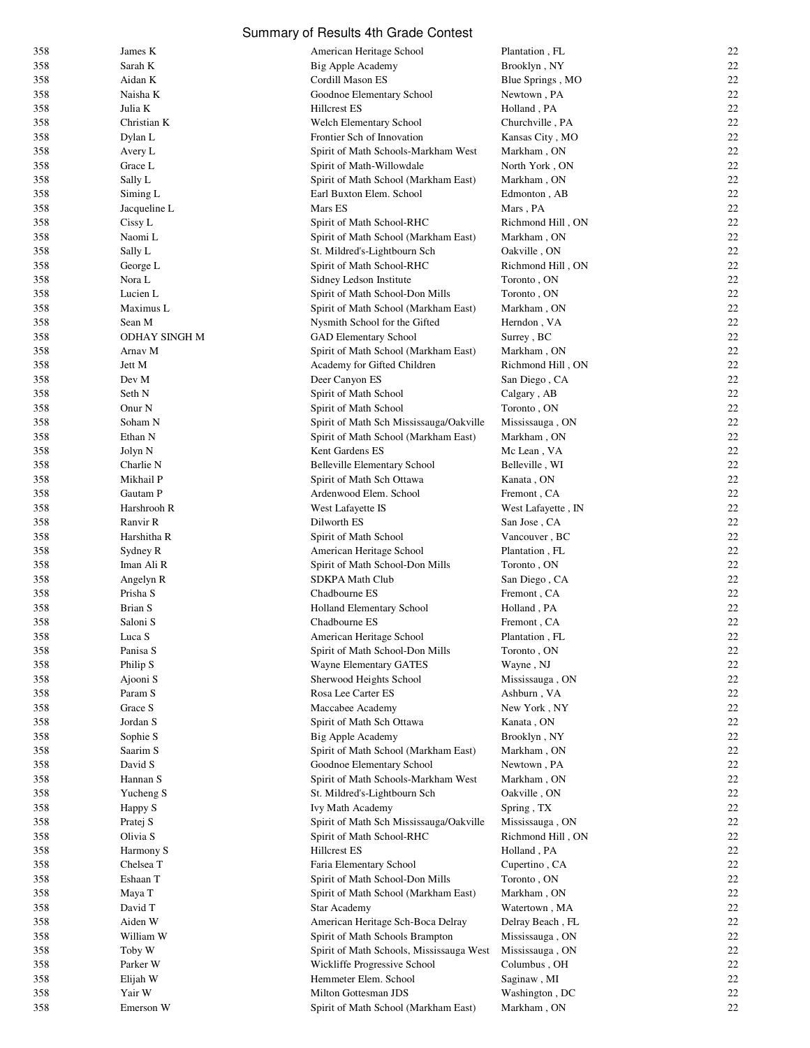Summary of Results 4th Grade Contest

| | | | | |
|---|---|---|---|---|
| 358 | James K | American Heritage School | Plantation , FL | 22 |
| 358 | Sarah K | Big Apple Academy | Brooklyn , NY | 22 |
| 358 | Aidan K | Cordill Mason ES | Blue Springs , MO | 22 |
| 358 | Naisha K | Goodnoe Elementary School | Newtown , PA | 22 |
| 358 | Julia K | Hillcrest ES | Holland , PA | 22 |
| 358 | Christian K | Welch Elementary School | Churchville , PA | 22 |
| 358 | Dylan L | Frontier Sch of Innovation | Kansas City , MO | 22 |
| 358 | Avery L | Spirit of Math Schools-Markham West | Markham , ON | 22 |
| 358 | Grace L | Spirit of Math-Willowdale | North York , ON | 22 |
| 358 | Sally L | Spirit of Math School (Markham East) | Markham , ON | 22 |
| 358 | Siming L | Earl Buxton Elem. School | Edmonton , AB | 22 |
| 358 | Jacqueline L | Mars ES | Mars , PA | 22 |
| 358 | Cissy L | Spirit of Math School-RHC | Richmond Hill , ON | 22 |
| 358 | Naomi L | Spirit of Math School (Markham East) | Markham , ON | 22 |
| 358 | Sally L | St. Mildred's-Lightbourn Sch | Oakville , ON | 22 |
| 358 | George L | Spirit of Math School-RHC | Richmond Hill , ON | 22 |
| 358 | Nora L | Sidney Ledson Institute | Toronto , ON | 22 |
| 358 | Lucien L | Spirit of Math School-Don Mills | Toronto , ON | 22 |
| 358 | Maximus L | Spirit of Math School (Markham East) | Markham , ON | 22 |
| 358 | Sean M | Nysmith School for the Gifted | Herndon , VA | 22 |
| 358 | ODHAY SINGH M | GAD Elementary School | Surrey , BC | 22 |
| 358 | Arnav M | Spirit of Math School (Markham East) | Markham , ON | 22 |
| 358 | Jett M | Academy for Gifted Children | Richmond Hill , ON | 22 |
| 358 | Dev M | Deer Canyon ES | San Diego , CA | 22 |
| 358 | Seth N | Spirit of Math School | Calgary , AB | 22 |
| 358 | Onur N | Spirit of Math School | Toronto , ON | 22 |
| 358 | Soham N | Spirit of Math Sch Mississauga/Oakville | Mississauga , ON | 22 |
| 358 | Ethan N | Spirit of Math School (Markham East) | Markham , ON | 22 |
| 358 | Jolyn N | Kent Gardens ES | Mc Lean , VA | 22 |
| 358 | Charlie N | Belleville Elementary School | Belleville , WI | 22 |
| 358 | Mikhail P | Spirit of Math Sch Ottawa | Kanata , ON | 22 |
| 358 | Gautam P | Ardenwood Elem. School | Fremont , CA | 22 |
| 358 | Harshrooh R | West Lafayette IS | West Lafayette , IN | 22 |
| 358 | Ranvir R | Dilworth ES | San Jose , CA | 22 |
| 358 | Harshitha R | Spirit of Math School | Vancouver , BC | 22 |
| 358 | Sydney R | American Heritage School | Plantation , FL | 22 |
| 358 | Iman Ali R | Spirit of Math School-Don Mills | Toronto , ON | 22 |
| 358 | Angelyn R | SDKPA Math Club | San Diego , CA | 22 |
| 358 | Prisha S | Chadbourne ES | Fremont , CA | 22 |
| 358 | Brian S | Holland Elementary School | Holland , PA | 22 |
| 358 | Saloni S | Chadbourne ES | Fremont , CA | 22 |
| 358 | Luca S | American Heritage School | Plantation , FL | 22 |
| 358 | Panisa S | Spirit of Math School-Don Mills | Toronto , ON | 22 |
| 358 | Philip S | Wayne Elementary GATES | Wayne , NJ | 22 |
| 358 | Ajooni S | Sherwood Heights School | Mississauga , ON | 22 |
| 358 | Param S | Rosa Lee Carter ES | Ashburn , VA | 22 |
| 358 | Grace S | Maccabee Academy | New York , NY | 22 |
| 358 | Jordan S | Spirit of Math Sch Ottawa | Kanata , ON | 22 |
| 358 | Sophie S | Big Apple Academy | Brooklyn , NY | 22 |
| 358 | Saarim S | Spirit of Math School (Markham East) | Markham , ON | 22 |
| 358 | David S | Goodnoe Elementary School | Newtown , PA | 22 |
| 358 | Hannan S | Spirit of Math Schools-Markham West | Markham , ON | 22 |
| 358 | Yucheng S | St. Mildred's-Lightbourn Sch | Oakville , ON | 22 |
| 358 | Happy S | Ivy Math Academy | Spring , TX | 22 |
| 358 | Pratej S | Spirit of Math Sch Mississauga/Oakville | Mississauga , ON | 22 |
| 358 | Olivia S | Spirit of Math School-RHC | Richmond Hill , ON | 22 |
| 358 | Harmony S | Hillcrest ES | Holland , PA | 22 |
| 358 | Chelsea T | Faria Elementary School | Cupertino , CA | 22 |
| 358 | Eshaan T | Spirit of Math School-Don Mills | Toronto , ON | 22 |
| 358 | Maya T | Spirit of Math School (Markham East) | Markham , ON | 22 |
| 358 | David T | Star Academy | Watertown , MA | 22 |
| 358 | Aiden W | American Heritage Sch-Boca Delray | Delray Beach , FL | 22 |
| 358 | William W | Spirit of Math Schools Brampton | Mississauga , ON | 22 |
| 358 | Toby W | Spirit of Math Schools, Mississauga West | Mississauga , ON | 22 |
| 358 | Parker W | Wickliffe Progressive School | Columbus , OH | 22 |
| 358 | Elijah W | Hemmeter Elem. School | Saginaw , MI | 22 |
| 358 | Yair W | Milton Gottesman JDS | Washington , DC | 22 |
| 358 | Emerson W | Spirit of Math School (Markham East) | Markham , ON | 22 |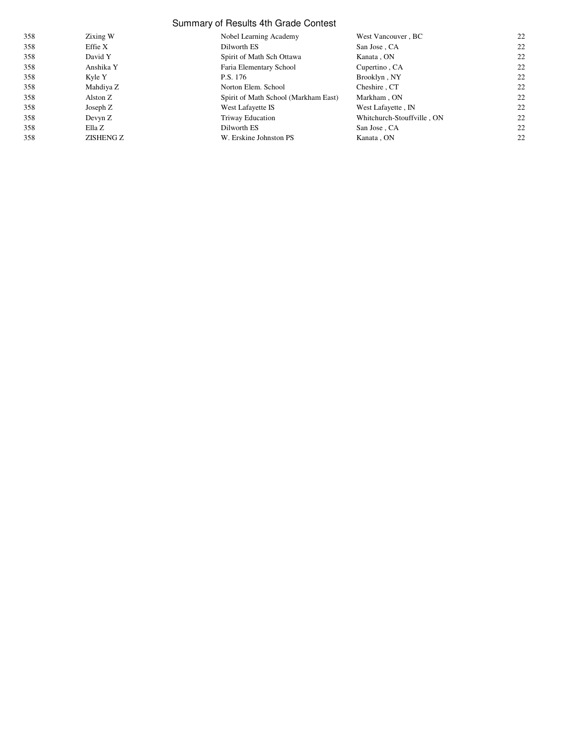Summary of Results 4th Grade Contest

| | | | | |
|---|---|---|---|---|
| 358 | Zixing W | Nobel Learning Academy | West Vancouver , BC | 22 |
| 358 | Effie X | Dilworth ES | San Jose , CA | 22 |
| 358 | David Y | Spirit of Math Sch Ottawa | Kanata , ON | 22 |
| 358 | Anshika Y | Faria Elementary School | Cupertino , CA | 22 |
| 358 | Kyle Y | P.S. 176 | Brooklyn , NY | 22 |
| 358 | Mahdiya Z | Norton Elem. School | Cheshire , CT | 22 |
| 358 | Alston Z | Spirit of Math School (Markham East) | Markham , ON | 22 |
| 358 | Joseph Z | West Lafayette IS | West Lafayette , IN | 22 |
| 358 | Devyn Z | Triway Education | Whitchurch-Stouffville , ON | 22 |
| 358 | Ella Z | Dilworth ES | San Jose , CA | 22 |
| 358 | ZISHENG Z | W. Erskine Johnston PS | Kanata , ON | 22 |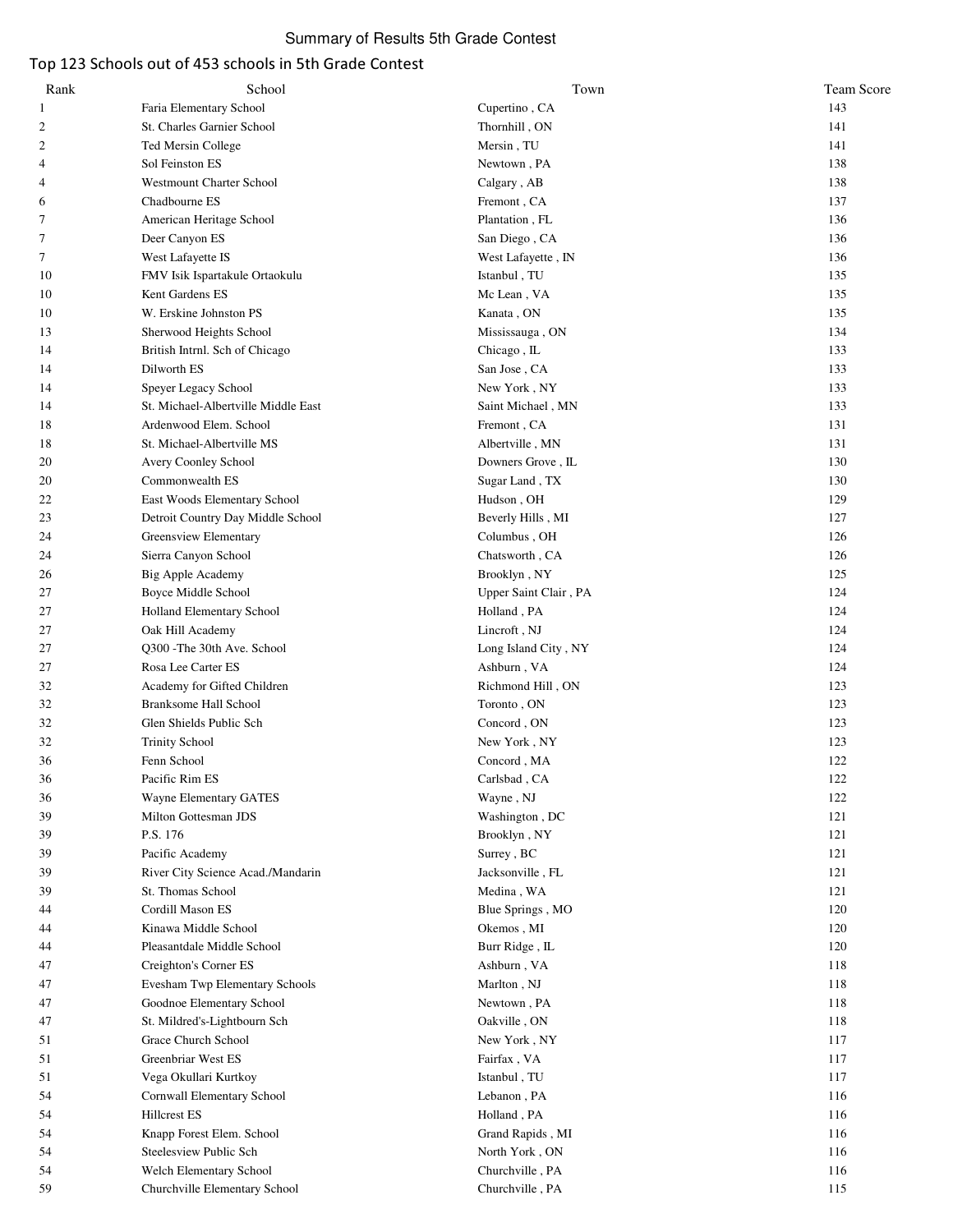Summary of Results 5th Grade Contest

## Top 123 Schools out of 453 schools in 5th Grade Contest

| Rank | School | Town | Team Score |
|---|---|---|---|
| 1 | Faria Elementary School | Cupertino , CA | 143 |
| 2 | St. Charles Garnier School | Thornhill , ON | 141 |
| 2 | Ted Mersin College | Mersin , TU | 141 |
| 4 | Sol Feinston ES | Newtown , PA | 138 |
| 4 | Westmount Charter School | Calgary , AB | 138 |
| 6 | Chadbourne ES | Fremont , CA | 137 |
| 7 | American Heritage School | Plantation , FL | 136 |
| 7 | Deer Canyon ES | San Diego , CA | 136 |
| 7 | West Lafayette IS | West Lafayette , IN | 136 |
| 10 | FMV Isik Ispartakule Ortaokulu | Istanbul , TU | 135 |
| 10 | Kent Gardens ES | Mc Lean , VA | 135 |
| 10 | W. Erskine Johnston PS | Kanata , ON | 135 |
| 13 | Sherwood Heights School | Mississauga , ON | 134 |
| 14 | British Intrnl. Sch of Chicago | Chicago , IL | 133 |
| 14 | Dilworth ES | San Jose , CA | 133 |
| 14 | Speyer Legacy School | New York , NY | 133 |
| 14 | St. Michael-Albertville Middle East | Saint Michael , MN | 133 |
| 18 | Ardenwood Elem. School | Fremont , CA | 131 |
| 18 | St. Michael-Albertville MS | Albertville , MN | 131 |
| 20 | Avery Coonley School | Downers Grove , IL | 130 |
| 20 | Commonwealth ES | Sugar Land , TX | 130 |
| 22 | East Woods Elementary School | Hudson , OH | 129 |
| 23 | Detroit Country Day Middle School | Beverly Hills , MI | 127 |
| 24 | Greensview Elementary | Columbus , OH | 126 |
| 24 | Sierra Canyon School | Chatsworth , CA | 126 |
| 26 | Big Apple Academy | Brooklyn , NY | 125 |
| 27 | Boyce Middle School | Upper Saint Clair , PA | 124 |
| 27 | Holland Elementary School | Holland , PA | 124 |
| 27 | Oak Hill Academy | Lincroft , NJ | 124 |
| 27 | Q300 -The 30th Ave. School | Long Island City , NY | 124 |
| 27 | Rosa Lee Carter ES | Ashburn , VA | 124 |
| 32 | Academy for Gifted Children | Richmond Hill , ON | 123 |
| 32 | Branksome Hall School | Toronto , ON | 123 |
| 32 | Glen Shields Public Sch | Concord , ON | 123 |
| 32 | Trinity School | New York , NY | 123 |
| 36 | Fenn School | Concord , MA | 122 |
| 36 | Pacific Rim ES | Carlsbad , CA | 122 |
| 36 | Wayne Elementary GATES | Wayne , NJ | 122 |
| 39 | Milton Gottesman JDS | Washington , DC | 121 |
| 39 | P.S. 176 | Brooklyn , NY | 121 |
| 39 | Pacific Academy | Surrey , BC | 121 |
| 39 | River City Science Acad./Mandarin | Jacksonville , FL | 121 |
| 39 | St. Thomas School | Medina , WA | 121 |
| 44 | Cordill Mason ES | Blue Springs , MO | 120 |
| 44 | Kinawa Middle School | Okemos , MI | 120 |
| 44 | Pleasantdale Middle School | Burr Ridge , IL | 120 |
| 47 | Creighton's Corner ES | Ashburn , VA | 118 |
| 47 | Evesham Twp Elementary Schools | Marlton , NJ | 118 |
| 47 | Goodnoe Elementary School | Newtown , PA | 118 |
| 47 | St. Mildred's-Lightbourn Sch | Oakville , ON | 118 |
| 51 | Grace Church School | New York , NY | 117 |
| 51 | Greenbriar West ES | Fairfax , VA | 117 |
| 51 | Vega Okullari Kurtkoy | Istanbul , TU | 117 |
| 54 | Cornwall Elementary School | Lebanon , PA | 116 |
| 54 | Hillcrest ES | Holland , PA | 116 |
| 54 | Knapp Forest Elem. School | Grand Rapids , MI | 116 |
| 54 | Steelesview Public Sch | North York , ON | 116 |
| 54 | Welch Elementary School | Churchville , PA | 116 |
| 59 | Churchville Elementary School | Churchville , PA | 115 |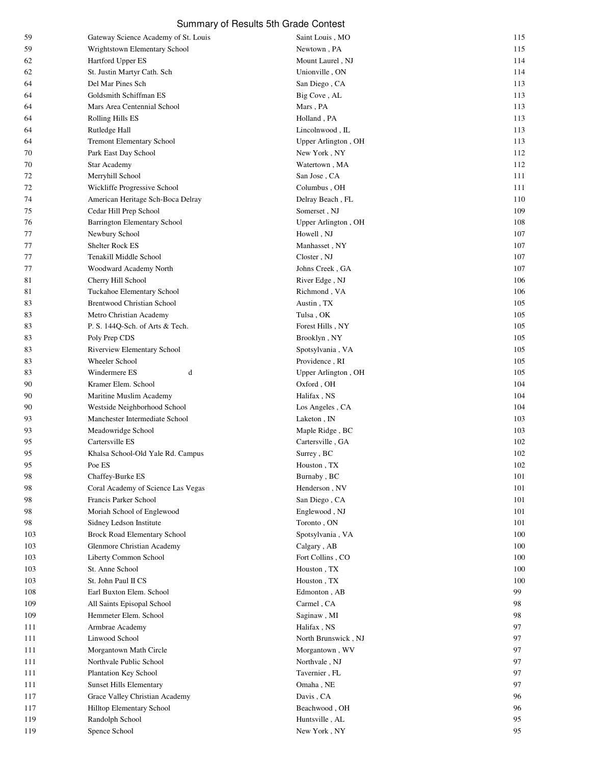# Summary of Results 5th Grade Contest

| | | | |
|---|---|---|---|
| 59 | Gateway Science Academy of St. Louis | Saint Louis , MO | 115 |
| 59 | Wrightstown Elementary School | Newtown , PA | 115 |
| 62 | Hartford Upper ES | Mount Laurel , NJ | 114 |
| 62 | St. Justin Martyr Cath. Sch | Unionville , ON | 114 |
| 64 | Del Mar Pines Sch | San Diego , CA | 113 |
| 64 | Goldsmith Schiffman ES | Big Cove , AL | 113 |
| 64 | Mars Area Centennial School | Mars , PA | 113 |
| 64 | Rolling Hills ES | Holland , PA | 113 |
| 64 | Rutledge Hall | Lincolnwood , IL | 113 |
| 64 | Tremont Elementary School | Upper Arlington , OH | 113 |
| 70 | Park East Day School | New York , NY | 112 |
| 70 | Star Academy | Watertown , MA | 112 |
| 72 | Merryhill School | San Jose , CA | 111 |
| 72 | Wickliffe Progressive School | Columbus , OH | 111 |
| 74 | American Heritage Sch-Boca Delray | Delray Beach , FL | 110 |
| 75 | Cedar Hill Prep School | Somerset , NJ | 109 |
| 76 | Barrington Elementary School | Upper Arlington , OH | 108 |
| 77 | Newbury School | Howell , NJ | 107 |
| 77 | Shelter Rock ES | Manhasset , NY | 107 |
| 77 | Tenakill Middle School | Closter , NJ | 107 |
| 77 | Woodward Academy North | Johns Creek , GA | 107 |
| 81 | Cherry Hill School | River Edge , NJ | 106 |
| 81 | Tuckahoe Elementary School | Richmond , VA | 106 |
| 83 | Brentwood Christian School | Austin , TX | 105 |
| 83 | Metro Christian Academy | Tulsa , OK | 105 |
| 83 | P. S. 144Q-Sch. of Arts & Tech. | Forest Hills , NY | 105 |
| 83 | Poly Prep CDS | Brooklyn , NY | 105 |
| 83 | Riverview Elementary School | Spotsylvania , VA | 105 |
| 83 | Wheeler School | Providence , RI | 105 |
| 83 | Windermere ES d | Upper Arlington , OH | 105 |
| 90 | Kramer Elem. School | Oxford , OH | 104 |
| 90 | Maritine Muslim Academy | Halifax , NS | 104 |
| 90 | Westside Neighborhood School | Los Angeles , CA | 104 |
| 93 | Manchester Intermediate School | Laketon , IN | 103 |
| 93 | Meadowridge School | Maple Ridge , BC | 103 |
| 95 | Cartersville ES | Cartersville , GA | 102 |
| 95 | Khalsa School-Old Yale Rd. Campus | Surrey , BC | 102 |
| 95 | Poe ES | Houston , TX | 102 |
| 98 | Chaffey-Burke ES | Burnaby , BC | 101 |
| 98 | Coral Academy of Science Las Vegas | Henderson , NV | 101 |
| 98 | Francis Parker School | San Diego , CA | 101 |
| 98 | Moriah School of Englewood | Englewood , NJ | 101 |
| 98 | Sidney Ledson Institute | Toronto , ON | 101 |
| 103 | Brock Road Elementary School | Spotsylvania , VA | 100 |
| 103 | Glenmore Christian Academy | Calgary , AB | 100 |
| 103 | Liberty Common School | Fort Collins , CO | 100 |
| 103 | St. Anne School | Houston , TX | 100 |
| 103 | St. John Paul II CS | Houston , TX | 100 |
| 108 | Earl Buxton Elem. School | Edmonton , AB | 99 |
| 109 | All Saints Episopal School | Carmel , CA | 98 |
| 109 | Hemmeter Elem. School | Saginaw , MI | 98 |
| 111 | Armbrae Academy | Halifax , NS | 97 |
| 111 | Linwood School | North Brunswick , NJ | 97 |
| 111 | Morgantown Math Circle | Morgantown , WV | 97 |
| 111 | Northvale Public School | Northvale , NJ | 97 |
| 111 | Plantation Key School | Tavernier , FL | 97 |
| 111 | Sunset Hills Elementary | Omaha , NE | 97 |
| 117 | Grace Valley Christian Academy | Davis , CA | 96 |
| 117 | Hilltop Elementary School | Beachwood , OH | 96 |
| 119 | Randolph School | Huntsville , AL | 95 |
| 119 | Spence School | New York , NY | 95 |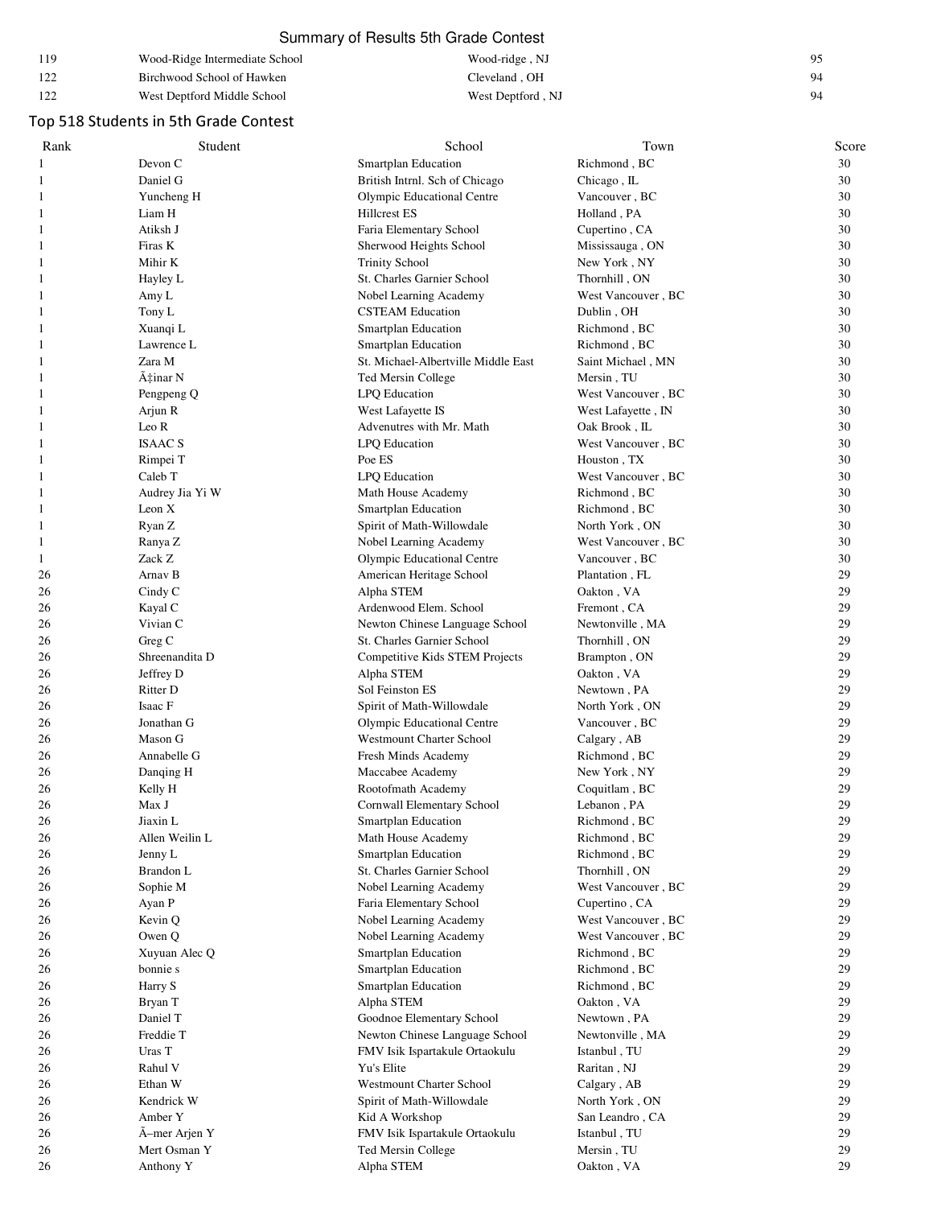## Summary of Results 5th Grade Contest

| | | | |
|---|---|---|---|
| 119 | Wood-Ridge Intermediate School | Wood-ridge , NJ | 95 |
| 122 | Birchwood School of Hawken | Cleveland , OH | 94 |
| 122 | West Deptford Middle School | West Deptford , NJ | 94 |

## Top 518 Students in 5th Grade Contest

| Rank | Student | School | Town | Score |
|---|---|---|---|---|
| 1 | Devon C | Smartplan Education | Richmond , BC | 30 |
| 1 | Daniel G | British Intrnl. Sch of Chicago | Chicago , IL | 30 |
| 1 | Yuncheng H | Olympic Educational Centre | Vancouver , BC | 30 |
| 1 | Liam H | Hillcrest ES | Holland , PA | 30 |
| 1 | Atiksh J | Faria Elementary School | Cupertino , CA | 30 |
| 1 | Firas K | Sherwood Heights School | Mississauga , ON | 30 |
| 1 | Mihir K | Trinity School | New York , NY | 30 |
| 1 | Hayley L | St. Charles Garnier School | Thornhill , ON | 30 |
| 1 | Amy L | Nobel Learning Academy | West Vancouver , BC | 30 |
| 1 | Tony L | CSTEAM Education | Dublin , OH | 30 |
| 1 | Xuanqi L | Smartplan Education | Richmond , BC | 30 |
| 1 | Lawrence L | Smartplan Education | Richmond , BC | 30 |
| 1 | Zara M | St. Michael-Albertville Middle East | Saint Michael , MN | 30 |
| 1 | Ã‡inar N | Ted Mersin College | Mersin , TU | 30 |
| 1 | Pengpeng Q | LPQ Education | West Vancouver , BC | 30 |
| 1 | Arjun R | West Lafayette IS | West Lafayette , IN | 30 |
| 1 | Leo R | Advenutres with Mr. Math | Oak Brook , IL | 30 |
| 1 | ISAAC S | LPQ Education | West Vancouver , BC | 30 |
| 1 | Rimpei T | Poe ES | Houston , TX | 30 |
| 1 | Caleb T | LPQ Education | West Vancouver , BC | 30 |
| 1 | Audrey Jia Yi W | Math House Academy | Richmond , BC | 30 |
| 1 | Leon X | Smartplan Education | Richmond , BC | 30 |
| 1 | Ryan Z | Spirit of Math-Willowdale | North York , ON | 30 |
| 1 | Ranya Z | Nobel Learning Academy | West Vancouver , BC | 30 |
| 1 | Zack Z | Olympic Educational Centre | Vancouver , BC | 30 |
| 26 | Arnav B | American Heritage School | Plantation , FL | 29 |
| 26 | Cindy C | Alpha STEM | Oakton , VA | 29 |
| 26 | Kayal C | Ardenwood Elem. School | Fremont , CA | 29 |
| 26 | Vivian C | Newton Chinese Language School | Newtonville , MA | 29 |
| 26 | Greg C | St. Charles Garnier School | Thornhill , ON | 29 |
| 26 | Shreenandita D | Competitive Kids STEM Projects | Brampton , ON | 29 |
| 26 | Jeffrey D | Alpha STEM | Oakton , VA | 29 |
| 26 | Ritter D | Sol Feinston ES | Newtown , PA | 29 |
| 26 | Isaac F | Spirit of Math-Willowdale | North York , ON | 29 |
| 26 | Jonathan G | Olympic Educational Centre | Vancouver , BC | 29 |
| 26 | Mason G | Westmount Charter School | Calgary , AB | 29 |
| 26 | Annabelle G | Fresh Minds Academy | Richmond , BC | 29 |
| 26 | Danqing H | Maccabee Academy | New York , NY | 29 |
| 26 | Kelly H | Rootofmath Academy | Coquitlam , BC | 29 |
| 26 | Max J | Cornwall Elementary School | Lebanon , PA | 29 |
| 26 | Jiaxin L | Smartplan Education | Richmond , BC | 29 |
| 26 | Allen Weilin L | Math House Academy | Richmond , BC | 29 |
| 26 | Jenny L | Smartplan Education | Richmond , BC | 29 |
| 26 | Brandon L | St. Charles Garnier School | Thornhill , ON | 29 |
| 26 | Sophie M | Nobel Learning Academy | West Vancouver , BC | 29 |
| 26 | Ayan P | Faria Elementary School | Cupertino , CA | 29 |
| 26 | Kevin Q | Nobel Learning Academy | West Vancouver , BC | 29 |
| 26 | Owen Q | Nobel Learning Academy | West Vancouver , BC | 29 |
| 26 | Xuyuan Alec Q | Smartplan Education | Richmond , BC | 29 |
| 26 | bonnie s | Smartplan Education | Richmond , BC | 29 |
| 26 | Harry S | Smartplan Education | Richmond , BC | 29 |
| 26 | Bryan T | Alpha STEM | Oakton , VA | 29 |
| 26 | Daniel T | Goodnoe Elementary School | Newtown , PA | 29 |
| 26 | Freddie T | Newton Chinese Language School | Newtonville , MA | 29 |
| 26 | Uras T | FMV Isik Ispartakule Ortaokulu | Istanbul , TU | 29 |
| 26 | Rahul V | Yu's Elite | Raritan , NJ | 29 |
| 26 | Ethan W | Westmount Charter School | Calgary , AB | 29 |
| 26 | Kendrick W | Spirit of Math-Willowdale | North York , ON | 29 |
| 26 | Amber Y | Kid A Workshop | San Leandro , CA | 29 |
| 26 | Ã–mer Arjen Y | FMV Isik Ispartakule Ortaokulu | Istanbul , TU | 29 |
| 26 | Mert Osman Y | Ted Mersin College | Mersin , TU | 29 |
| 26 | Anthony Y | Alpha STEM | Oakton , VA | 29 |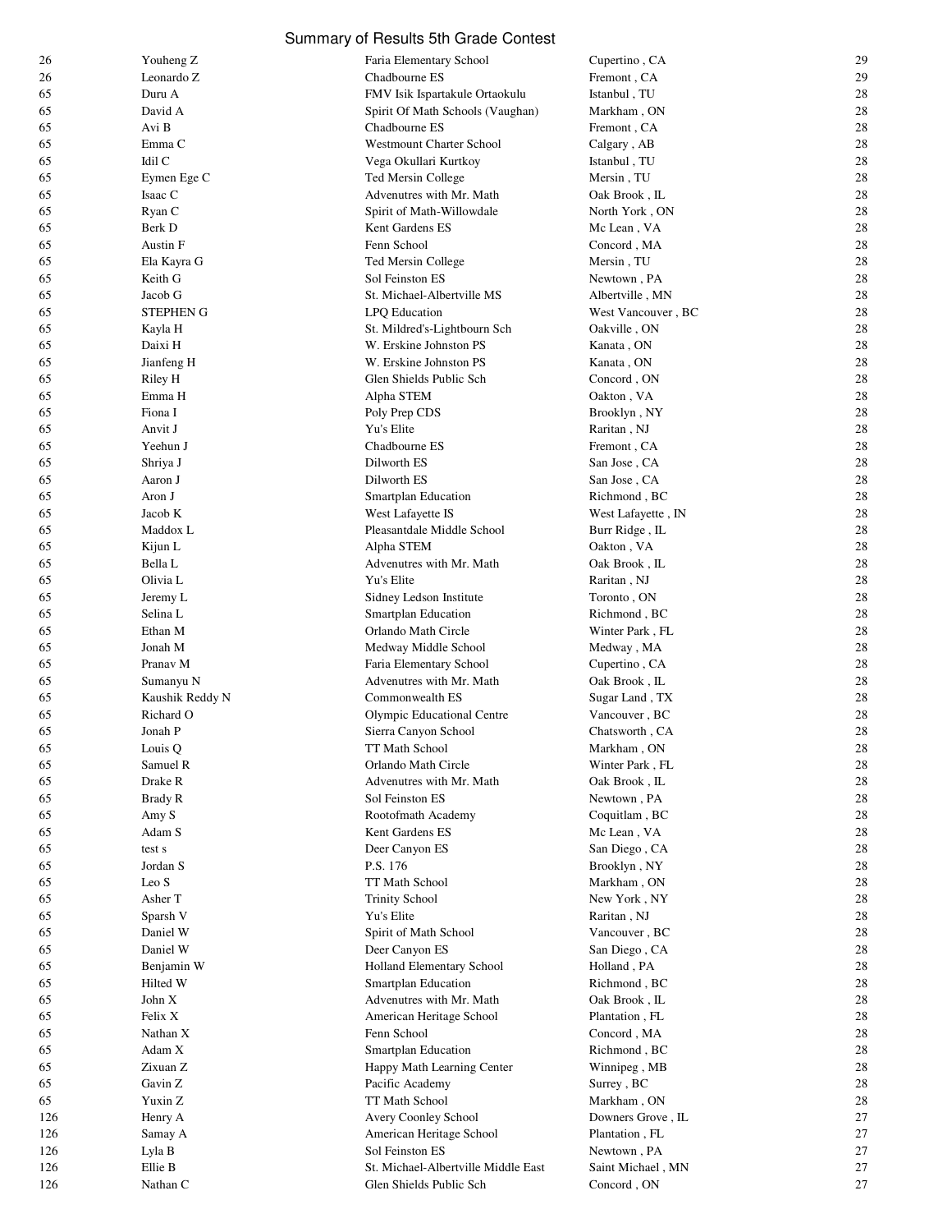Summary of Results 5th Grade Contest

| | | | | |
|---|---|---|---|---|
| 26 | Youheng Z | Faria Elementary School | Cupertino , CA | 29 |
| 26 | Leonardo Z | Chadbourne ES | Fremont , CA | 29 |
| 65 | Duru A | FMV Isik Ispartakule Ortaokulu | Istanbul , TU | 28 |
| 65 | David A | Spirit Of Math Schools (Vaughan) | Markham , ON | 28 |
| 65 | Avi B | Chadbourne ES | Fremont , CA | 28 |
| 65 | Emma C | Westmount Charter School | Calgary , AB | 28 |
| 65 | Idil C | Vega Okullari Kurtkoy | Istanbul , TU | 28 |
| 65 | Eymen Ege C | Ted Mersin College | Mersin , TU | 28 |
| 65 | Isaac C | Advenutres with Mr. Math | Oak Brook , IL | 28 |
| 65 | Ryan C | Spirit of Math-Willowdale | North York , ON | 28 |
| 65 | Berk D | Kent Gardens ES | Mc Lean , VA | 28 |
| 65 | Austin F | Fenn School | Concord , MA | 28 |
| 65 | Ela Kayra G | Ted Mersin College | Mersin , TU | 28 |
| 65 | Keith G | Sol Feinston ES | Newtown , PA | 28 |
| 65 | Jacob G | St. Michael-Albertville MS | Albertville , MN | 28 |
| 65 | STEPHEN G | LPQ Education | West Vancouver , BC | 28 |
| 65 | Kayla H | St. Mildred's-Lightbourn Sch | Oakville , ON | 28 |
| 65 | Daixi H | W. Erskine Johnston PS | Kanata , ON | 28 |
| 65 | Jianfeng H | W. Erskine Johnston PS | Kanata , ON | 28 |
| 65 | Riley H | Glen Shields Public Sch | Concord , ON | 28 |
| 65 | Emma H | Alpha STEM | Oakton , VA | 28 |
| 65 | Fiona I | Poly Prep CDS | Brooklyn , NY | 28 |
| 65 | Anvit J | Yu's Elite | Raritan , NJ | 28 |
| 65 | Yeehun J | Chadbourne ES | Fremont , CA | 28 |
| 65 | Shriya J | Dilworth ES | San Jose , CA | 28 |
| 65 | Aaron J | Dilworth ES | San Jose , CA | 28 |
| 65 | Aron J | Smartplan Education | Richmond , BC | 28 |
| 65 | Jacob K | West Lafayette IS | West Lafayette , IN | 28 |
| 65 | Maddox L | Pleasantdale Middle School | Burr Ridge , IL | 28 |
| 65 | Kijun L | Alpha STEM | Oakton , VA | 28 |
| 65 | Bella L | Advenutres with Mr. Math | Oak Brook , IL | 28 |
| 65 | Olivia L | Yu's Elite | Raritan , NJ | 28 |
| 65 | Jeremy L | Sidney Ledson Institute | Toronto , ON | 28 |
| 65 | Selina L | Smartplan Education | Richmond , BC | 28 |
| 65 | Ethan M | Orlando Math Circle | Winter Park , FL | 28 |
| 65 | Jonah M | Medway Middle School | Medway , MA | 28 |
| 65 | Pranav M | Faria Elementary School | Cupertino , CA | 28 |
| 65 | Sumanyu N | Advenutres with Mr. Math | Oak Brook , IL | 28 |
| 65 | Kaushik Reddy N | Commonwealth ES | Sugar Land , TX | 28 |
| 65 | Richard O | Olympic Educational Centre | Vancouver , BC | 28 |
| 65 | Jonah P | Sierra Canyon School | Chatsworth , CA | 28 |
| 65 | Louis Q | TT Math School | Markham , ON | 28 |
| 65 | Samuel R | Orlando Math Circle | Winter Park , FL | 28 |
| 65 | Drake R | Advenutres with Mr. Math | Oak Brook , IL | 28 |
| 65 | Brady R | Sol Feinston ES | Newtown , PA | 28 |
| 65 | Amy S | Rootofmath Academy | Coquitlam , BC | 28 |
| 65 | Adam S | Kent Gardens ES | Mc Lean , VA | 28 |
| 65 | test s | Deer Canyon ES | San Diego , CA | 28 |
| 65 | Jordan S | P.S. 176 | Brooklyn , NY | 28 |
| 65 | Leo S | TT Math School | Markham , ON | 28 |
| 65 | Asher T | Trinity School | New York , NY | 28 |
| 65 | Sparsh V | Yu's Elite | Raritan , NJ | 28 |
| 65 | Daniel W | Spirit of Math School | Vancouver , BC | 28 |
| 65 | Daniel W | Deer Canyon ES | San Diego , CA | 28 |
| 65 | Benjamin W | Holland Elementary School | Holland , PA | 28 |
| 65 | Hilted W | Smartplan Education | Richmond , BC | 28 |
| 65 | John X | Advenutres with Mr. Math | Oak Brook , IL | 28 |
| 65 | Felix X | American Heritage School | Plantation , FL | 28 |
| 65 | Nathan X | Fenn School | Concord , MA | 28 |
| 65 | Adam X | Smartplan Education | Richmond , BC | 28 |
| 65 | Zixuan Z | Happy Math Learning Center | Winnipeg , MB | 28 |
| 65 | Gavin Z | Pacific Academy | Surrey , BC | 28 |
| 65 | Yuxin Z | TT Math School | Markham , ON | 28 |
| 126 | Henry A | Avery Coonley School | Downers Grove , IL | 27 |
| 126 | Samay A | American Heritage School | Plantation , FL | 27 |
| 126 | Lyla B | Sol Feinston ES | Newtown , PA | 27 |
| 126 | Ellie B | St. Michael-Albertville Middle East | Saint Michael , MN | 27 |
| 126 | Nathan C | Glen Shields Public Sch | Concord , ON | 27 |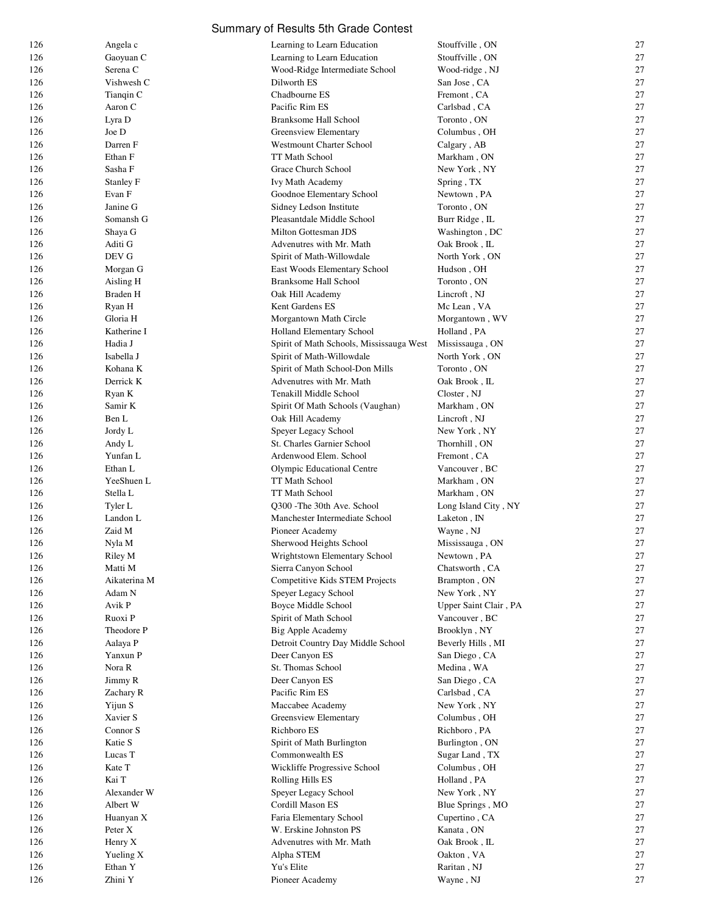# Summary of Results 5th Grade Contest

| | | | | |
|---|---|---|---|---|
| 126 | Angela c | Learning to Learn Education | Stouffville , ON | 27 |
| 126 | Gaoyuan C | Learning to Learn Education | Stouffville , ON | 27 |
| 126 | Serena C | Wood-Ridge Intermediate School | Wood-ridge , NJ | 27 |
| 126 | Vishwesh C | Dilworth ES | San Jose , CA | 27 |
| 126 | Tianqin C | Chadbourne ES | Fremont , CA | 27 |
| 126 | Aaron C | Pacific Rim ES | Carlsbad , CA | 27 |
| 126 | Lyra D | Branksome Hall School | Toronto , ON | 27 |
| 126 | Joe D | Greensview Elementary | Columbus , OH | 27 |
| 126 | Darren F | Westmount Charter School | Calgary , AB | 27 |
| 126 | Ethan F | TT Math School | Markham , ON | 27 |
| 126 | Sasha F | Grace Church School | New York , NY | 27 |
| 126 | Stanley F | Ivy Math Academy | Spring , TX | 27 |
| 126 | Evan F | Goodnoe Elementary School | Newtown , PA | 27 |
| 126 | Janine G | Sidney Ledson Institute | Toronto , ON | 27 |
| 126 | Somansh G | Pleasantdale Middle School | Burr Ridge , IL | 27 |
| 126 | Shaya G | Milton Gottesman JDS | Washington , DC | 27 |
| 126 | Aditi G | Advenutres with Mr. Math | Oak Brook , IL | 27 |
| 126 | DEV G | Spirit of Math-Willowdale | North York , ON | 27 |
| 126 | Morgan G | East Woods Elementary School | Hudson , OH | 27 |
| 126 | Aisling H | Branksome Hall School | Toronto , ON | 27 |
| 126 | Braden H | Oak Hill Academy | Lincroft , NJ | 27 |
| 126 | Ryan H | Kent Gardens ES | Mc Lean , VA | 27 |
| 126 | Gloria H | Morgantown Math Circle | Morgantown , WV | 27 |
| 126 | Katherine I | Holland Elementary School | Holland , PA | 27 |
| 126 | Hadia J | Spirit of Math Schools, Mississauga West | Mississauga , ON | 27 |
| 126 | Isabella J | Spirit of Math-Willowdale | North York , ON | 27 |
| 126 | Kohana K | Spirit of Math School-Don Mills | Toronto , ON | 27 |
| 126 | Derrick K | Advenutres with Mr. Math | Oak Brook , IL | 27 |
| 126 | Ryan K | Tenakill Middle School | Closter , NJ | 27 |
| 126 | Samir K | Spirit Of Math Schools (Vaughan) | Markham , ON | 27 |
| 126 | Ben L | Oak Hill Academy | Lincroft , NJ | 27 |
| 126 | Jordy L | Speyer Legacy School | New York , NY | 27 |
| 126 | Andy L | St. Charles Garnier School | Thornhill , ON | 27 |
| 126 | Yunfan L | Ardenwood Elem. School | Fremont , CA | 27 |
| 126 | Ethan L | Olympic Educational Centre | Vancouver , BC | 27 |
| 126 | YeeShuen L | TT Math School | Markham , ON | 27 |
| 126 | Stella L | TT Math School | Markham , ON | 27 |
| 126 | Tyler L | Q300 -The 30th Ave. School | Long Island City , NY | 27 |
| 126 | Landon L | Manchester Intermediate School | Laketon , IN | 27 |
| 126 | Zaid M | Pioneer Academy | Wayne , NJ | 27 |
| 126 | Nyla M | Sherwood Heights School | Mississauga , ON | 27 |
| 126 | Riley M | Wrightstown Elementary School | Newtown , PA | 27 |
| 126 | Matti M | Sierra Canyon School | Chatsworth , CA | 27 |
| 126 | Aikaterina M | Competitive Kids STEM Projects | Brampton , ON | 27 |
| 126 | Adam N | Speyer Legacy School | New York , NY | 27 |
| 126 | Avik P | Boyce Middle School | Upper Saint Clair , PA | 27 |
| 126 | Ruoxi P | Spirit of Math School | Vancouver , BC | 27 |
| 126 | Theodore P | Big Apple Academy | Brooklyn , NY | 27 |
| 126 | Aalaya P | Detroit Country Day Middle School | Beverly Hills , MI | 27 |
| 126 | Yanxun P | Deer Canyon ES | San Diego , CA | 27 |
| 126 | Nora R | St. Thomas School | Medina , WA | 27 |
| 126 | Jimmy R | Deer Canyon ES | San Diego , CA | 27 |
| 126 | Zachary R | Pacific Rim ES | Carlsbad , CA | 27 |
| 126 | Yijun S | Maccabee Academy | New York , NY | 27 |
| 126 | Xavier S | Greensview Elementary | Columbus , OH | 27 |
| 126 | Connor S | Richboro ES | Richboro , PA | 27 |
| 126 | Katie S | Spirit of Math Burlington | Burlington , ON | 27 |
| 126 | Lucas T | Commonwealth ES | Sugar Land , TX | 27 |
| 126 | Kate T | Wickliffe Progressive School | Columbus , OH | 27 |
| 126 | Kai T | Rolling Hills ES | Holland , PA | 27 |
| 126 | Alexander W | Speyer Legacy School | New York , NY | 27 |
| 126 | Albert W | Cordill Mason ES | Blue Springs , MO | 27 |
| 126 | Huanyan X | Faria Elementary School | Cupertino , CA | 27 |
| 126 | Peter X | W. Erskine Johnston PS | Kanata , ON | 27 |
| 126 | Henry X | Advenutres with Mr. Math | Oak Brook , IL | 27 |
| 126 | Yueling X | Alpha STEM | Oakton , VA | 27 |
| 126 | Ethan Y | Yu's Elite | Raritan , NJ | 27 |
| 126 | Zhini Y | Pioneer Academy | Wayne , NJ | 27 |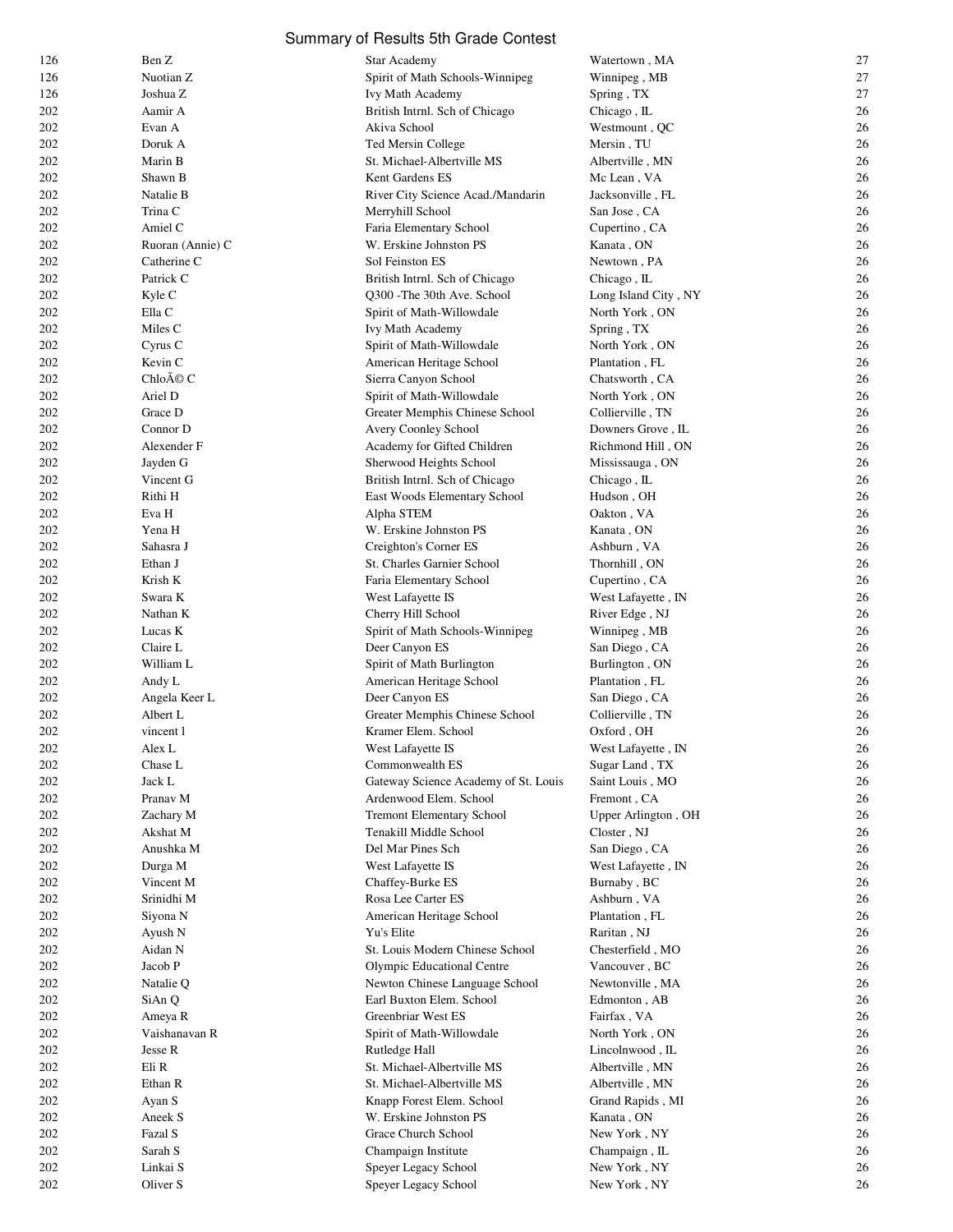# Summary of Results 5th Grade Contest

| | | | | |
|---|---|---|---|---|
| 126 | Ben Z | Star Academy | Watertown , MA | 27 |
| 126 | Nuotian Z | Spirit of Math Schools-Winnipeg | Winnipeg , MB | 27 |
| 126 | Joshua Z | Ivy Math Academy | Spring , TX | 27 |
| 202 | Aamir A | British Intrnl. Sch of Chicago | Chicago , IL | 26 |
| 202 | Evan A | Akiva School | Westmount , QC | 26 |
| 202 | Doruk A | Ted Mersin College | Mersin , TU | 26 |
| 202 | Marin B | St. Michael-Albertville MS | Albertville , MN | 26 |
| 202 | Shawn B | Kent Gardens ES | Mc Lean , VA | 26 |
| 202 | Natalie B | River City Science Acad./Mandarin | Jacksonville , FL | 26 |
| 202 | Trina C | Merryhill School | San Jose , CA | 26 |
| 202 | Amiel C | Faria Elementary School | Cupertino , CA | 26 |
| 202 | Ruoran (Annie) C | W. Erskine Johnston PS | Kanata , ON | 26 |
| 202 | Catherine C | Sol Feinston ES | Newtown , PA | 26 |
| 202 | Patrick C | British Intrnl. Sch of Chicago | Chicago , IL | 26 |
| 202 | Kyle C | Q300 -The 30th Ave. School | Long Island City , NY | 26 |
| 202 | Ella C | Spirit of Math-Willowdale | North York , ON | 26 |
| 202 | Miles C | Ivy Math Academy | Spring , TX | 26 |
| 202 | Cyrus C | Spirit of Math-Willowdale | North York , ON | 26 |
| 202 | Kevin C | American Heritage School | Plantation , FL | 26 |
| 202 | ChloÃ© C | Sierra Canyon School | Chatsworth , CA | 26 |
| 202 | Ariel D | Spirit of Math-Willowdale | North York , ON | 26 |
| 202 | Grace D | Greater Memphis Chinese School | Collierville , TN | 26 |
| 202 | Connor D | Avery Coonley School | Downers Grove , IL | 26 |
| 202 | Alexender F | Academy for Gifted Children | Richmond Hill , ON | 26 |
| 202 | Jayden G | Sherwood Heights School | Mississauga , ON | 26 |
| 202 | Vincent G | British Intrnl. Sch of Chicago | Chicago , IL | 26 |
| 202 | Rithi H | East Woods Elementary School | Hudson , OH | 26 |
| 202 | Eva H | Alpha STEM | Oakton , VA | 26 |
| 202 | Yena H | W. Erskine Johnston PS | Kanata , ON | 26 |
| 202 | Sahasra J | Creighton's Corner ES | Ashburn , VA | 26 |
| 202 | Ethan J | St. Charles Garnier School | Thornhill , ON | 26 |
| 202 | Krish K | Faria Elementary School | Cupertino , CA | 26 |
| 202 | Swara K | West Lafayette IS | West Lafayette , IN | 26 |
| 202 | Nathan K | Cherry Hill School | River Edge , NJ | 26 |
| 202 | Lucas K | Spirit of Math Schools-Winnipeg | Winnipeg , MB | 26 |
| 202 | Claire L | Deer Canyon ES | San Diego , CA | 26 |
| 202 | William L | Spirit of Math Burlington | Burlington , ON | 26 |
| 202 | Andy L | American Heritage School | Plantation , FL | 26 |
| 202 | Angela Keer L | Deer Canyon ES | San Diego , CA | 26 |
| 202 | Albert L | Greater Memphis Chinese School | Collierville , TN | 26 |
| 202 | vincent l | Kramer Elem. School | Oxford , OH | 26 |
| 202 | Alex L | West Lafayette IS | West Lafayette , IN | 26 |
| 202 | Chase L | Commonwealth ES | Sugar Land , TX | 26 |
| 202 | Jack L | Gateway Science Academy of St. Louis | Saint Louis , MO | 26 |
| 202 | Pranav M | Ardenwood Elem. School | Fremont , CA | 26 |
| 202 | Zachary M | Tremont Elementary School | Upper Arlington , OH | 26 |
| 202 | Akshat M | Tenakill Middle School | Closter , NJ | 26 |
| 202 | Anushka M | Del Mar Pines Sch | San Diego , CA | 26 |
| 202 | Durga M | West Lafayette IS | West Lafayette , IN | 26 |
| 202 | Vincent M | Chaffey-Burke ES | Burnaby , BC | 26 |
| 202 | Srinidhi M | Rosa Lee Carter ES | Ashburn , VA | 26 |
| 202 | Siyona N | American Heritage School | Plantation , FL | 26 |
| 202 | Ayush N | Yu's Elite | Raritan , NJ | 26 |
| 202 | Aidan N | St. Louis Modern Chinese School | Chesterfield , MO | 26 |
| 202 | Jacob P | Olympic Educational Centre | Vancouver , BC | 26 |
| 202 | Natalie Q | Newton Chinese Language School | Newtonville , MA | 26 |
| 202 | SiAn Q | Earl Buxton Elem. School | Edmonton , AB | 26 |
| 202 | Ameya R | Greenbriar West ES | Fairfax , VA | 26 |
| 202 | Vaishanavan R | Spirit of Math-Willowdale | North York , ON | 26 |
| 202 | Jesse R | Rutledge Hall | Lincolnwood , IL | 26 |
| 202 | Eli R | St. Michael-Albertville MS | Albertville , MN | 26 |
| 202 | Ethan R | St. Michael-Albertville MS | Albertville , MN | 26 |
| 202 | Ayan S | Knapp Forest Elem. School | Grand Rapids , MI | 26 |
| 202 | Aneek S | W. Erskine Johnston PS | Kanata , ON | 26 |
| 202 | Fazal S | Grace Church School | New York , NY | 26 |
| 202 | Sarah S | Champaign Institute | Champaign , IL | 26 |
| 202 | Linkai S | Speyer Legacy School | New York , NY | 26 |
| 202 | Oliver S | Speyer Legacy School | New York , NY | 26 |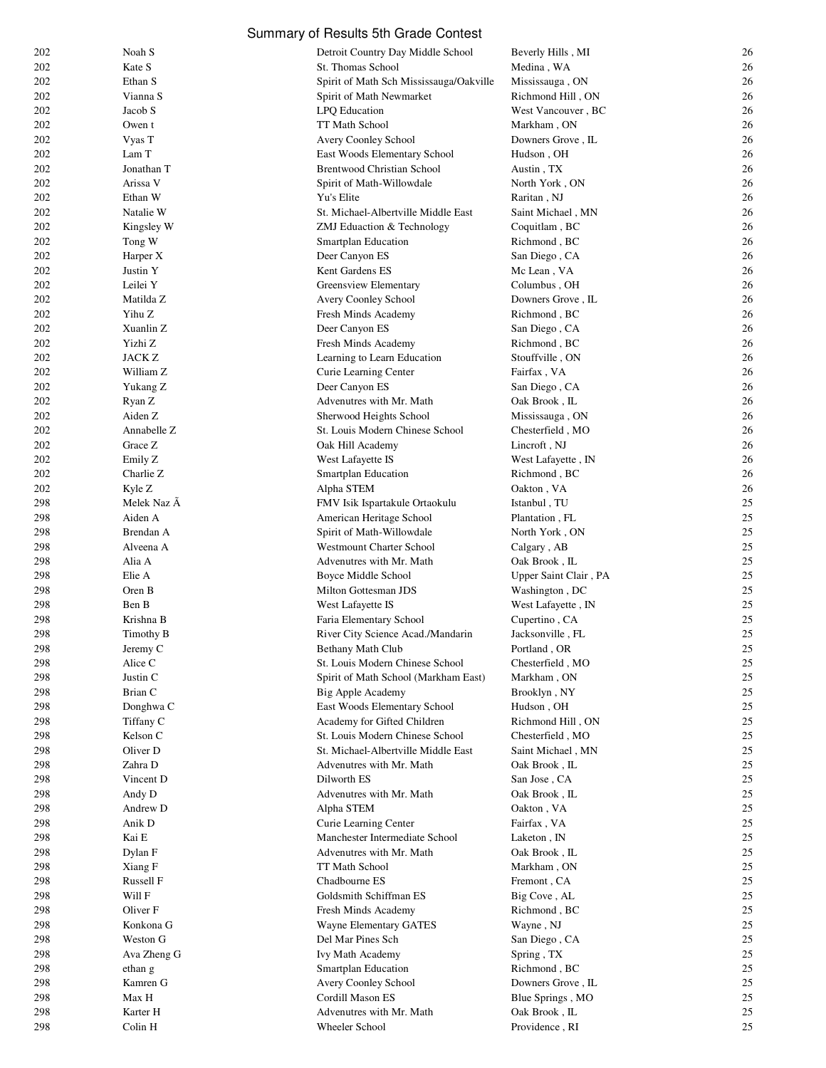# Summary of Results 5th Grade Contest

| | | | | |
|---|---|---|---|---|
| 202 | Noah S | Detroit Country Day Middle School | Beverly Hills , MI | 26 |
| 202 | Kate S | St. Thomas School | Medina , WA | 26 |
| 202 | Ethan S | Spirit of Math Sch Mississauga/Oakville | Mississauga , ON | 26 |
| 202 | Vianna S | Spirit of Math Newmarket | Richmond Hill , ON | 26 |
| 202 | Jacob S | LPQ Education | West Vancouver , BC | 26 |
| 202 | Owen t | TT Math School | Markham , ON | 26 |
| 202 | Vyas T | Avery Coonley School | Downers Grove , IL | 26 |
| 202 | Lam T | East Woods Elementary School | Hudson , OH | 26 |
| 202 | Jonathan T | Brentwood Christian School | Austin , TX | 26 |
| 202 | Arissa V | Spirit of Math-Willowdale | North York , ON | 26 |
| 202 | Ethan W | Yu's Elite | Raritan , NJ | 26 |
| 202 | Natalie W | St. Michael-Albertville Middle East | Saint Michael , MN | 26 |
| 202 | Kingsley W | ZMJ Eduaction & Technology | Coquitlam , BC | 26 |
| 202 | Tong W | Smartplan Education | Richmond , BC | 26 |
| 202 | Harper X | Deer Canyon ES | San Diego , CA | 26 |
| 202 | Justin Y | Kent Gardens ES | Mc Lean , VA | 26 |
| 202 | Leilei Y | Greensview Elementary | Columbus , OH | 26 |
| 202 | Matilda Z | Avery Coonley School | Downers Grove , IL | 26 |
| 202 | Yihu Z | Fresh Minds Academy | Richmond , BC | 26 |
| 202 | Xuanlin Z | Deer Canyon ES | San Diego , CA | 26 |
| 202 | Yizhi Z | Fresh Minds Academy | Richmond , BC | 26 |
| 202 | JACK Z | Learning to Learn Education | Stouffville , ON | 26 |
| 202 | William Z | Curie Learning Center | Fairfax , VA | 26 |
| 202 | Yukang Z | Deer Canyon ES | San Diego , CA | 26 |
| 202 | Ryan Z | Advenutres with Mr. Math | Oak Brook , IL | 26 |
| 202 | Aiden Z | Sherwood Heights School | Mississauga , ON | 26 |
| 202 | Annabelle Z | St. Louis Modern Chinese School | Chesterfield , MO | 26 |
| 202 | Grace Z | Oak Hill Academy | Lincroft , NJ | 26 |
| 202 | Emily Z | West Lafayette IS | West Lafayette , IN | 26 |
| 202 | Charlie Z | Smartplan Education | Richmond , BC | 26 |
| 202 | Kyle Z | Alpha STEM | Oakton , VA | 26 |
| 298 | Melek Naz Ã | FMV Isik Ispartakule Ortaokulu | Istanbul , TU | 25 |
| 298 | Aiden A | American Heritage School | Plantation , FL | 25 |
| 298 | Brendan A | Spirit of Math-Willowdale | North York , ON | 25 |
| 298 | Alveena A | Westmount Charter School | Calgary , AB | 25 |
| 298 | Alia A | Advenutres with Mr. Math | Oak Brook , IL | 25 |
| 298 | Elie A | Boyce Middle School | Upper Saint Clair , PA | 25 |
| 298 | Oren B | Milton Gottesman JDS | Washington , DC | 25 |
| 298 | Ben B | West Lafayette IS | West Lafayette , IN | 25 |
| 298 | Krishna B | Faria Elementary School | Cupertino , CA | 25 |
| 298 | Timothy B | River City Science Acad./Mandarin | Jacksonville , FL | 25 |
| 298 | Jeremy C | Bethany Math Club | Portland , OR | 25 |
| 298 | Alice C | St. Louis Modern Chinese School | Chesterfield , MO | 25 |
| 298 | Justin C | Spirit of Math School (Markham East) | Markham , ON | 25 |
| 298 | Brian C | Big Apple Academy | Brooklyn , NY | 25 |
| 298 | Donghwa C | East Woods Elementary School | Hudson , OH | 25 |
| 298 | Tiffany C | Academy for Gifted Children | Richmond Hill , ON | 25 |
| 298 | Kelson C | St. Louis Modern Chinese School | Chesterfield , MO | 25 |
| 298 | Oliver D | St. Michael-Albertville Middle East | Saint Michael , MN | 25 |
| 298 | Zahra D | Advenutres with Mr. Math | Oak Brook , IL | 25 |
| 298 | Vincent D | Dilworth ES | San Jose , CA | 25 |
| 298 | Andy D | Advenutres with Mr. Math | Oak Brook , IL | 25 |
| 298 | Andrew D | Alpha STEM | Oakton , VA | 25 |
| 298 | Anik D | Curie Learning Center | Fairfax , VA | 25 |
| 298 | Kai E | Manchester Intermediate School | Laketon , IN | 25 |
| 298 | Dylan F | Advenutres with Mr. Math | Oak Brook , IL | 25 |
| 298 | Xiang F | TT Math School | Markham , ON | 25 |
| 298 | Russell F | Chadbourne ES | Fremont , CA | 25 |
| 298 | Will F | Goldsmith Schiffman ES | Big Cove , AL | 25 |
| 298 | Oliver F | Fresh Minds Academy | Richmond , BC | 25 |
| 298 | Konkona G | Wayne Elementary GATES | Wayne , NJ | 25 |
| 298 | Weston G | Del Mar Pines Sch | San Diego , CA | 25 |
| 298 | Ava Zheng G | Ivy Math Academy | Spring , TX | 25 |
| 298 | ethan g | Smartplan Education | Richmond , BC | 25 |
| 298 | Kamren G | Avery Coonley School | Downers Grove , IL | 25 |
| 298 | Max H | Cordill Mason ES | Blue Springs , MO | 25 |
| 298 | Karter H | Advenutres with Mr. Math | Oak Brook , IL | 25 |
| 298 | Colin H | Wheeler School | Providence , RI | 25 |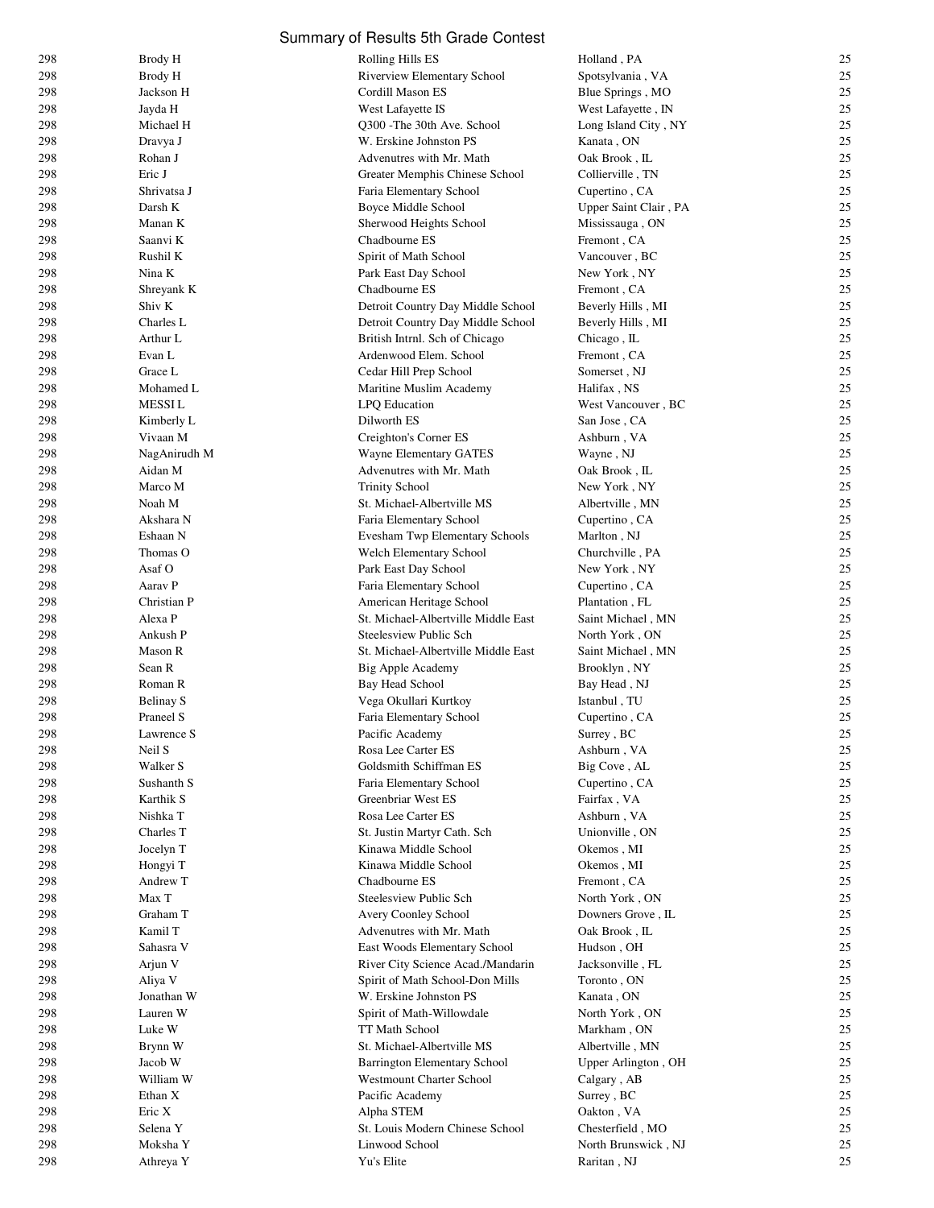# Summary of Results 5th Grade Contest

| | | | | |
|---|---|---|---|---|
| 298 | Brody H | Rolling Hills ES | Holland , PA | 25 |
| 298 | Brody H | Riverview Elementary School | Spotsylvania , VA | 25 |
| 298 | Jackson H | Cordill Mason ES | Blue Springs , MO | 25 |
| 298 | Jayda H | West Lafayette IS | West Lafayette , IN | 25 |
| 298 | Michael H | Q300 -The 30th Ave. School | Long Island City , NY | 25 |
| 298 | Dravya J | W. Erskine Johnston PS | Kanata , ON | 25 |
| 298 | Rohan J | Advenutres with Mr. Math | Oak Brook , IL | 25 |
| 298 | Eric J | Greater Memphis Chinese School | Collierville , TN | 25 |
| 298 | Shrivatsa J | Faria Elementary School | Cupertino , CA | 25 |
| 298 | Darsh K | Boyce Middle School | Upper Saint Clair , PA | 25 |
| 298 | Manan K | Sherwood Heights School | Mississauga , ON | 25 |
| 298 | Saanvi K | Chadbourne ES | Fremont , CA | 25 |
| 298 | Rushil K | Spirit of Math School | Vancouver , BC | 25 |
| 298 | Nina K | Park East Day School | New York , NY | 25 |
| 298 | Shreyank K | Chadbourne ES | Fremont , CA | 25 |
| 298 | Shiv K | Detroit Country Day Middle School | Beverly Hills , MI | 25 |
| 298 | Charles L | Detroit Country Day Middle School | Beverly Hills , MI | 25 |
| 298 | Arthur L | British Intrnl. Sch of Chicago | Chicago , IL | 25 |
| 298 | Evan L | Ardenwood Elem. School | Fremont , CA | 25 |
| 298 | Grace L | Cedar Hill Prep School | Somerset , NJ | 25 |
| 298 | Mohamed L | Maritine Muslim Academy | Halifax , NS | 25 |
| 298 | MESSI L | LPQ Education | West Vancouver , BC | 25 |
| 298 | Kimberly L | Dilworth ES | San Jose , CA | 25 |
| 298 | Vivaan M | Creighton's Corner ES | Ashburn , VA | 25 |
| 298 | NagAnirudh M | Wayne Elementary GATES | Wayne , NJ | 25 |
| 298 | Aidan M | Advenutres with Mr. Math | Oak Brook , IL | 25 |
| 298 | Marco M | Trinity School | New York , NY | 25 |
| 298 | Noah M | St. Michael-Albertville MS | Albertville , MN | 25 |
| 298 | Akshara N | Faria Elementary School | Cupertino , CA | 25 |
| 298 | Eshaan N | Evesham Twp Elementary Schools | Marlton , NJ | 25 |
| 298 | Thomas O | Welch Elementary School | Churchville , PA | 25 |
| 298 | Asaf O | Park East Day School | New York , NY | 25 |
| 298 | Aarav P | Faria Elementary School | Cupertino , CA | 25 |
| 298 | Christian P | American Heritage School | Plantation , FL | 25 |
| 298 | Alexa P | St. Michael-Albertville Middle East | Saint Michael , MN | 25 |
| 298 | Ankush P | Steelesview Public Sch | North York , ON | 25 |
| 298 | Mason R | St. Michael-Albertville Middle East | Saint Michael , MN | 25 |
| 298 | Sean R | Big Apple Academy | Brooklyn , NY | 25 |
| 298 | Roman R | Bay Head School | Bay Head , NJ | 25 |
| 298 | Belinay S | Vega Okullari Kurtkoy | Istanbul , TU | 25 |
| 298 | Praneel S | Faria Elementary School | Cupertino , CA | 25 |
| 298 | Lawrence S | Pacific Academy | Surrey , BC | 25 |
| 298 | Neil S | Rosa Lee Carter ES | Ashburn , VA | 25 |
| 298 | Walker S | Goldsmith Schiffman ES | Big Cove , AL | 25 |
| 298 | Sushanth S | Faria Elementary School | Cupertino , CA | 25 |
| 298 | Karthik S | Greenbriar West ES | Fairfax , VA | 25 |
| 298 | Nishka T | Rosa Lee Carter ES | Ashburn , VA | 25 |
| 298 | Charles T | St. Justin Martyr Cath. Sch | Unionville , ON | 25 |
| 298 | Jocelyn T | Kinawa Middle School | Okemos , MI | 25 |
| 298 | Hongyi T | Kinawa Middle School | Okemos , MI | 25 |
| 298 | Andrew T | Chadbourne ES | Fremont , CA | 25 |
| 298 | Max T | Steelesview Public Sch | North York , ON | 25 |
| 298 | Graham T | Avery Coonley School | Downers Grove , IL | 25 |
| 298 | Kamil T | Advenutres with Mr. Math | Oak Brook , IL | 25 |
| 298 | Sahasra V | East Woods Elementary School | Hudson , OH | 25 |
| 298 | Arjun V | River City Science Acad./Mandarin | Jacksonville , FL | 25 |
| 298 | Aliya V | Spirit of Math School-Don Mills | Toronto , ON | 25 |
| 298 | Jonathan W | W. Erskine Johnston PS | Kanata , ON | 25 |
| 298 | Lauren W | Spirit of Math-Willowdale | North York , ON | 25 |
| 298 | Luke W | TT Math School | Markham , ON | 25 |
| 298 | Brynn W | St. Michael-Albertville MS | Albertville , MN | 25 |
| 298 | Jacob W | Barrington Elementary School | Upper Arlington , OH | 25 |
| 298 | William W | Westmount Charter School | Calgary , AB | 25 |
| 298 | Ethan X | Pacific Academy | Surrey , BC | 25 |
| 298 | Eric X | Alpha STEM | Oakton , VA | 25 |
| 298 | Selena Y | St. Louis Modern Chinese School | Chesterfield , MO | 25 |
| 298 | Moksha Y | Linwood School | North Brunswick , NJ | 25 |
| 298 | Athreya Y | Yu's Elite | Raritan , NJ | 25 |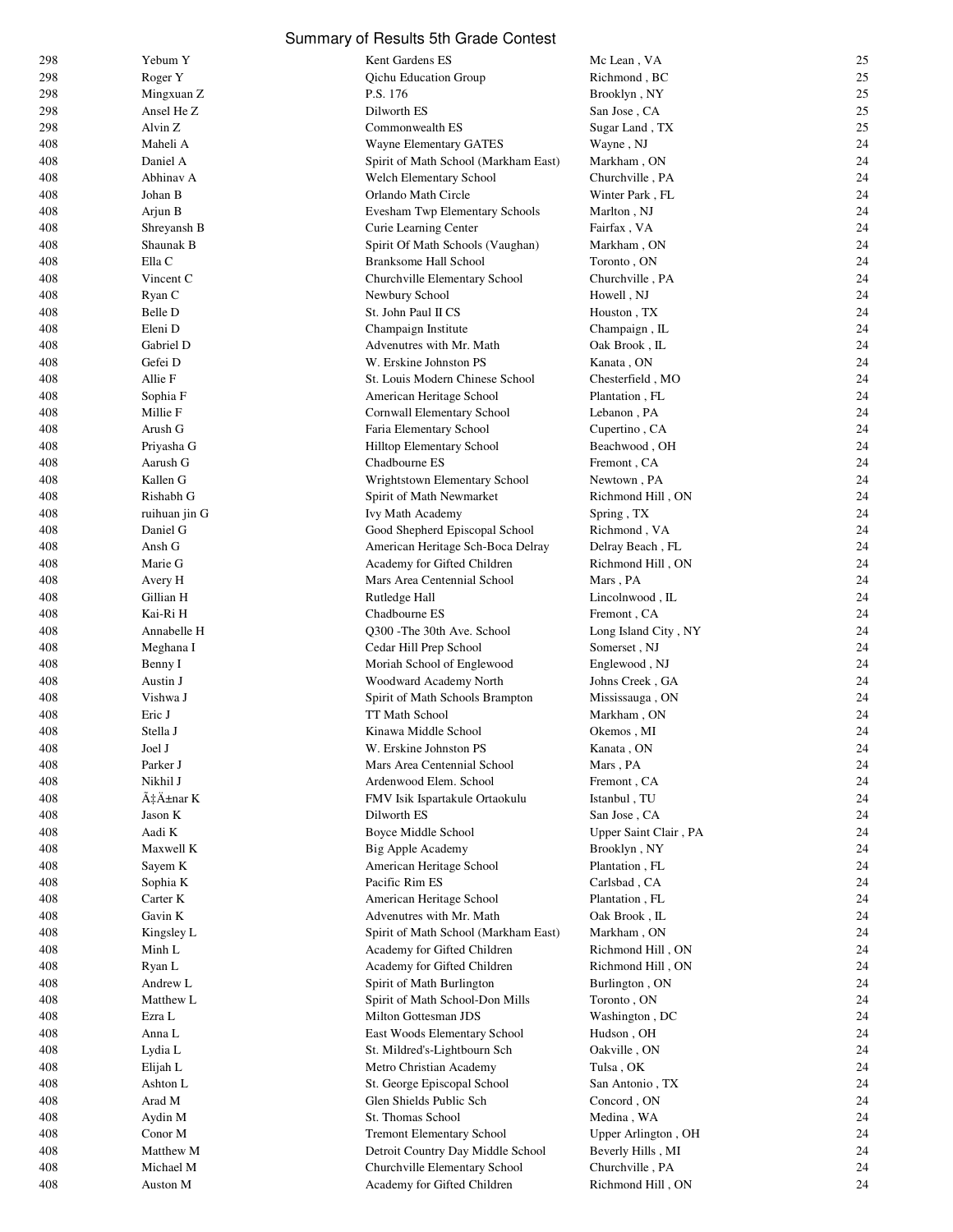# Summary of Results 5th Grade Contest

| | | | | |
|---|---|---|---|---|
| 298 | Yebum Y | Kent Gardens ES | Mc Lean , VA | 25 |
| 298 | Roger Y | Qichu Education Group | Richmond , BC | 25 |
| 298 | Mingxuan Z | P.S. 176 | Brooklyn , NY | 25 |
| 298 | Ansel He Z | Dilworth ES | San Jose , CA | 25 |
| 298 | Alvin Z | Commonwealth ES | Sugar Land , TX | 25 |
| 408 | Maheli A | Wayne Elementary GATES | Wayne , NJ | 24 |
| 408 | Daniel A | Spirit of Math School (Markham East) | Markham , ON | 24 |
| 408 | Abhinav A | Welch Elementary School | Churchville , PA | 24 |
| 408 | Johan B | Orlando Math Circle | Winter Park , FL | 24 |
| 408 | Arjun B | Evesham Twp Elementary Schools | Marlton , NJ | 24 |
| 408 | Shreyansh B | Curie Learning Center | Fairfax , VA | 24 |
| 408 | Shaunak B | Spirit Of Math Schools (Vaughan) | Markham , ON | 24 |
| 408 | Ella C | Branksome Hall School | Toronto , ON | 24 |
| 408 | Vincent C | Churchville Elementary School | Churchville , PA | 24 |
| 408 | Ryan C | Newbury School | Howell , NJ | 24 |
| 408 | Belle D | St. John Paul II CS | Houston , TX | 24 |
| 408 | Eleni D | Champaign Institute | Champaign , IL | 24 |
| 408 | Gabriel D | Advenutres with Mr. Math | Oak Brook , IL | 24 |
| 408 | Gefei D | W. Erskine Johnston PS | Kanata , ON | 24 |
| 408 | Allie F | St. Louis Modern Chinese School | Chesterfield , MO | 24 |
| 408 | Sophia F | American Heritage School | Plantation , FL | 24 |
| 408 | Millie F | Cornwall Elementary School | Lebanon , PA | 24 |
| 408 | Arush G | Faria Elementary School | Cupertino , CA | 24 |
| 408 | Priyasha G | Hilltop Elementary School | Beachwood , OH | 24 |
| 408 | Aarush G | Chadbourne ES | Fremont , CA | 24 |
| 408 | Kallen G | Wrightstown Elementary School | Newtown , PA | 24 |
| 408 | Rishabh G | Spirit of Math Newmarket | Richmond Hill , ON | 24 |
| 408 | ruihuan jin G | Ivy Math Academy | Spring , TX | 24 |
| 408 | Daniel G | Good Shepherd Episcopal School | Richmond , VA | 24 |
| 408 | Ansh G | American Heritage Sch-Boca Delray | Delray Beach , FL | 24 |
| 408 | Marie G | Academy for Gifted Children | Richmond Hill , ON | 24 |
| 408 | Avery H | Mars Area Centennial School | Mars , PA | 24 |
| 408 | Gillian H | Rutledge Hall | Lincolnwood , IL | 24 |
| 408 | Kai-Ri H | Chadbourne ES | Fremont , CA | 24 |
| 408 | Annabelle H | Q300 -The 30th Ave. School | Long Island City , NY | 24 |
| 408 | Meghana I | Cedar Hill Prep School | Somerset , NJ | 24 |
| 408 | Benny I | Moriah School of Englewood | Englewood , NJ | 24 |
| 408 | Austin J | Woodward Academy North | Johns Creek , GA | 24 |
| 408 | Vishwa J | Spirit of Math Schools Brampton | Mississauga , ON | 24 |
| 408 | Eric J | TT Math School | Markham , ON | 24 |
| 408 | Stella J | Kinawa Middle School | Okemos , MI | 24 |
| 408 | Joel J | W. Erskine Johnston PS | Kanata , ON | 24 |
| 408 | Parker J | Mars Area Centennial School | Mars , PA | 24 |
| 408 | Nikhil J | Ardenwood Elem. School | Fremont , CA | 24 |
| 408 | Ã‡Ä±nar K | FMV Isik Ispartakule Ortaokulu | Istanbul , TU | 24 |
| 408 | Jason K | Dilworth ES | San Jose , CA | 24 |
| 408 | Aadi K | Boyce Middle School | Upper Saint Clair , PA | 24 |
| 408 | Maxwell K | Big Apple Academy | Brooklyn , NY | 24 |
| 408 | Sayem K | American Heritage School | Plantation , FL | 24 |
| 408 | Sophia K | Pacific Rim ES | Carlsbad , CA | 24 |
| 408 | Carter K | American Heritage School | Plantation , FL | 24 |
| 408 | Gavin K | Advenutres with Mr. Math | Oak Brook , IL | 24 |
| 408 | Kingsley L | Spirit of Math School (Markham East) | Markham , ON | 24 |
| 408 | Minh L | Academy for Gifted Children | Richmond Hill , ON | 24 |
| 408 | Ryan L | Academy for Gifted Children | Richmond Hill , ON | 24 |
| 408 | Andrew L | Spirit of Math Burlington | Burlington , ON | 24 |
| 408 | Matthew L | Spirit of Math School-Don Mills | Toronto , ON | 24 |
| 408 | Ezra L | Milton Gottesman JDS | Washington , DC | 24 |
| 408 | Anna L | East Woods Elementary School | Hudson , OH | 24 |
| 408 | Lydia L | St. Mildred's-Lightbourn Sch | Oakville , ON | 24 |
| 408 | Elijah L | Metro Christian Academy | Tulsa , OK | 24 |
| 408 | Ashton L | St. George Episcopal School | San Antonio , TX | 24 |
| 408 | Arad M | Glen Shields Public Sch | Concord , ON | 24 |
| 408 | Aydin M | St. Thomas School | Medina , WA | 24 |
| 408 | Conor M | Tremont Elementary School | Upper Arlington , OH | 24 |
| 408 | Matthew M | Detroit Country Day Middle School | Beverly Hills , MI | 24 |
| 408 | Michael M | Churchville Elementary School | Churchville , PA | 24 |
| 408 | Auston M | Academy for Gifted Children | Richmond Hill , ON | 24 |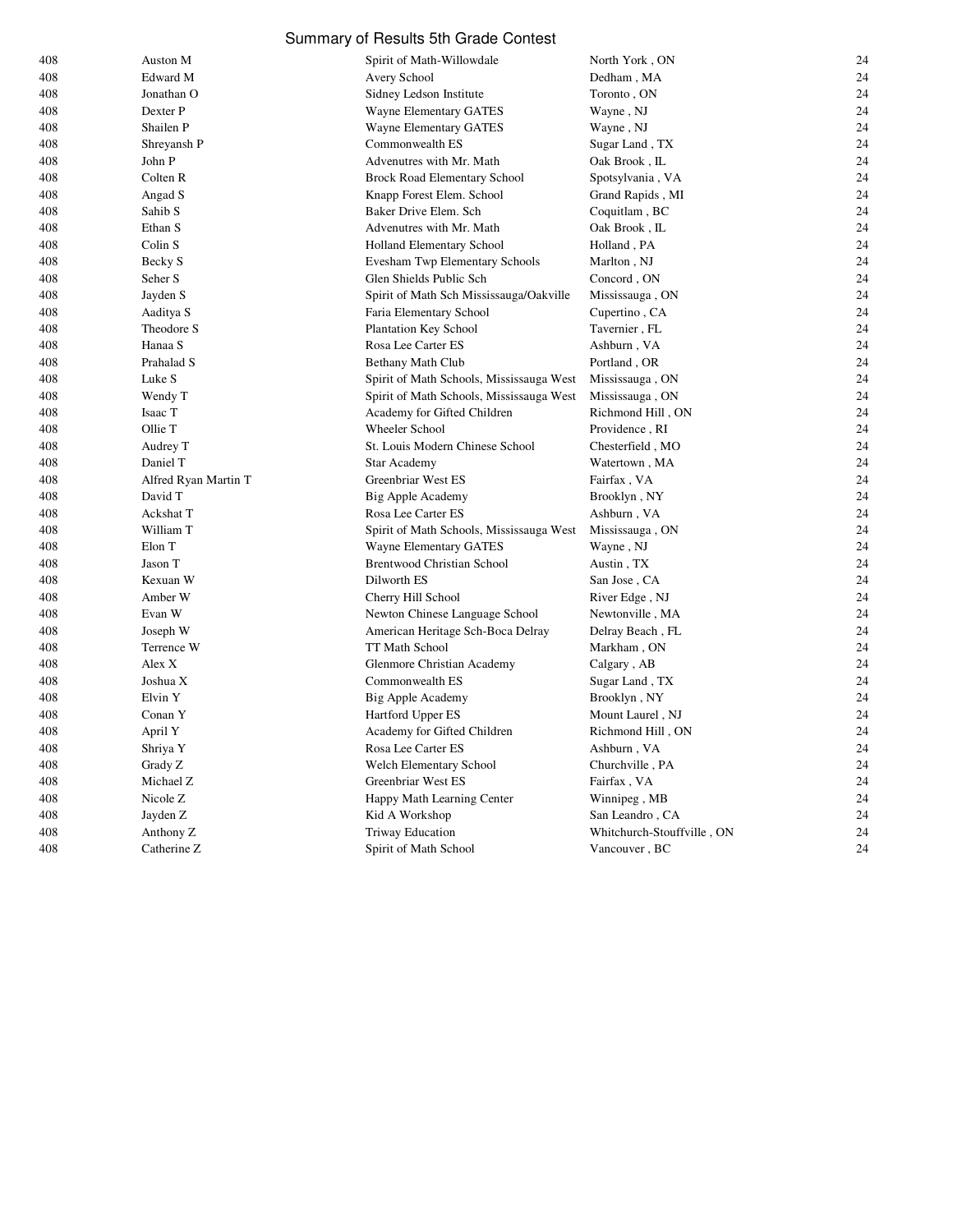# Summary of Results 5th Grade Contest

| | | | | |
|---|---|---|---|---|
| 408 | Auston M | Spirit of Math-Willowdale | North York , ON | 24 |
| 408 | Edward M | Avery School | Dedham , MA | 24 |
| 408 | Jonathan O | Sidney Ledson Institute | Toronto , ON | 24 |
| 408 | Dexter P | Wayne Elementary GATES | Wayne , NJ | 24 |
| 408 | Shailen P | Wayne Elementary GATES | Wayne , NJ | 24 |
| 408 | Shreyansh P | Commonwealth ES | Sugar Land , TX | 24 |
| 408 | John P | Advenutres with Mr. Math | Oak Brook , IL | 24 |
| 408 | Colten R | Brock Road Elementary School | Spotsylvania , VA | 24 |
| 408 | Angad S | Knapp Forest Elem. School | Grand Rapids , MI | 24 |
| 408 | Sahib S | Baker Drive Elem. Sch | Coquitlam , BC | 24 |
| 408 | Ethan S | Advenutres with Mr. Math | Oak Brook , IL | 24 |
| 408 | Colin S | Holland Elementary School | Holland , PA | 24 |
| 408 | Becky S | Evesham Twp Elementary Schools | Marlton , NJ | 24 |
| 408 | Seher S | Glen Shields Public Sch | Concord , ON | 24 |
| 408 | Jayden S | Spirit of Math Sch Mississauga/Oakville | Mississauga , ON | 24 |
| 408 | Aaditya S | Faria Elementary School | Cupertino , CA | 24 |
| 408 | Theodore S | Plantation Key School | Tavernier , FL | 24 |
| 408 | Hanaa S | Rosa Lee Carter ES | Ashburn , VA | 24 |
| 408 | Prahalad S | Bethany Math Club | Portland , OR | 24 |
| 408 | Luke S | Spirit of Math Schools, Mississauga West | Mississauga , ON | 24 |
| 408 | Wendy T | Spirit of Math Schools, Mississauga West | Mississauga , ON | 24 |
| 408 | Isaac T | Academy for Gifted Children | Richmond Hill , ON | 24 |
| 408 | Ollie T | Wheeler School | Providence , RI | 24 |
| 408 | Audrey T | St. Louis Modern Chinese School | Chesterfield , MO | 24 |
| 408 | Daniel T | Star Academy | Watertown , MA | 24 |
| 408 | Alfred Ryan Martin T | Greenbriar West ES | Fairfax , VA | 24 |
| 408 | David T | Big Apple Academy | Brooklyn , NY | 24 |
| 408 | Ackshat T | Rosa Lee Carter ES | Ashburn , VA | 24 |
| 408 | William T | Spirit of Math Schools, Mississauga West | Mississauga , ON | 24 |
| 408 | Elon T | Wayne Elementary GATES | Wayne , NJ | 24 |
| 408 | Jason T | Brentwood Christian School | Austin , TX | 24 |
| 408 | Kexuan W | Dilworth ES | San Jose , CA | 24 |
| 408 | Amber W | Cherry Hill School | River Edge , NJ | 24 |
| 408 | Evan W | Newton Chinese Language School | Newtonville , MA | 24 |
| 408 | Joseph W | American Heritage Sch-Boca Delray | Delray Beach , FL | 24 |
| 408 | Terrence W | TT Math School | Markham , ON | 24 |
| 408 | Alex X | Glenmore Christian Academy | Calgary , AB | 24 |
| 408 | Joshua X | Commonwealth ES | Sugar Land , TX | 24 |
| 408 | Elvin Y | Big Apple Academy | Brooklyn , NY | 24 |
| 408 | Conan Y | Hartford Upper ES | Mount Laurel , NJ | 24 |
| 408 | April Y | Academy for Gifted Children | Richmond Hill , ON | 24 |
| 408 | Shriya Y | Rosa Lee Carter ES | Ashburn , VA | 24 |
| 408 | Grady Z | Welch Elementary School | Churchville , PA | 24 |
| 408 | Michael Z | Greenbriar West ES | Fairfax , VA | 24 |
| 408 | Nicole Z | Happy Math Learning Center | Winnipeg , MB | 24 |
| 408 | Jayden Z | Kid A Workshop | San Leandro , CA | 24 |
| 408 | Anthony Z | Triway Education | Whitchurch-Stouffville , ON | 24 |
| 408 | Catherine Z | Spirit of Math School | Vancouver , BC | 24 |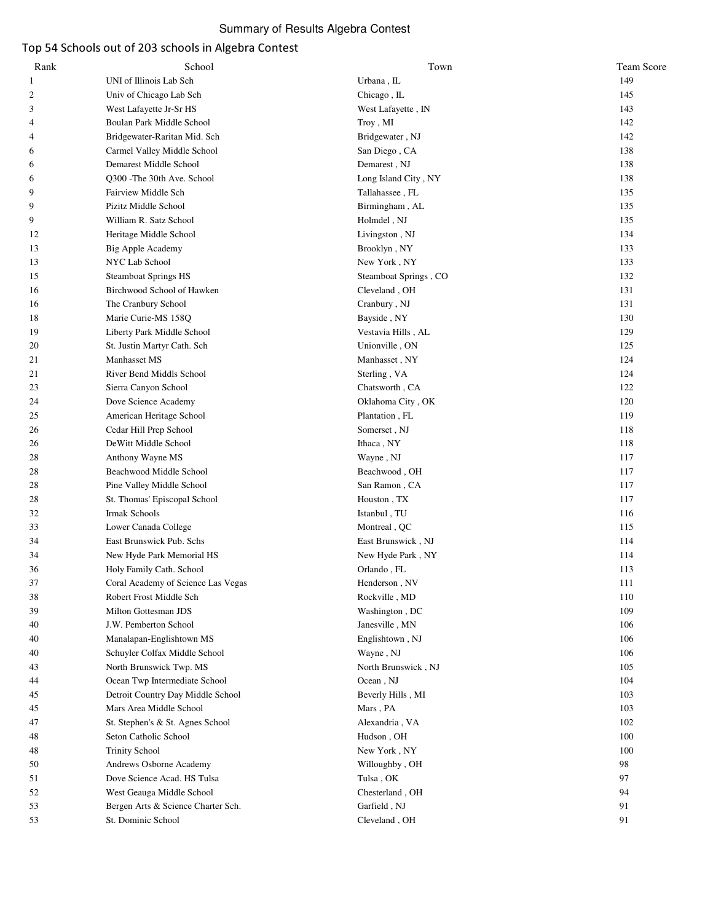Summary of Results Algebra Contest

## Top 54 Schools out of 203 schools in Algebra Contest

| Rank | School | Town | Team Score |
|---|---|---|---|
| 1 | UNI of Illinois Lab Sch | Urbana , IL | 149 |
| 2 | Univ of Chicago Lab Sch | Chicago , IL | 145 |
| 3 | West Lafayette Jr-Sr HS | West Lafayette , IN | 143 |
| 4 | Boulan Park Middle School | Troy , MI | 142 |
| 4 | Bridgewater-Raritan Mid. Sch | Bridgewater , NJ | 142 |
| 6 | Carmel Valley Middle School | San Diego , CA | 138 |
| 6 | Demarest Middle School | Demarest , NJ | 138 |
| 6 | Q300 -The 30th Ave. School | Long Island City , NY | 138 |
| 9 | Fairview Middle Sch | Tallahassee , FL | 135 |
| 9 | Pizitz Middle School | Birmingham , AL | 135 |
| 9 | William R. Satz School | Holmdel , NJ | 135 |
| 12 | Heritage Middle School | Livingston , NJ | 134 |
| 13 | Big Apple Academy | Brooklyn , NY | 133 |
| 13 | NYC Lab School | New York , NY | 133 |
| 15 | Steamboat Springs HS | Steamboat Springs , CO | 132 |
| 16 | Birchwood School of Hawken | Cleveland , OH | 131 |
| 16 | The Cranbury School | Cranbury , NJ | 131 |
| 18 | Marie Curie-MS 158Q | Bayside , NY | 130 |
| 19 | Liberty Park Middle School | Vestavia Hills , AL | 129 |
| 20 | St. Justin Martyr Cath. Sch | Unionville , ON | 125 |
| 21 | Manhasset MS | Manhasset , NY | 124 |
| 21 | River Bend Middls School | Sterling , VA | 124 |
| 23 | Sierra Canyon School | Chatsworth , CA | 122 |
| 24 | Dove Science Academy | Oklahoma City , OK | 120 |
| 25 | American Heritage School | Plantation , FL | 119 |
| 26 | Cedar Hill Prep School | Somerset , NJ | 118 |
| 26 | DeWitt Middle School | Ithaca , NY | 118 |
| 28 | Anthony Wayne MS | Wayne , NJ | 117 |
| 28 | Beachwood Middle School | Beachwood , OH | 117 |
| 28 | Pine Valley Middle School | San Ramon , CA | 117 |
| 28 | St. Thomas' Episcopal School | Houston , TX | 117 |
| 32 | Irmak Schools | Istanbul , TU | 116 |
| 33 | Lower Canada College | Montreal , QC | 115 |
| 34 | East Brunswick Pub. Schs | East Brunswick , NJ | 114 |
| 34 | New Hyde Park Memorial HS | New Hyde Park , NY | 114 |
| 36 | Holy Family Cath. School | Orlando , FL | 113 |
| 37 | Coral Academy of Science Las Vegas | Henderson , NV | 111 |
| 38 | Robert Frost Middle Sch | Rockville , MD | 110 |
| 39 | Milton Gottesman JDS | Washington , DC | 109 |
| 40 | J.W. Pemberton School | Janesville , MN | 106 |
| 40 | Manalapan-Englishtown MS | Englishtown , NJ | 106 |
| 40 | Schuyler Colfax Middle School | Wayne , NJ | 106 |
| 43 | North Brunswick Twp. MS | North Brunswick , NJ | 105 |
| 44 | Ocean Twp Intermediate School | Ocean , NJ | 104 |
| 45 | Detroit Country Day Middle School | Beverly Hills , MI | 103 |
| 45 | Mars Area Middle School | Mars , PA | 103 |
| 47 | St. Stephen's & St. Agnes School | Alexandria , VA | 102 |
| 48 | Seton Catholic School | Hudson , OH | 100 |
| 48 | Trinity School | New York , NY | 100 |
| 50 | Andrews Osborne Academy | Willoughby , OH | 98 |
| 51 | Dove Science Acad. HS Tulsa | Tulsa , OK | 97 |
| 52 | West Geauga Middle School | Chesterland , OH | 94 |
| 53 | Bergen Arts & Science Charter Sch. | Garfield , NJ | 91 |
| 53 | St. Dominic School | Cleveland , OH | 91 |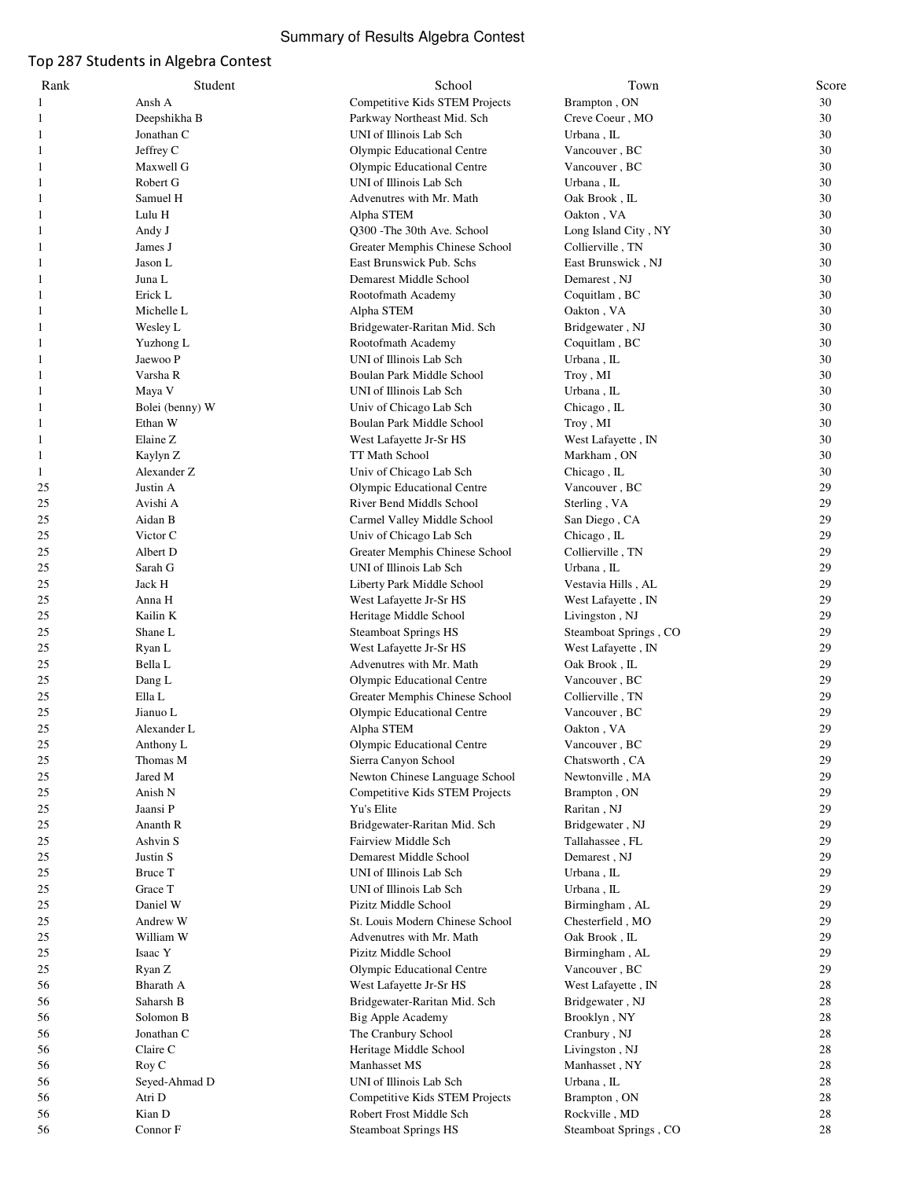# Summary of Results Algebra Contest

## Top 287 Students in Algebra Contest

| Rank | Student | School | Town | Score |
|---|---|---|---|---|
| 1 | Ansh A | Competitive Kids STEM Projects | Brampton , ON | 30 |
| 1 | Deepshikha B | Parkway Northeast Mid. Sch | Creve Coeur , MO | 30 |
| 1 | Jonathan C | UNI of Illinois Lab Sch | Urbana , IL | 30 |
| 1 | Jeffrey C | Olympic Educational Centre | Vancouver , BC | 30 |
| 1 | Maxwell G | Olympic Educational Centre | Vancouver , BC | 30 |
| 1 | Robert G | UNI of Illinois Lab Sch | Urbana , IL | 30 |
| 1 | Samuel H | Adevnutres with Mr. Math | Oak Brook , IL | 30 |
| 1 | Lulu H | Alpha STEM | Oakton , VA | 30 |
| 1 | Andy J | Q300 -The 30th Ave. School | Long Island City , NY | 30 |
| 1 | James J | Greater Memphis Chinese School | Collierville , TN | 30 |
| 1 | Jason L | East Brunswick Pub. Schs | East Brunswick , NJ | 30 |
| 1 | Juna L | Demarest Middle School | Demarest , NJ | 30 |
| 1 | Erick L | Rootofmath Academy | Coquitlam , BC | 30 |
| 1 | Michelle L | Alpha STEM | Oakton , VA | 30 |
| 1 | Wesley L | Bridgewater-Raritan Mid. Sch | Bridgewater , NJ | 30 |
| 1 | Yuzhong L | Rootofmath Academy | Coquitlam , BC | 30 |
| 1 | Jaewoo P | UNI of Illinois Lab Sch | Urbana , IL | 30 |
| 1 | Varsha R | Boulan Park Middle School | Troy , MI | 30 |
| 1 | Maya V | UNI of Illinois Lab Sch | Urbana , IL | 30 |
| 1 | Bolei (benny) W | Univ of Chicago Lab Sch | Chicago , IL | 30 |
| 1 | Ethan W | Boulan Park Middle School | Troy , MI | 30 |
| 1 | Elaine Z | West Lafayette Jr-Sr HS | West Lafayette , IN | 30 |
| 1 | Kaylyn Z | TT Math School | Markham , ON | 30 |
| 1 | Alexander Z | Univ of Chicago Lab Sch | Chicago , IL | 30 |
| 25 | Justin A | Olympic Educational Centre | Vancouver , BC | 29 |
| 25 | Avishi A | River Bend Middls School | Sterling , VA | 29 |
| 25 | Aidan B | Carmel Valley Middle School | San Diego , CA | 29 |
| 25 | Victor C | Univ of Chicago Lab Sch | Chicago , IL | 29 |
| 25 | Albert D | Greater Memphis Chinese School | Collierville , TN | 29 |
| 25 | Sarah G | UNI of Illinois Lab Sch | Urbana , IL | 29 |
| 25 | Jack H | Liberty Park Middle School | Vestavia Hills , AL | 29 |
| 25 | Anna H | West Lafayette Jr-Sr HS | West Lafayette , IN | 29 |
| 25 | Kailin K | Heritage Middle School | Livingston , NJ | 29 |
| 25 | Shane L | Steamboat Springs HS | Steamboat Springs , CO | 29 |
| 25 | Ryan L | West Lafayette Jr-Sr HS | West Lafayette , IN | 29 |
| 25 | Bella L | Adevnutres with Mr. Math | Oak Brook , IL | 29 |
| 25 | Dang L | Olympic Educational Centre | Vancouver , BC | 29 |
| 25 | Ella L | Greater Memphis Chinese School | Collierville , TN | 29 |
| 25 | Jianuo L | Olympic Educational Centre | Vancouver , BC | 29 |
| 25 | Alexander L | Alpha STEM | Oakton , VA | 29 |
| 25 | Anthony L | Olympic Educational Centre | Vancouver , BC | 29 |
| 25 | Thomas M | Sierra Canyon School | Chatsworth , CA | 29 |
| 25 | Jared M | Newton Chinese Language School | Newtonville , MA | 29 |
| 25 | Anish N | Competitive Kids STEM Projects | Brampton , ON | 29 |
| 25 | Jaansi P | Yu's Elite | Raritan , NJ | 29 |
| 25 | Ananth R | Bridgewater-Raritan Mid. Sch | Bridgewater , NJ | 29 |
| 25 | Ashvin S | Fairview Middle Sch | Tallahassee , FL | 29 |
| 25 | Justin S | Demarest Middle School | Demarest , NJ | 29 |
| 25 | Bruce T | UNI of Illinois Lab Sch | Urbana , IL | 29 |
| 25 | Grace T | UNI of Illinois Lab Sch | Urbana , IL | 29 |
| 25 | Daniel W | Pizitz Middle School | Birmingham , AL | 29 |
| 25 | Andrew W | St. Louis Modern Chinese School | Chesterfield , MO | 29 |
| 25 | William W | Adevnutres with Mr. Math | Oak Brook , IL | 29 |
| 25 | Isaac Y | Pizitz Middle School | Birmingham , AL | 29 |
| 25 | Ryan Z | Olympic Educational Centre | Vancouver , BC | 29 |
| 56 | Bharath A | West Lafayette Jr-Sr HS | West Lafayette , IN | 28 |
| 56 | Saharsh B | Bridgewater-Raritan Mid. Sch | Bridgewater , NJ | 28 |
| 56 | Solomon B | Big Apple Academy | Brooklyn , NY | 28 |
| 56 | Jonathan C | The Cranbury School | Cranbury , NJ | 28 |
| 56 | Claire C | Heritage Middle School | Livingston , NJ | 28 |
| 56 | Roy C | Manhasset MS | Manhasset , NY | 28 |
| 56 | Seyed-Ahmad D | UNI of Illinois Lab Sch | Urbana , IL | 28 |
| 56 | Atri D | Competitive Kids STEM Projects | Brampton , ON | 28 |
| 56 | Kian D | Robert Frost Middle Sch | Rockville , MD | 28 |
| 56 | Connor F | Steamboat Springs HS | Steamboat Springs , CO | 28 |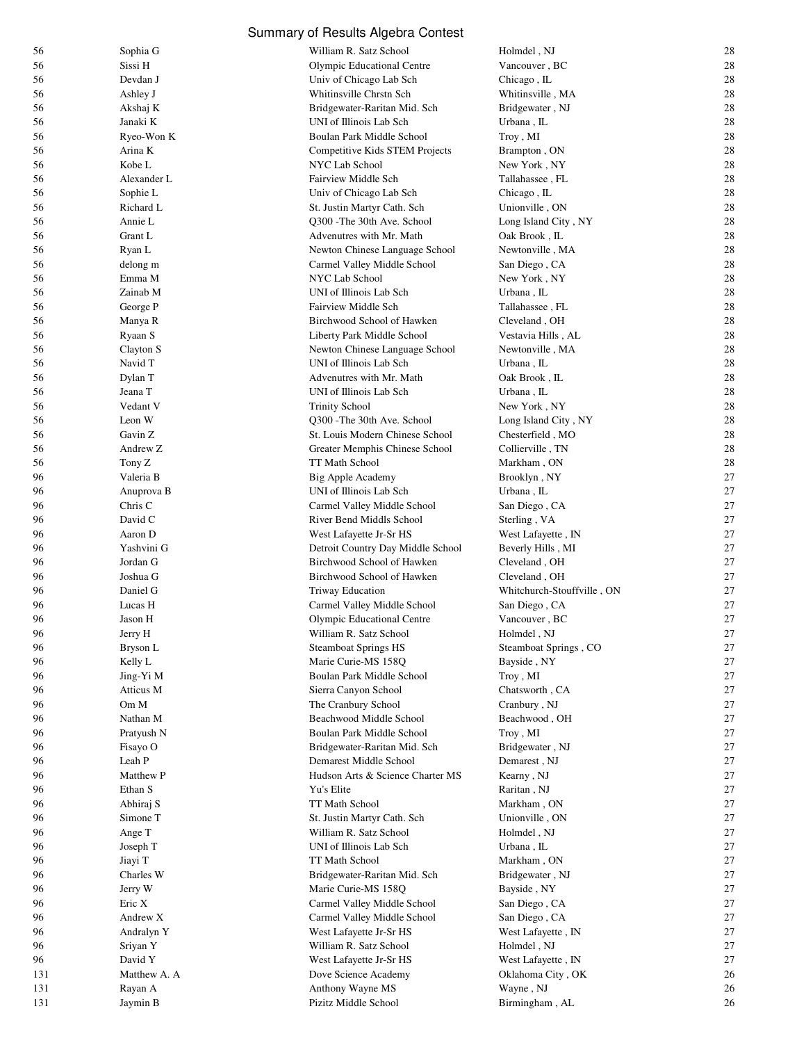# Summary of Results Algebra Contest

| | | | | |
|---|---|---|---|---|
| 56 | Sophia G | William R. Satz School | Holmdel , NJ | 28 |
| 56 | Sissi H | Olympic Educational Centre | Vancouver , BC | 28 |
| 56 | Devdan J | Univ of Chicago Lab Sch | Chicago , IL | 28 |
| 56 | Ashley J | Whitinsville Chrstn Sch | Whitinsville , MA | 28 |
| 56 | Akshaj K | Bridgewater-Raritan Mid. Sch | Bridgewater , NJ | 28 |
| 56 | Janaki K | UNI of Illinois Lab Sch | Urbana , IL | 28 |
| 56 | Ryeo-Won K | Boulan Park Middle School | Troy , MI | 28 |
| 56 | Arina K | Competitive Kids STEM Projects | Brampton , ON | 28 |
| 56 | Kobe L | NYC Lab School | New York , NY | 28 |
| 56 | Alexander L | Fairview Middle Sch | Tallahassee , FL | 28 |
| 56 | Sophie L | Univ of Chicago Lab Sch | Chicago , IL | 28 |
| 56 | Richard L | St. Justin Martyr Cath. Sch | Unionville , ON | 28 |
| 56 | Annie L | Q300 -The 30th Ave. School | Long Island City , NY | 28 |
| 56 | Grant L | Advenutres with Mr. Math | Oak Brook , IL | 28 |
| 56 | Ryan L | Newton Chinese Language School | Newtonville , MA | 28 |
| 56 | delong m | Carmel Valley Middle School | San Diego , CA | 28 |
| 56 | Emma M | NYC Lab School | New York , NY | 28 |
| 56 | Zainab M | UNI of Illinois Lab Sch | Urbana , IL | 28 |
| 56 | George P | Fairview Middle Sch | Tallahassee , FL | 28 |
| 56 | Manya R | Birchwood School of Hawken | Cleveland , OH | 28 |
| 56 | Ryaan S | Liberty Park Middle School | Vestavia Hills , AL | 28 |
| 56 | Clayton S | Newton Chinese Language School | Newtonville , MA | 28 |
| 56 | Navid T | UNI of Illinois Lab Sch | Urbana , IL | 28 |
| 56 | Dylan T | Advenutres with Mr. Math | Oak Brook , IL | 28 |
| 56 | Jeana T | UNI of Illinois Lab Sch | Urbana , IL | 28 |
| 56 | Vedant V | Trinity School | New York , NY | 28 |
| 56 | Leon W | Q300 -The 30th Ave. School | Long Island City , NY | 28 |
| 56 | Gavin Z | St. Louis Modern Chinese School | Chesterfield , MO | 28 |
| 56 | Andrew Z | Greater Memphis Chinese School | Collierville , TN | 28 |
| 56 | Tony Z | TT Math School | Markham , ON | 28 |
| 96 | Valeria B | Big Apple Academy | Brooklyn , NY | 27 |
| 96 | Anuprova B | UNI of Illinois Lab Sch | Urbana , IL | 27 |
| 96 | Chris C | Carmel Valley Middle School | San Diego , CA | 27 |
| 96 | David C | River Bend Middls School | Sterling , VA | 27 |
| 96 | Aaron D | West Lafayette Jr-Sr HS | West Lafayette , IN | 27 |
| 96 | Yashvini G | Detroit Country Day Middle School | Beverly Hills , MI | 27 |
| 96 | Jordan G | Birchwood School of Hawken | Cleveland , OH | 27 |
| 96 | Joshua G | Birchwood School of Hawken | Cleveland , OH | 27 |
| 96 | Daniel G | Triway Education | Whitchurch-Stouffville , ON | 27 |
| 96 | Lucas H | Carmel Valley Middle School | San Diego , CA | 27 |
| 96 | Jason H | Olympic Educational Centre | Vancouver , BC | 27 |
| 96 | Jerry H | William R. Satz School | Holmdel , NJ | 27 |
| 96 | Bryson L | Steamboat Springs HS | Steamboat Springs , CO | 27 |
| 96 | Kelly L | Marie Curie-MS 158Q | Bayside , NY | 27 |
| 96 | Jing-Yi M | Boulan Park Middle School | Troy , MI | 27 |
| 96 | Atticus M | Sierra Canyon School | Chatsworth , CA | 27 |
| 96 | Om M | The Cranbury School | Cranbury , NJ | 27 |
| 96 | Nathan M | Beachwood Middle School | Beachwood , OH | 27 |
| 96 | Pratyush N | Boulan Park Middle School | Troy , MI | 27 |
| 96 | Fisayo O | Bridgewater-Raritan Mid. Sch | Bridgewater , NJ | 27 |
| 96 | Leah P | Demarest Middle School | Demarest , NJ | 27 |
| 96 | Matthew P | Hudson Arts & Science Charter MS | Kearny , NJ | 27 |
| 96 | Ethan S | Yu's Elite | Raritan , NJ | 27 |
| 96 | Abhiraj S | TT Math School | Markham , ON | 27 |
| 96 | Simone T | St. Justin Martyr Cath. Sch | Unionville , ON | 27 |
| 96 | Ange T | William R. Satz School | Holmdel , NJ | 27 |
| 96 | Joseph T | UNI of Illinois Lab Sch | Urbana , IL | 27 |
| 96 | Jiayi T | TT Math School | Markham , ON | 27 |
| 96 | Charles W | Bridgewater-Raritan Mid. Sch | Bridgewater , NJ | 27 |
| 96 | Jerry W | Marie Curie-MS 158Q | Bayside , NY | 27 |
| 96 | Eric X | Carmel Valley Middle School | San Diego , CA | 27 |
| 96 | Andrew X | Carmel Valley Middle School | San Diego , CA | 27 |
| 96 | Andralyn Y | West Lafayette Jr-Sr HS | West Lafayette , IN | 27 |
| 96 | Sriyan Y | William R. Satz School | Holmdel , NJ | 27 |
| 96 | David Y | West Lafayette Jr-Sr HS | West Lafayette , IN | 27 |
| 131 | Matthew A. A | Dove Science Academy | Oklahoma City , OK | 26 |
| 131 | Rayan A | Anthony Wayne MS | Wayne , NJ | 26 |
| 131 | Jaymin B | Pizitz Middle School | Birmingham , AL | 26 |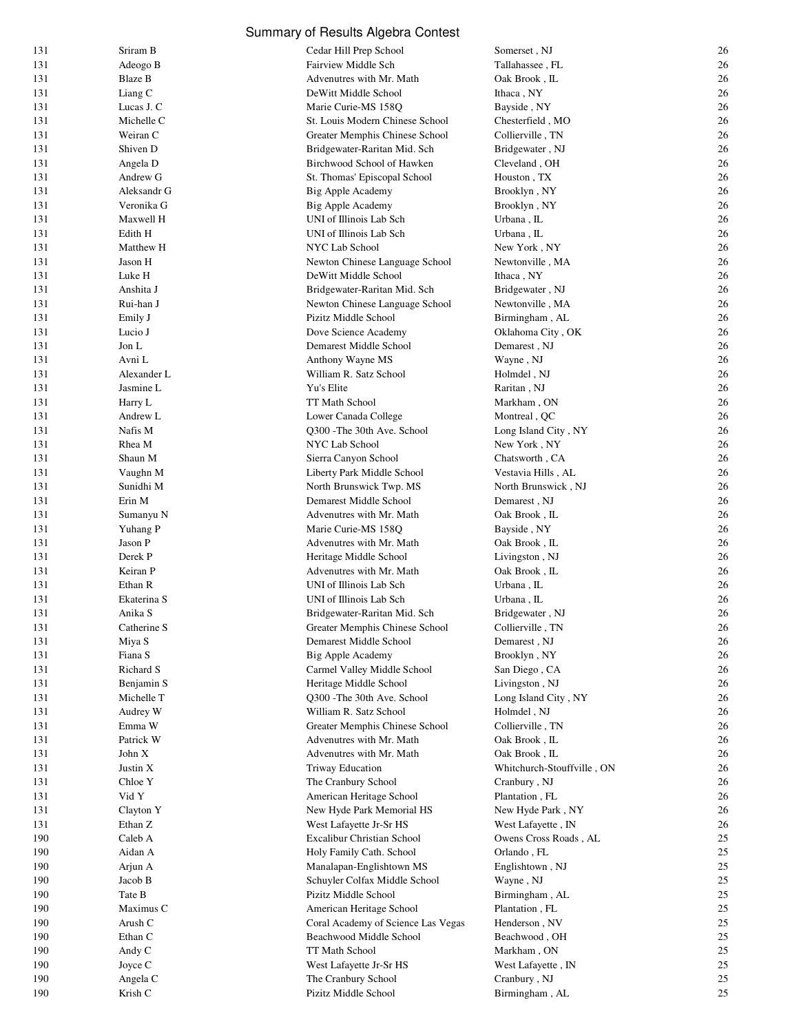# Summary of Results Algebra Contest

| | | | | |
|---|---|---|---|---|
| 131 | Sriram B | Cedar Hill Prep School | Somerset , NJ | 26 |
| 131 | Adeogo B | Fairview Middle Sch | Tallahassee , FL | 26 |
| 131 | Blaze B | Advenutres with Mr. Math | Oak Brook , IL | 26 |
| 131 | Liang C | DeWitt Middle School | Ithaca , NY | 26 |
| 131 | Lucas J. C | Marie Curie-MS 158Q | Bayside , NY | 26 |
| 131 | Michelle C | St. Louis Modern Chinese School | Chesterfield , MO | 26 |
| 131 | Weiran C | Greater Memphis Chinese School | Collierville , TN | 26 |
| 131 | Shiven D | Bridgewater-Raritan Mid. Sch | Bridgewater , NJ | 26 |
| 131 | Angela D | Birchwood School of Hawken | Cleveland , OH | 26 |
| 131 | Andrew G | St. Thomas' Episcopal School | Houston , TX | 26 |
| 131 | Aleksandr G | Big Apple Academy | Brooklyn , NY | 26 |
| 131 | Veronika G | Big Apple Academy | Brooklyn , NY | 26 |
| 131 | Maxwell H | UNI of Illinois Lab Sch | Urbana , IL | 26 |
| 131 | Edith H | UNI of Illinois Lab Sch | Urbana , IL | 26 |
| 131 | Matthew H | NYC Lab School | New York , NY | 26 |
| 131 | Jason H | Newton Chinese Language School | Newtonville , MA | 26 |
| 131 | Luke H | DeWitt Middle School | Ithaca , NY | 26 |
| 131 | Anshita J | Bridgewater-Raritan Mid. Sch | Bridgewater , NJ | 26 |
| 131 | Rui-han J | Newton Chinese Language School | Newtonville , MA | 26 |
| 131 | Emily J | Pizitz Middle School | Birmingham , AL | 26 |
| 131 | Lucio J | Dove Science Academy | Oklahoma City , OK | 26 |
| 131 | Jon L | Demarest Middle School | Demarest , NJ | 26 |
| 131 | Avni L | Anthony Wayne MS | Wayne , NJ | 26 |
| 131 | Alexander L | William R. Satz School | Holmdel , NJ | 26 |
| 131 | Jasmine L | Yu's Elite | Raritan , NJ | 26 |
| 131 | Harry L | TT Math School | Markham , ON | 26 |
| 131 | Andrew L | Lower Canada College | Montreal , QC | 26 |
| 131 | Nafis M | Q300 -The 30th Ave. School | Long Island City , NY | 26 |
| 131 | Rhea M | NYC Lab School | New York , NY | 26 |
| 131 | Shaun M | Sierra Canyon School | Chatsworth , CA | 26 |
| 131 | Vaughn M | Liberty Park Middle School | Vestavia Hills , AL | 26 |
| 131 | Sunidhi M | North Brunswick Twp. MS | North Brunswick , NJ | 26 |
| 131 | Erin M | Demarest Middle School | Demarest , NJ | 26 |
| 131 | Sumanyu N | Advenutres with Mr. Math | Oak Brook , IL | 26 |
| 131 | Yuhang P | Marie Curie-MS 158Q | Bayside , NY | 26 |
| 131 | Jason P | Advenutres with Mr. Math | Oak Brook , IL | 26 |
| 131 | Derek P | Heritage Middle School | Livingston , NJ | 26 |
| 131 | Keiran P | Advenutres with Mr. Math | Oak Brook , IL | 26 |
| 131 | Ethan R | UNI of Illinois Lab Sch | Urbana , IL | 26 |
| 131 | Ekaterina S | UNI of Illinois Lab Sch | Urbana , IL | 26 |
| 131 | Anika S | Bridgewater-Raritan Mid. Sch | Bridgewater , NJ | 26 |
| 131 | Catherine S | Greater Memphis Chinese School | Collierville , TN | 26 |
| 131 | Miya S | Demarest Middle School | Demarest , NJ | 26 |
| 131 | Fiana S | Big Apple Academy | Brooklyn , NY | 26 |
| 131 | Richard S | Carmel Valley Middle School | San Diego , CA | 26 |
| 131 | Benjamin S | Heritage Middle School | Livingston , NJ | 26 |
| 131 | Michelle T | Q300 -The 30th Ave. School | Long Island City , NY | 26 |
| 131 | Audrey W | William R. Satz School | Holmdel , NJ | 26 |
| 131 | Emma W | Greater Memphis Chinese School | Collierville , TN | 26 |
| 131 | Patrick W | Advenutres with Mr. Math | Oak Brook , IL | 26 |
| 131 | John X | Advenutres with Mr. Math | Oak Brook , IL | 26 |
| 131 | Justin X | Triway Education | Whitchurch-Stouffville , ON | 26 |
| 131 | Chloe Y | The Cranbury School | Cranbury , NJ | 26 |
| 131 | Vid Y | American Heritage School | Plantation , FL | 26 |
| 131 | Clayton Y | New Hyde Park Memorial HS | New Hyde Park , NY | 26 |
| 131 | Ethan Z | West Lafayette Jr-Sr HS | West Lafayette , IN | 26 |
| 190 | Caleb A | Excalibur Christian School | Owens Cross Roads , AL | 25 |
| 190 | Aidan A | Holy Family Cath. School | Orlando , FL | 25 |
| 190 | Arjun A | Manalapan-Englishtown MS | Englishtown , NJ | 25 |
| 190 | Jacob B | Schuyler Colfax Middle School | Wayne , NJ | 25 |
| 190 | Tate B | Pizitz Middle School | Birmingham , AL | 25 |
| 190 | Maximus C | American Heritage School | Plantation , FL | 25 |
| 190 | Arush C | Coral Academy of Science Las Vegas | Henderson , NV | 25 |
| 190 | Ethan C | Beachwood Middle School | Beachwood , OH | 25 |
| 190 | Andy C | TT Math School | Markham , ON | 25 |
| 190 | Joyce C | West Lafayette Jr-Sr HS | West Lafayette , IN | 25 |
| 190 | Angela C | The Cranbury School | Cranbury , NJ | 25 |
| 190 | Krish C | Pizitz Middle School | Birmingham , AL | 25 |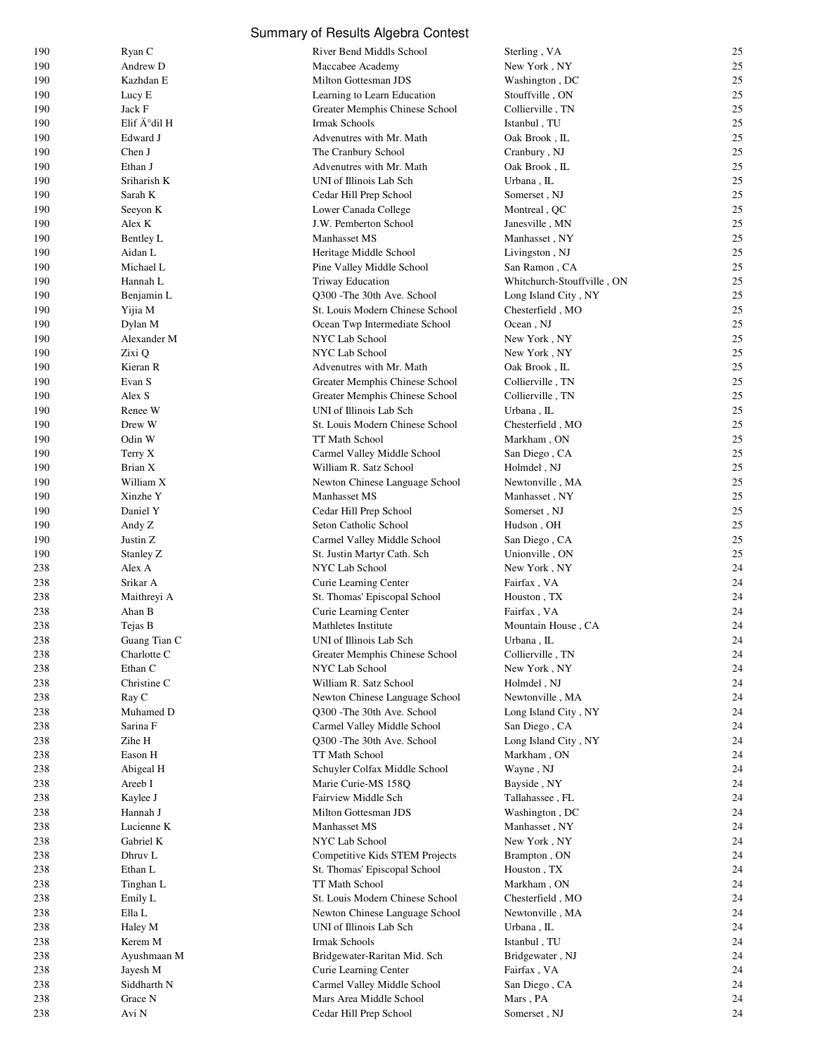# Summary of Results Algebra Contest

| | | | | |
|---|---|---|---|---|
| 190 | Ryan C | River Bend Middls School | Sterling , VA | 25 |
| 190 | Andrew D | Maccabee Academy | New York , NY | 25 |
| 190 | Kazhdan E | Milton Gottesman JDS | Washington , DC | 25 |
| 190 | Lucy E | Learning to Learn Education | Stouffville , ON | 25 |
| 190 | Jack F | Greater Memphis Chinese School | Collierville , TN | 25 |
| 190 | Elif Ä°dil H | Irmak Schools | Istanbul , TU | 25 |
| 190 | Edward J | Advenutres with Mr. Math | Oak Brook , IL | 25 |
| 190 | Chen J | The Cranbury School | Cranbury , NJ | 25 |
| 190 | Ethan J | Advenutres with Mr. Math | Oak Brook , IL | 25 |
| 190 | Sriharish K | UNI of Illinois Lab Sch | Urbana , IL | 25 |
| 190 | Sarah K | Cedar Hill Prep School | Somerset , NJ | 25 |
| 190 | Seeyon K | Lower Canada College | Montreal , QC | 25 |
| 190 | Alex K | J.W. Pemberton School | Janesville , MN | 25 |
| 190 | Bentley L | Manhasset MS | Manhasset , NY | 25 |
| 190 | Aidan L | Heritage Middle School | Livingston , NJ | 25 |
| 190 | Michael L | Pine Valley Middle School | San Ramon , CA | 25 |
| 190 | Hannah L | Triway Education | Whitchurch-Stouffville , ON | 25 |
| 190 | Benjamin L | Q300 -The 30th Ave. School | Long Island City , NY | 25 |
| 190 | Yijia M | St. Louis Modern Chinese School | Chesterfield , MO | 25 |
| 190 | Dylan M | Ocean Twp Intermediate School | Ocean , NJ | 25 |
| 190 | Alexander M | NYC Lab School | New York , NY | 25 |
| 190 | Zixi Q | NYC Lab School | New York , NY | 25 |
| 190 | Kieran R | Advenutres with Mr. Math | Oak Brook , IL | 25 |
| 190 | Evan S | Greater Memphis Chinese School | Collierville , TN | 25 |
| 190 | Alex S | Greater Memphis Chinese School | Collierville , TN | 25 |
| 190 | Renee W | UNI of Illinois Lab Sch | Urbana , IL | 25 |
| 190 | Drew W | St. Louis Modern Chinese School | Chesterfield , MO | 25 |
| 190 | Odin W | TT Math School | Markham , ON | 25 |
| 190 | Terry X | Carmel Valley Middle School | San Diego , CA | 25 |
| 190 | Brian X | William R. Satz School | Holmdel , NJ | 25 |
| 190 | William X | Newton Chinese Language School | Newtonville , MA | 25 |
| 190 | Xinzhe Y | Manhasset MS | Manhasset , NY | 25 |
| 190 | Daniel Y | Cedar Hill Prep School | Somerset , NJ | 25 |
| 190 | Andy Z | Seton Catholic School | Hudson , OH | 25 |
| 190 | Justin Z | Carmel Valley Middle School | San Diego , CA | 25 |
| 190 | Stanley Z | St. Justin Martyr Cath. Sch | Unionville , ON | 25 |
| 238 | Alex A | NYC Lab School | New York , NY | 24 |
| 238 | Srikar A | Curie Learning Center | Fairfax , VA | 24 |
| 238 | Maithreyi A | St. Thomas' Episcopal School | Houston , TX | 24 |
| 238 | Ahan B | Curie Learning Center | Fairfax , VA | 24 |
| 238 | Tejas B | Mathletes Institute | Mountain House , CA | 24 |
| 238 | Guang Tian C | UNI of Illinois Lab Sch | Urbana , IL | 24 |
| 238 | Charlotte C | Greater Memphis Chinese School | Collierville , TN | 24 |
| 238 | Ethan C | NYC Lab School | New York , NY | 24 |
| 238 | Christine C | William R. Satz School | Holmdel , NJ | 24 |
| 238 | Ray C | Newton Chinese Language School | Newtonville , MA | 24 |
| 238 | Muhamed D | Q300 -The 30th Ave. School | Long Island City , NY | 24 |
| 238 | Sarina F | Carmel Valley Middle School | San Diego , CA | 24 |
| 238 | Zihe H | Q300 -The 30th Ave. School | Long Island City , NY | 24 |
| 238 | Eason H | TT Math School | Markham , ON | 24 |
| 238 | Abigeal H | Schuyler Colfax Middle School | Wayne , NJ | 24 |
| 238 | Areeb I | Marie Curie-MS 158Q | Bayside , NY | 24 |
| 238 | Kaylee J | Fairview Middle Sch | Tallahassee , FL | 24 |
| 238 | Hannah J | Milton Gottesman JDS | Washington , DC | 24 |
| 238 | Lucienne K | Manhasset MS | Manhasset , NY | 24 |
| 238 | Gabriel K | NYC Lab School | New York , NY | 24 |
| 238 | Dhruv L | Competitive Kids STEM Projects | Brampton , ON | 24 |
| 238 | Ethan L | St. Thomas' Episcopal School | Houston , TX | 24 |
| 238 | Tinghan L | TT Math School | Markham , ON | 24 |
| 238 | Emily L | St. Louis Modern Chinese School | Chesterfield , MO | 24 |
| 238 | Ella L | Newton Chinese Language School | Newtonville , MA | 24 |
| 238 | Haley M | UNI of Illinois Lab Sch | Urbana , IL | 24 |
| 238 | Kerem M | Irmak Schools | Istanbul , TU | 24 |
| 238 | Ayushmaan M | Bridgewater-Raritan Mid. Sch | Bridgewater , NJ | 24 |
| 238 | Jayesh M | Curie Learning Center | Fairfax , VA | 24 |
| 238 | Siddharth N | Carmel Valley Middle School | San Diego , CA | 24 |
| 238 | Grace N | Mars Area Middle School | Mars , PA | 24 |
| 238 | Avi N | Cedar Hill Prep School | Somerset , NJ | 24 |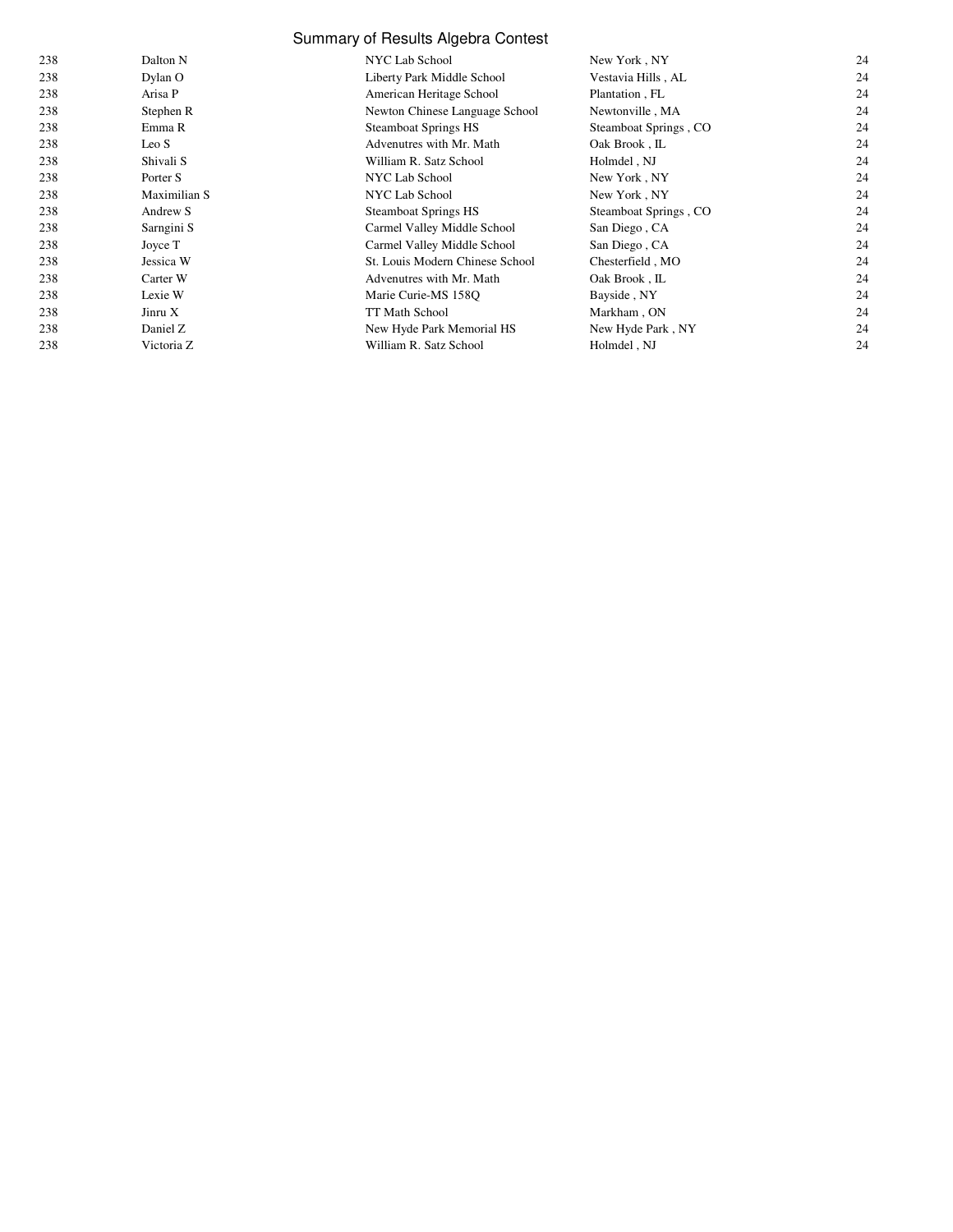Summary of Results Algebra Contest

| | | | | |
|---|---|---|---|---|
| 238 | Dalton N | NYC Lab School | New York , NY | 24 |
| 238 | Dylan O | Liberty Park Middle School | Vestavia Hills , AL | 24 |
| 238 | Arisa P | American Heritage School | Plantation , FL | 24 |
| 238 | Stephen R | Newton Chinese Language School | Newtonville , MA | 24 |
| 238 | Emma R | Steamboat Springs HS | Steamboat Springs , CO | 24 |
| 238 | Leo S | Advenutres with Mr. Math | Oak Brook , IL | 24 |
| 238 | Shivali S | William R. Satz School | Holmdel , NJ | 24 |
| 238 | Porter S | NYC Lab School | New York , NY | 24 |
| 238 | Maximilian S | NYC Lab School | New York , NY | 24 |
| 238 | Andrew S | Steamboat Springs HS | Steamboat Springs , CO | 24 |
| 238 | Sarngini S | Carmel Valley Middle School | San Diego , CA | 24 |
| 238 | Joyce T | Carmel Valley Middle School | San Diego , CA | 24 |
| 238 | Jessica W | St. Louis Modern Chinese School | Chesterfield , MO | 24 |
| 238 | Carter W | Advenutres with Mr. Math | Oak Brook , IL | 24 |
| 238 | Lexie W | Marie Curie-MS 158Q | Bayside , NY | 24 |
| 238 | Jinru X | TT Math School | Markham , ON | 24 |
| 238 | Daniel Z | New Hyde Park Memorial HS | New Hyde Park , NY | 24 |
| 238 | Victoria Z | William R. Satz School | Holmdel , NJ | 24 |